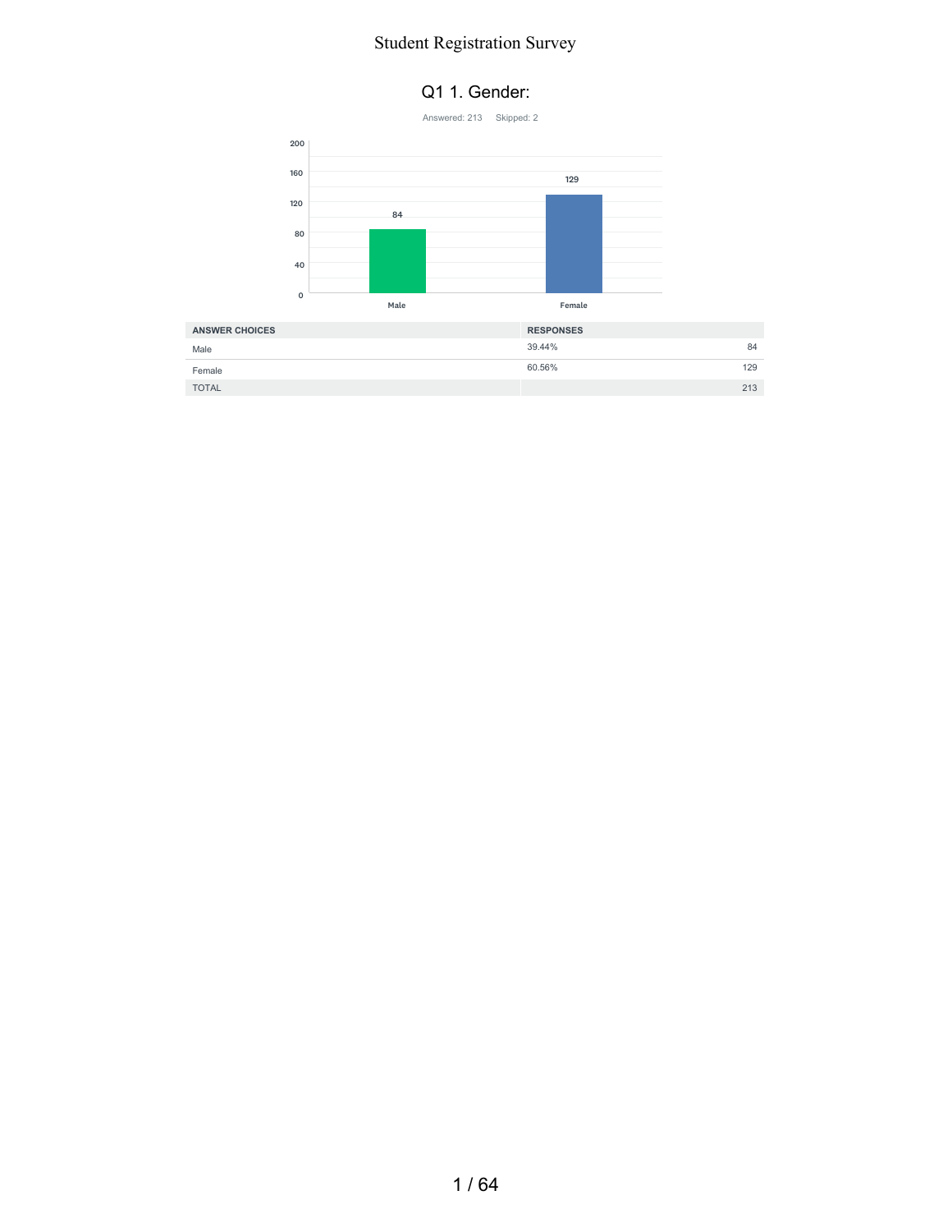# Student Registration Survey

## Q1 1. Gender:

Answered: 213 Skipped: 2

| ANSWER CHOICES | RESPONSES | |
|---|---|---|
| Male | 39.44% | 84 |
| Female | 60.56% | 129 |
| TOTAL | | 213 |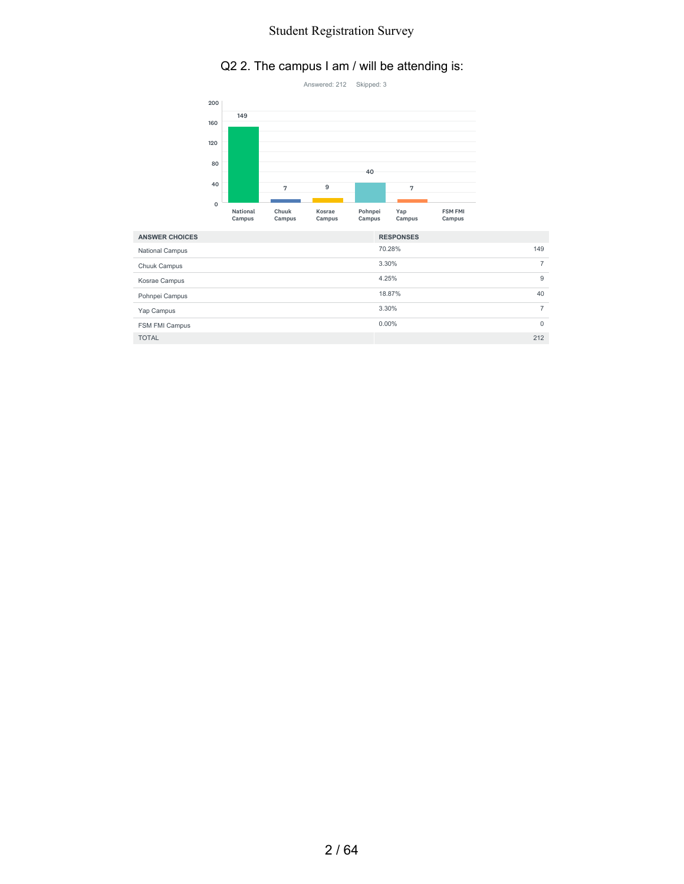## Q2 2. The campus I am / will be attending is:

Answered: 212 Skipped: 3

| ANSWER CHOICES | RESPONSES | |
|---|---|---|
| National Campus | 70.28% | 149 |
| Chuuk Campus | 3.30% | 7 |
| Kosrae Campus | 4.25% | 9 |
| Pohnpei Campus | 18.87% | 40 |
| Yap Campus | 3.30% | 7 |
| FSM FMI Campus | 0.00% | 0 |
| TOTAL | | 212 |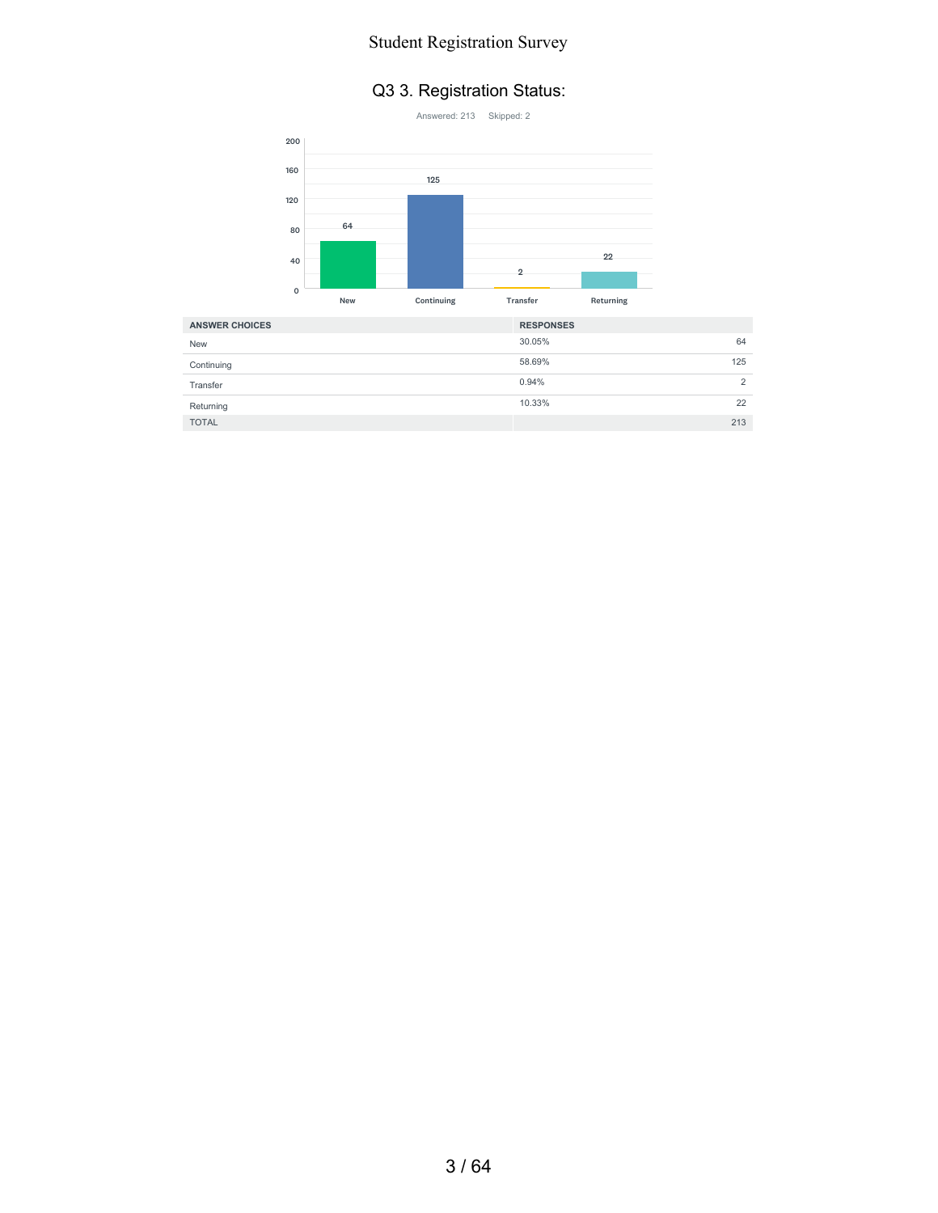## Q3 3. Registration Status:

Answered: 213 Skipped: 2

| ANSWER CHOICES | RESPONSES | |
|---|---|---|
| New | 30.05% | 64 |
| Continuing | 58.69% | 125 |
| Transfer | 0.94% | 2 |
| Returning | 10.33% | 22 |
| TOTAL | | 213 |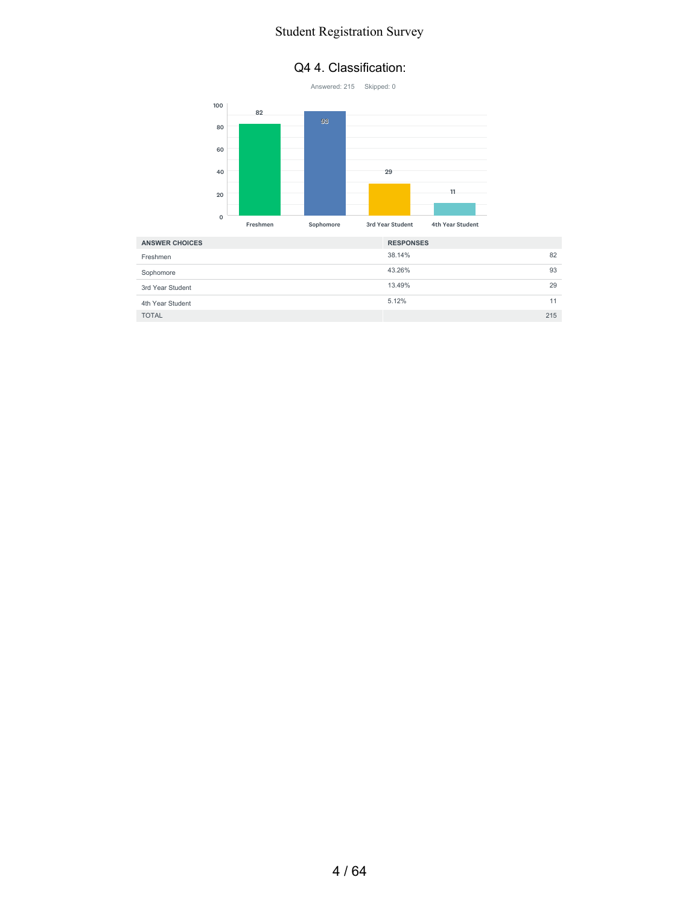## Q4 4. Classification:

Answered: 215 Skipped: 0

| ANSWER CHOICES | RESPONSES | |
|---|---|---|
| Freshmen | 38.14% | 82 |
| Sophomore | 43.26% | 93 |
| 3rd Year Student | 13.49% | 29 |
| 4th Year Student | 5.12% | 11 |
| TOTAL | | 215 |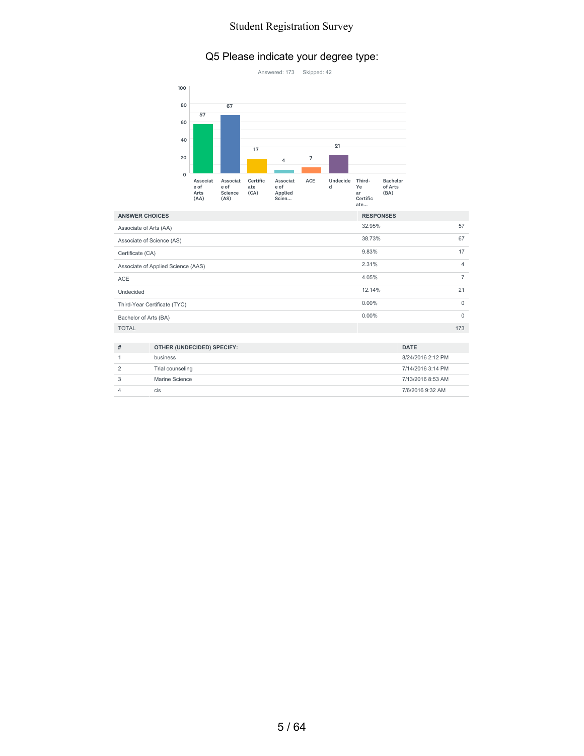## Q5 Please indicate your degree type:

Answered: 173 Skipped: 42

| ANSWER CHOICES | RESPONSES | |
|---|---|---|
| Associate of Arts (AA) | 32.95% | 57 |
| Associate of Science (AS) | 38.73% | 67 |
| Certificate (CA) | 9.83% | 17 |
| Associate of Applied Science (AAS) | 2.31% | 4 |
| ACE | 4.05% | 7 |
| Undecided | 12.14% | 21 |
| Third-Year Certificate (TYC) | 0.00% | 0 |
| Bachelor of Arts (BA) | 0.00% | 0 |
| TOTAL | | 173 |

| # | OTHER (UNDECIDED) SPECIFY: | DATE |
|---|---|---|
| 1 | business | 8/24/2016 2:12 PM |
| 2 | Trial counseling | 7/14/2016 3:14 PM |
| 3 | Marine Science | 7/13/2016 8:53 AM |
| 4 | cis | 7/6/2016 9:32 AM |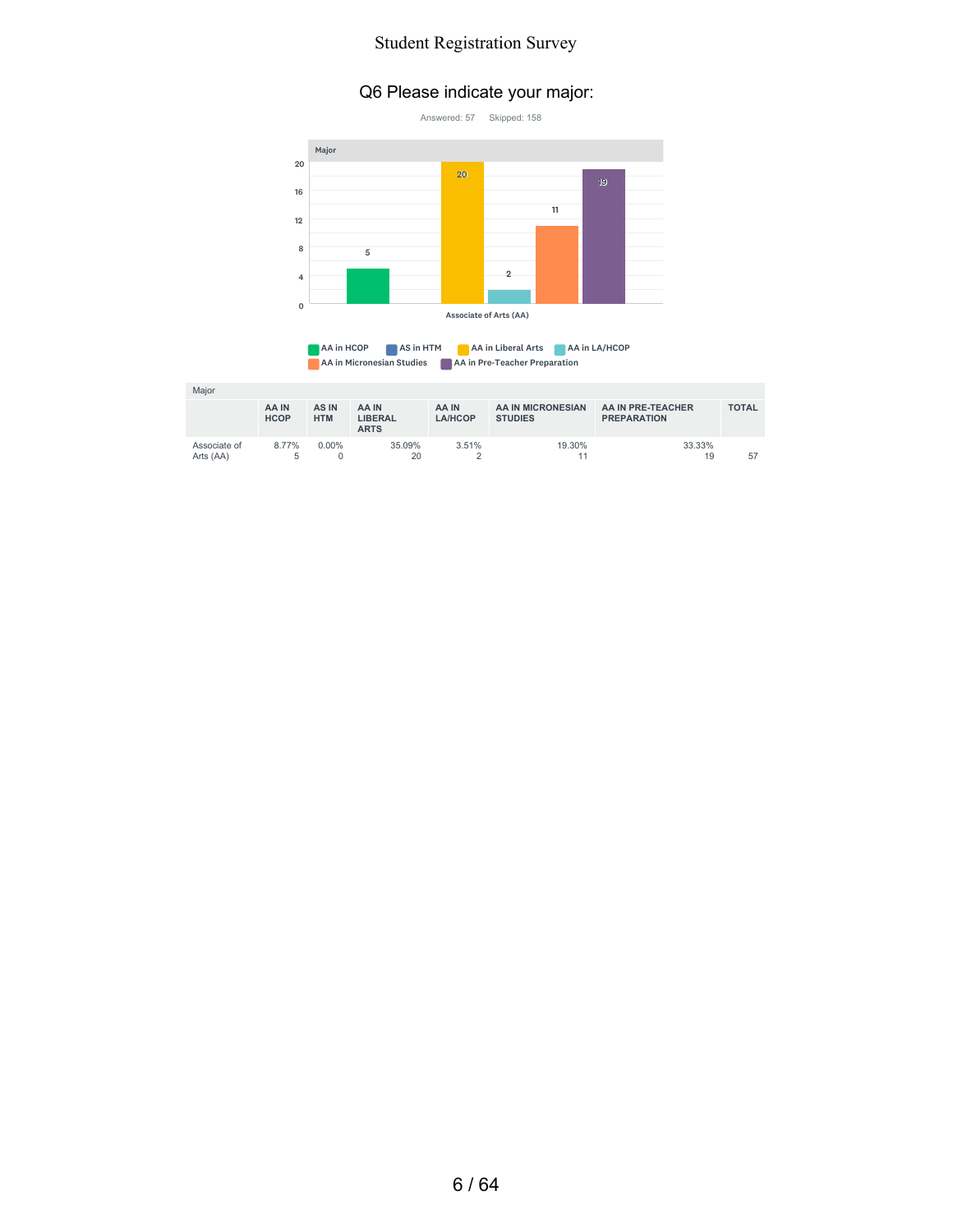## Q6 Please indicate your major:

Answered: 57 Skipped: 158

Major

| | AA IN HCOP | AS IN HTM | AA IN LIBERAL ARTS | AA IN LA/HCOP | AA IN MICRONESIAN STUDIES | AA IN PRE-TEACHER PREPARATION | TOTAL |
|---|---|---|---|---|---|---|---|
| Associate of Arts (AA) | 8.77%<br>5 | 0.00%<br>0 | 35.09%<br>20 | 3.51%<br>2 | 19.30%<br>11 | 33.33%<br>19 | 57 |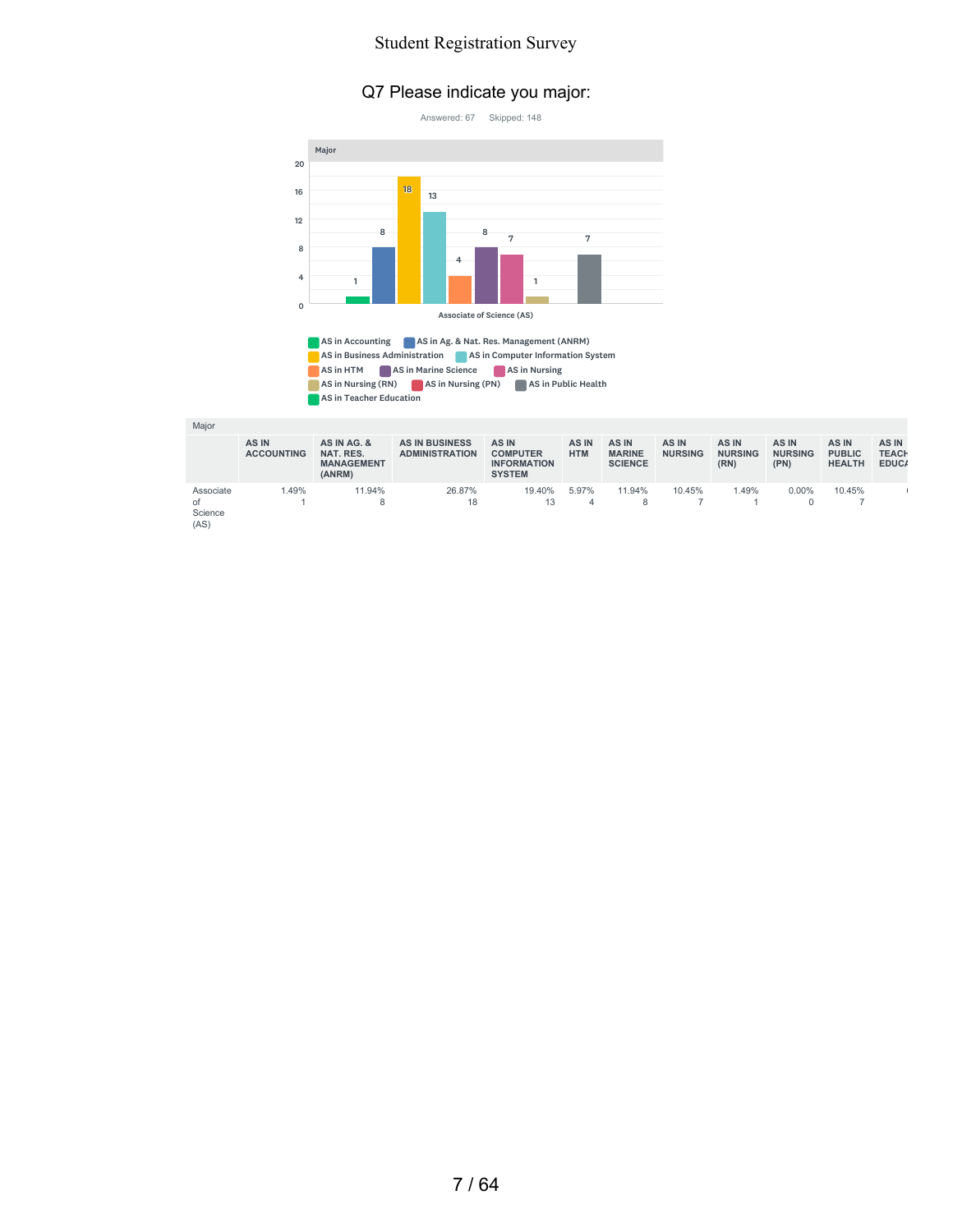# Q7 Please indicate you major:

Answered: 67 Skipped: 148

Major

| | AS IN ACCOUNTING | AS IN AG. & NAT. RES. MANAGEMENT (ANRM) | AS IN BUSINESS ADMINISTRATION | AS IN COMPUTER INFORMATION SYSTEM | AS IN HTM | AS IN MARINE SCIENCE | AS IN NURSING | AS IN NURSING (RN) | AS IN NURSING (PN) | AS IN PUBLIC HEALTH | AS IN TEACH EDUCA |
|---|---|---|---|---|---|---|---|---|---|---|---|
| Associate of Science (AS) | 1.49% 1 | 11.94% 8 | 26.87% 18 | 19.40% 13 | 5.97% 4 | 11.94% 8 | 10.45% 7 | 1.49% 1 | 0.00% 0 | 10.45% 7 | |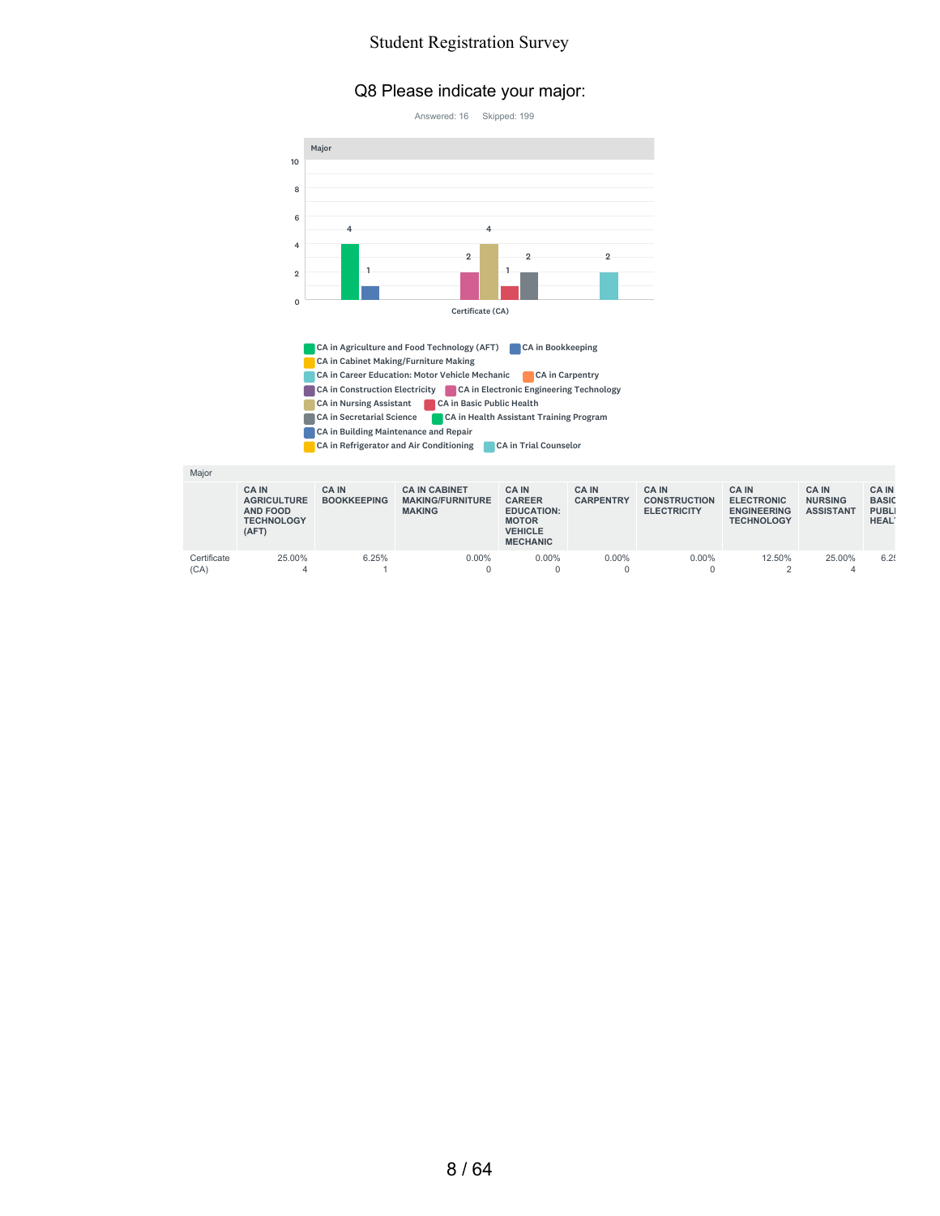# Q8 Please indicate your major:

Answered: 16 Skipped: 199

Major

| | 4 | 1 | | | | | 2 | 4 | 1 | 2 | | | | 2 |
|---|---|---|---|---|---|---|---|---|---|---|---|---|---|---|

Certificate (CA)

- CA in Agriculture and Food Technology (AFT)
- CA in Bookkeeping
- CA in Cabinet Making/Furniture Making
- CA in Career Education: Motor Vehicle Mechanic
- CA in Carpentry
- CA in Construction Electricity
- CA in Electronic Engineering Technology
- CA in Nursing Assistant
- CA in Basic Public Health
- CA in Secretarial Science
- CA in Health Assistant Training Program
- CA in Building Maintenance and Repair
- CA in Refrigerator and Air Conditioning
- CA in Trial Counselor

| Major | CA IN AGRICULTURE AND FOOD TECHNOLOGY (AFT) | CA IN BOOKKEEPING | CA IN CABINET MAKING/FURNITURE MAKING | CA IN CAREER EDUCATION: MOTOR VEHICLE MECHANIC | CA IN CARPENTRY | CA IN CONSTRUCTION ELECTRICITY | CA IN ELECTRONIC ENGINEERING TECHNOLOGY | CA IN NURSING ASSISTANT | CA IN BASIC PUBLI HEAL |
|---|---|---|---|---|---|---|---|---|---|
| Certificate (CA) | 25.00%<br>4 | 6.25%<br>1 | 0.00%<br>0 | 0.00%<br>0 | 0.00%<br>0 | 0.00%<br>0 | 12.50%<br>2 | 25.00%<br>4 | 6.2 |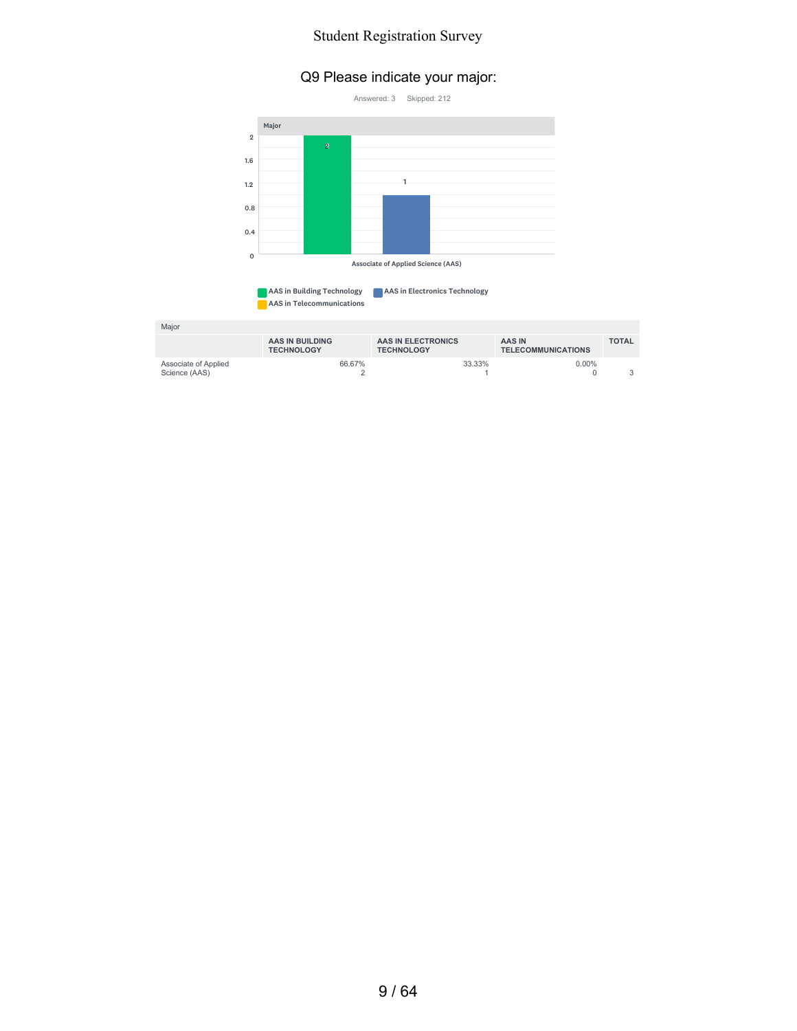# Q9 Please indicate your major:

Answered: 3 Skipped: 212

Major

| | AAS IN BUILDING TECHNOLOGY | AAS IN ELECTRONICS TECHNOLOGY | AAS IN TELECOMMUNICATIONS | TOTAL |
|---|---|---|---|---|
| Associate of Applied Science (AAS) | 66.67%<br>2 | 33.33%<br>1 | 0.00%<br>0 | 3 |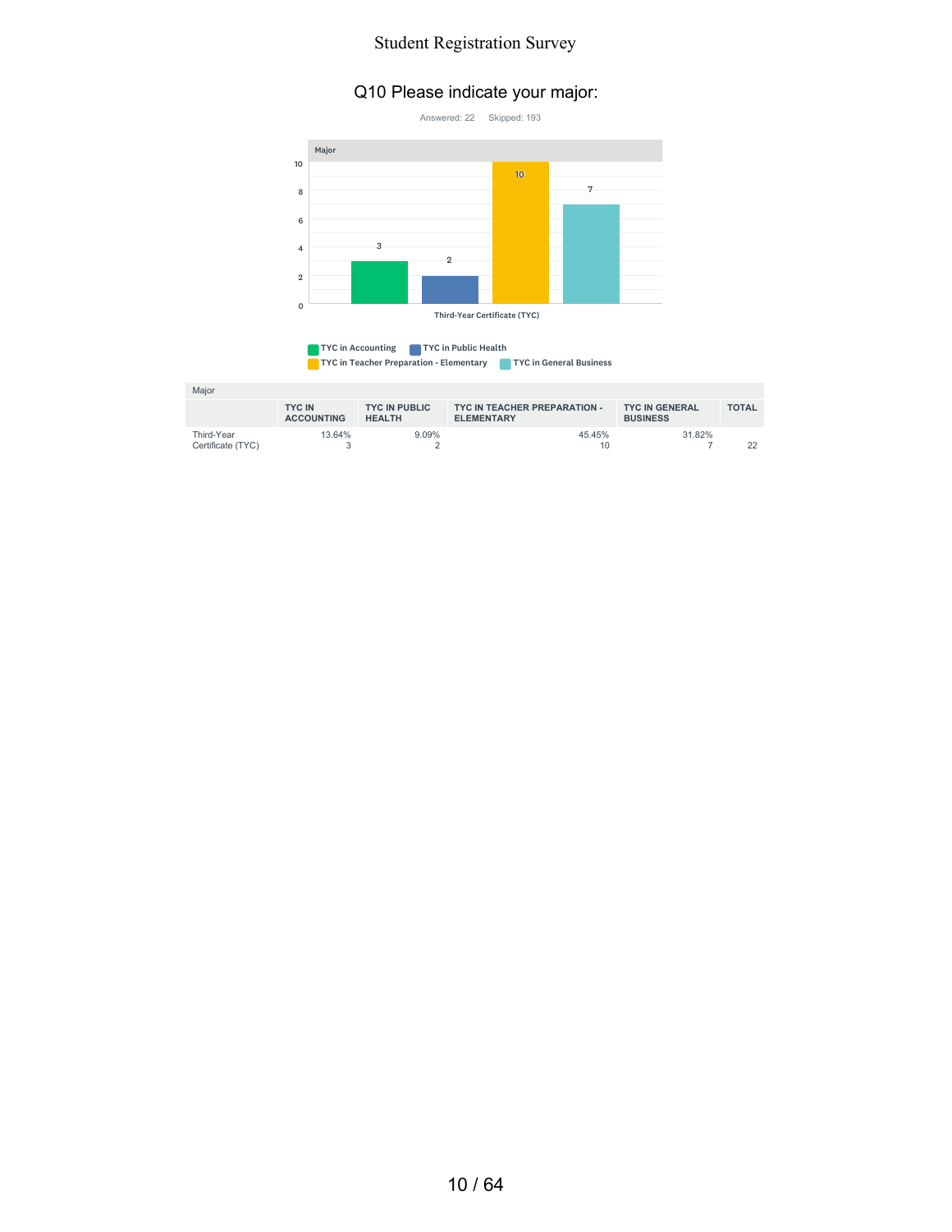Student Registration Survey

## Q10 Please indicate your major:

Answered: 22 Skipped: 193

| Major | TYC IN ACCOUNTING | TYC IN PUBLIC HEALTH | TYC IN TEACHER PREPARATION - ELEMENTARY | TYC IN GENERAL BUSINESS | TOTAL |
|---|---|---|---|---|---|
| Third-Year Certificate (TYC) | 13.64%<br>3 | 9.09%<br>2 | 45.45%<br>10 | 31.82%<br>7 | 22 |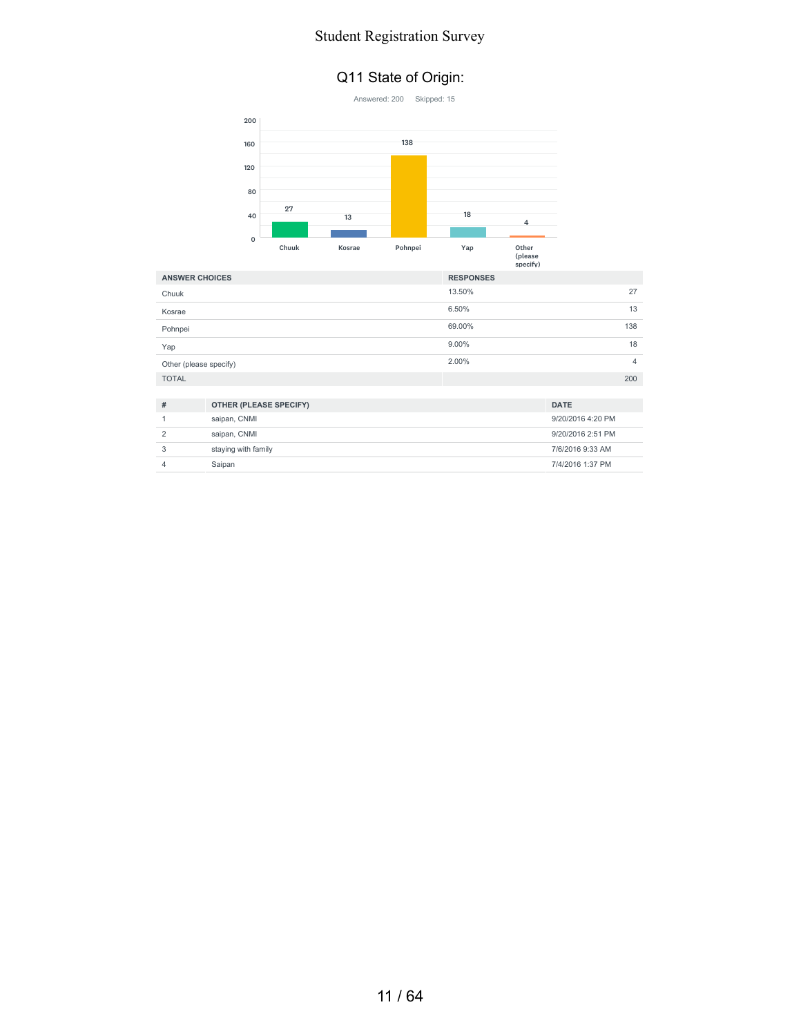# Q11 State of Origin:

Answered: 200 Skipped: 15

| ANSWER CHOICES | RESPONSES | |
|---|---|---|
| Chuuk | 13.50% | 27 |
| Kosrae | 6.50% | 13 |
| Pohnpei | 69.00% | 138 |
| Yap | 9.00% | 18 |
| Other (please specify) | 2.00% | 4 |
| TOTAL | | 200 |

| # | OTHER (PLEASE SPECIFY) | DATE |
|---|---|---|
| 1 | saipan, CNMI | 9/20/2016 4:20 PM |
| 2 | saipan, CNMI | 9/20/2016 2:51 PM |
| 3 | staying with family | 7/6/2016 9:33 AM |
| 4 | Saipan | 7/4/2016 1:37 PM |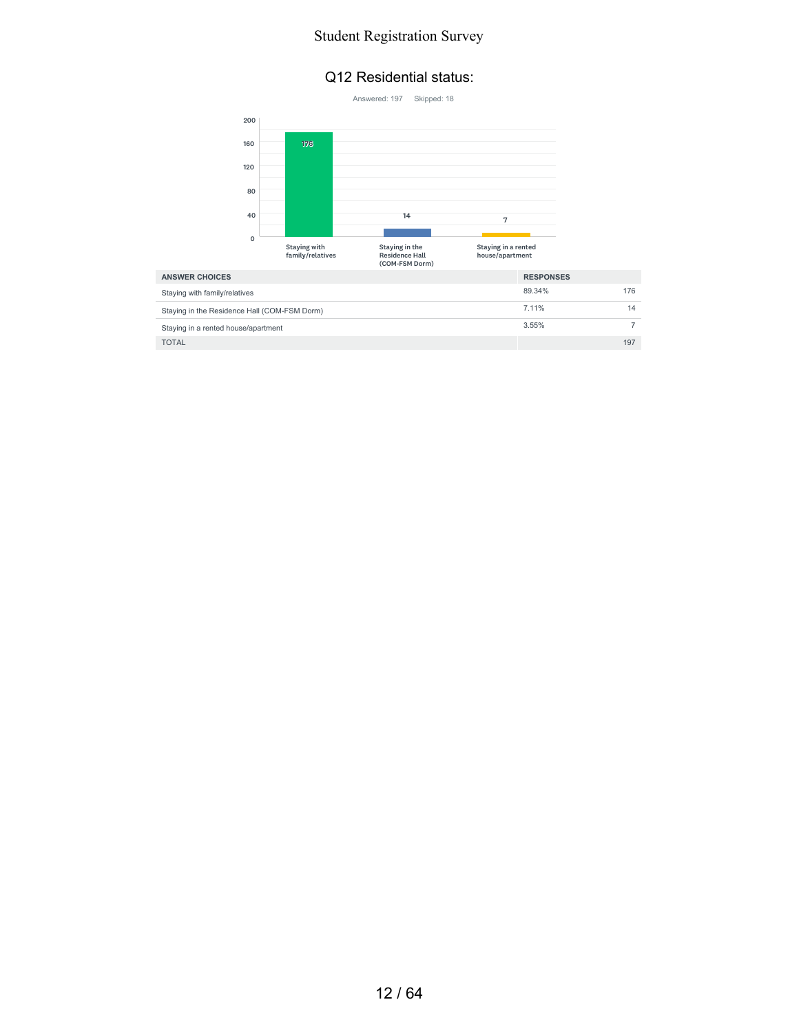## Q12 Residential status:

Answered: 197 Skipped: 18

| ANSWER CHOICES | RESPONSES | |
|---|---|---|
| Staying with family/relatives | 89.34% | 176 |
| Staying in the Residence Hall (COM-FSM Dorm) | 7.11% | 14 |
| Staying in a rented house/apartment | 3.55% | 7 |
| TOTAL | | 197 |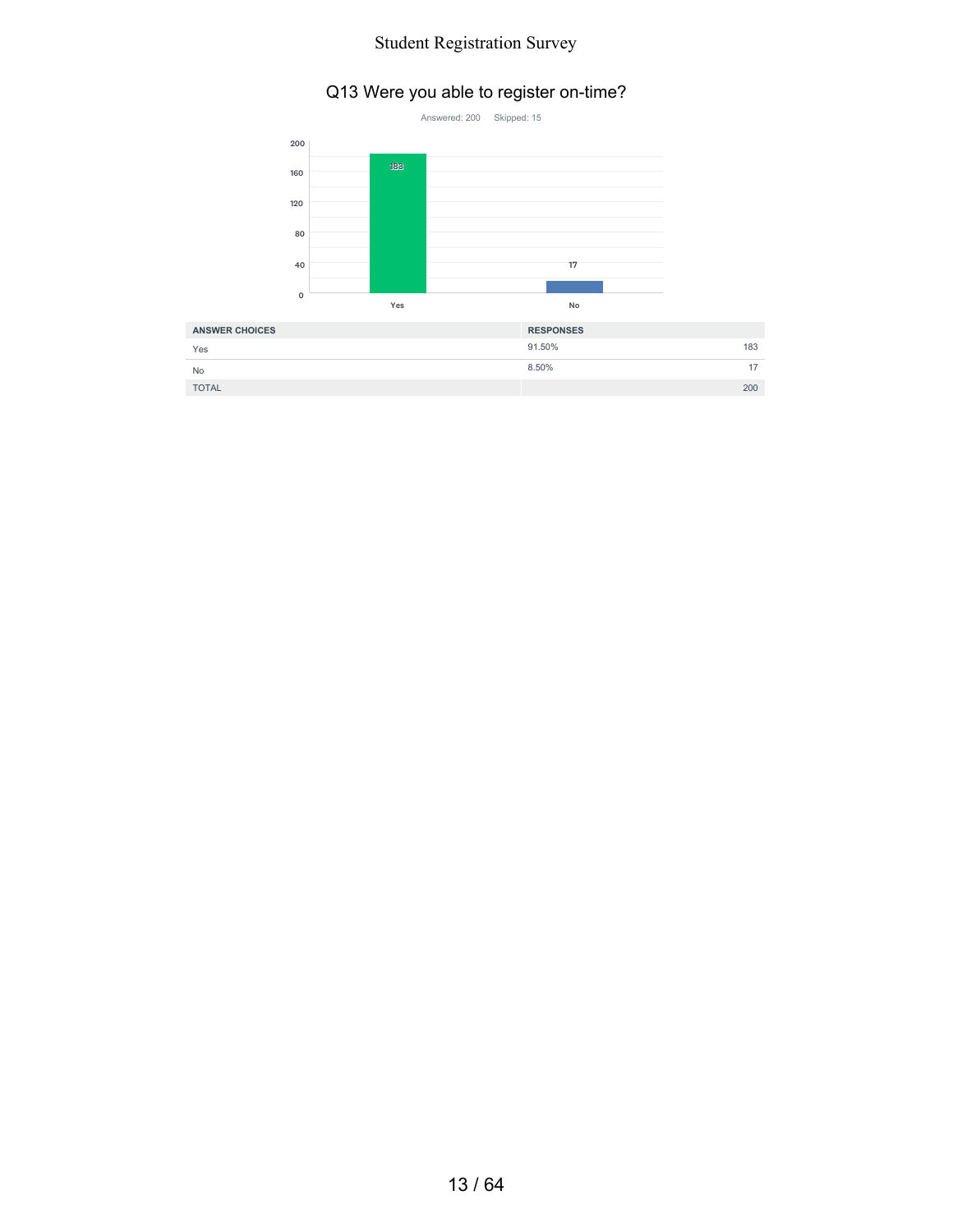## Q13 Were you able to register on-time?

Answered: 200    Skipped: 15

| ANSWER CHOICES | RESPONSES | |
|---|---|---|
| Yes | 91.50% | 183 |
| No | 8.50% | 17 |
| TOTAL | | 200 |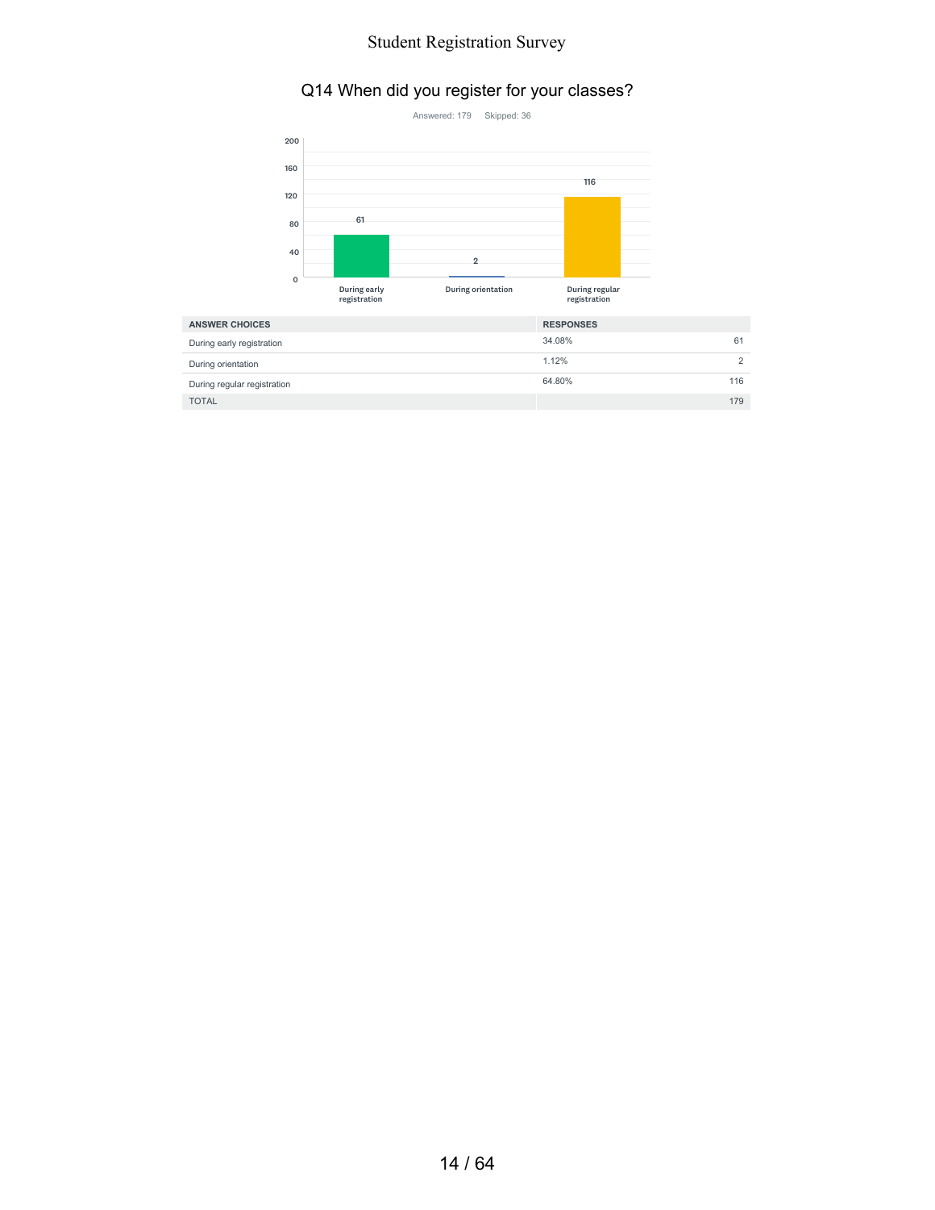## Q14 When did you register for your classes?

Answered: 179 Skipped: 36

| ANSWER CHOICES | RESPONSES | |
|---|---|---|
| During early registration | 34.08% | 61 |
| During orientation | 1.12% | 2 |
| During regular registration | 64.80% | 116 |
| TOTAL | | 179 |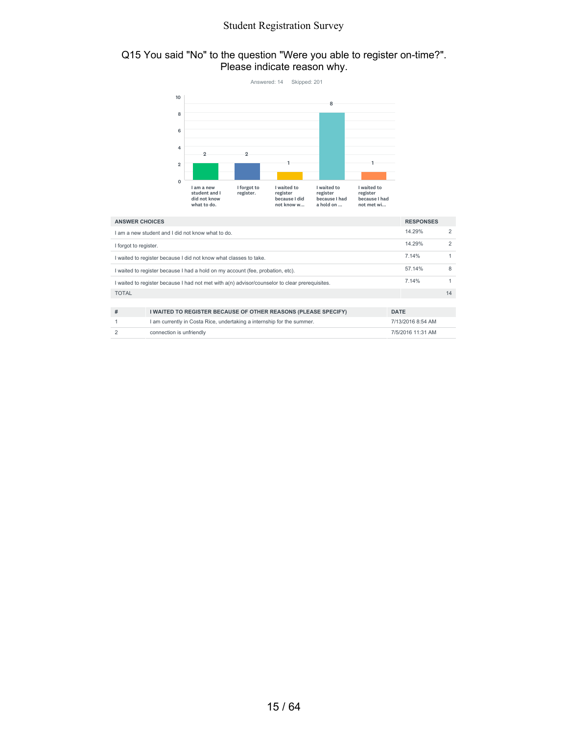## Q15 You said "No" to the question "Were you able to register on-time?". Please indicate reason why.

Answered: 14 Skipped: 201

| ANSWER CHOICES | RESPONSES | |
|---|---|---|
| I am a new student and I did not know what to do. | 14.29% | 2 |
| I forgot to register. | 14.29% | 2 |
| I waited to register because I did not know what classes to take. | 7.14% | 1 |
| I waited to register because I had a hold on my account (fee, probation, etc). | 57.14% | 8 |
| I waited to register because I had not met with a(n) advisor/counselor to clear prerequisites. | 7.14% | 1 |
| TOTAL | | 14 |

| # | I WAITED TO REGISTER BECAUSE OF OTHER REASONS (PLEASE SPECIFY) | DATE |
|---|---|---|
| 1 | I am currently in Costa Rice, undertaking a internship for the summer. | 7/13/2016 8:54 AM |
| 2 | connection is unfriendly | 7/5/2016 11:31 AM |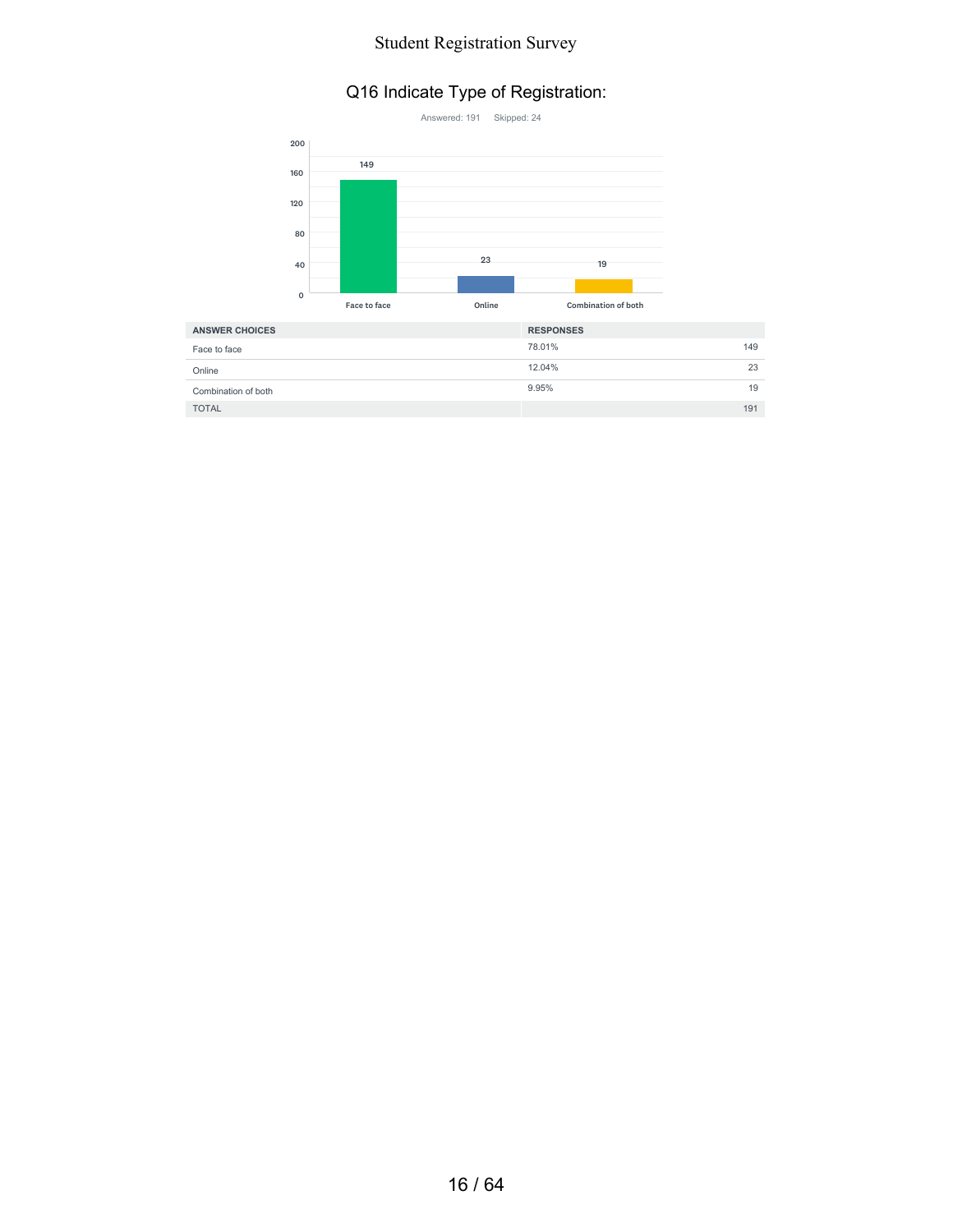## Q16 Indicate Type of Registration:

Answered: 191 Skipped: 24

| ANSWER CHOICES | RESPONSES | |
|---|---|---|
| Face to face | 78.01% | 149 |
| Online | 12.04% | 23 |
| Combination of both | 9.95% | 19 |
| TOTAL | | 191 |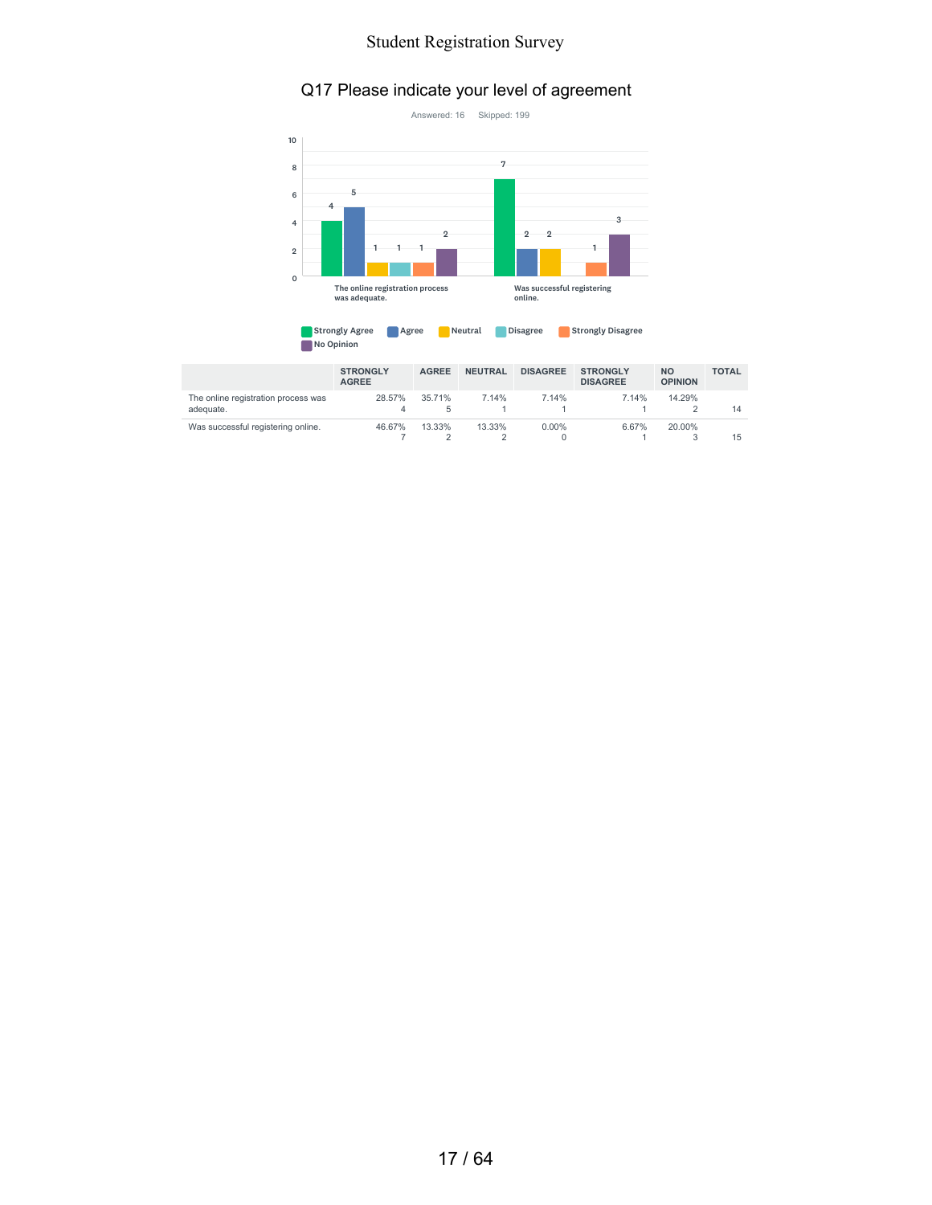# Q17 Please indicate your level of agreement

Answered: 16 Skipped: 199

| | STRONGLY AGREE | AGREE | NEUTRAL | DISAGREE | STRONGLY DISAGREE | NO OPINION | TOTAL |
|---|---|---|---|---|---|---|---|
| The online registration process was adequate. | 28.57%<br>4 | 35.71%<br>5 | 7.14%<br>1 | 7.14%<br>1 | 7.14%<br>1 | 14.29%<br>2 | 14 |
| Was successful registering online. | 46.67%<br>7 | 13.33%<br>2 | 13.33%<br>2 | 0.00%<br>0 | 6.67%<br>1 | 20.00%<br>3 | 15 |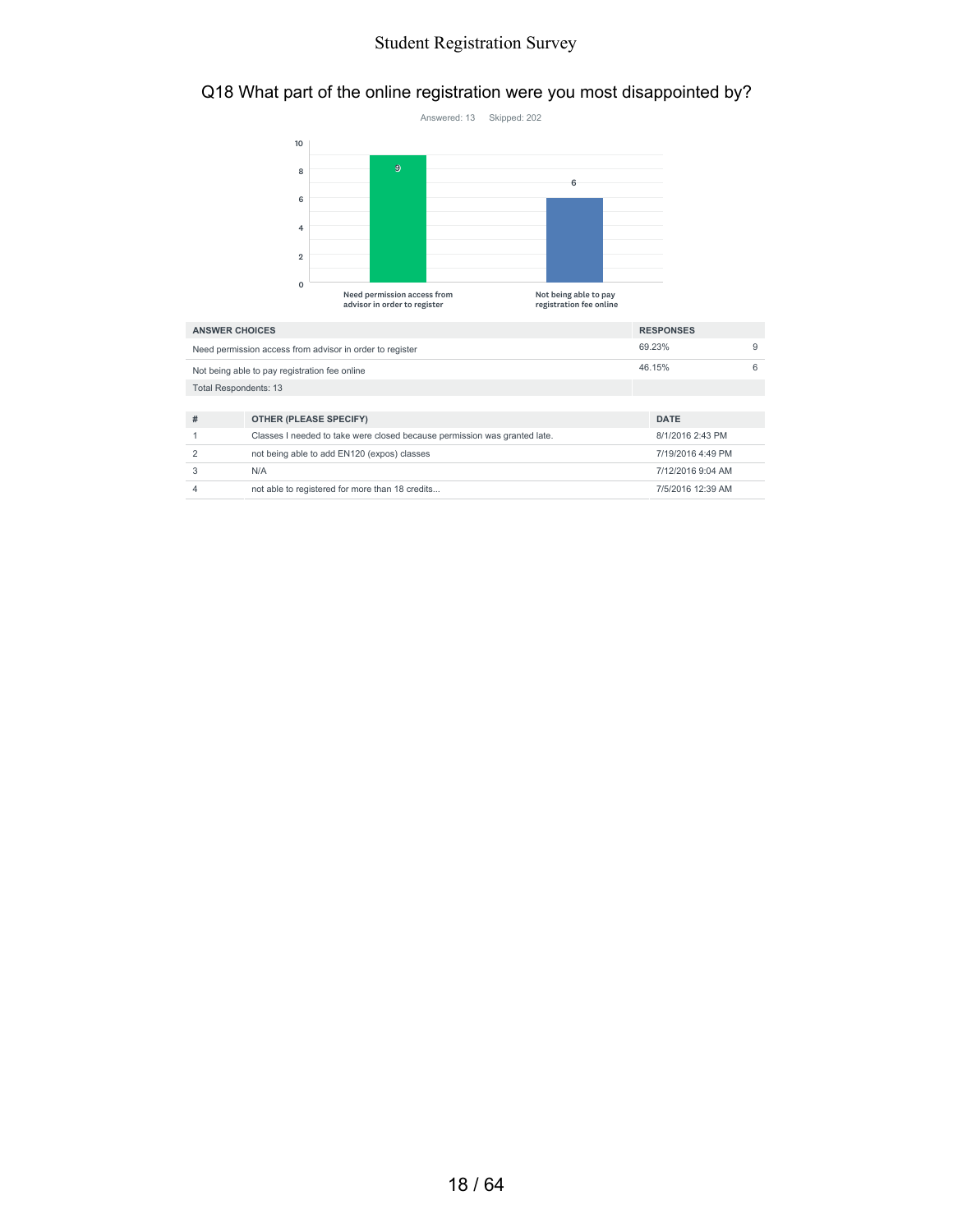## Q18 What part of the online registration were you most disappointed by?

Answered: 13 Skipped: 202

| ANSWER CHOICES | RESPONSES | |
|---|---|---|
| Need permission access from advisor in order to register | 69.23% | 9 |
| Not being able to pay registration fee online | 46.15% | 6 |
| Total Respondents: 13 | | |

| # | OTHER (PLEASE SPECIFY) | DATE |
|---|---|---|
| 1 | Classes I needed to take were closed because permission was granted late. | 8/1/2016 2:43 PM |
| 2 | not being able to add EN120 (expos) classes | 7/19/2016 4:49 PM |
| 3 | N/A | 7/12/2016 9:04 AM |
| 4 | not able to registered for more than 18 credits... | 7/5/2016 12:39 AM |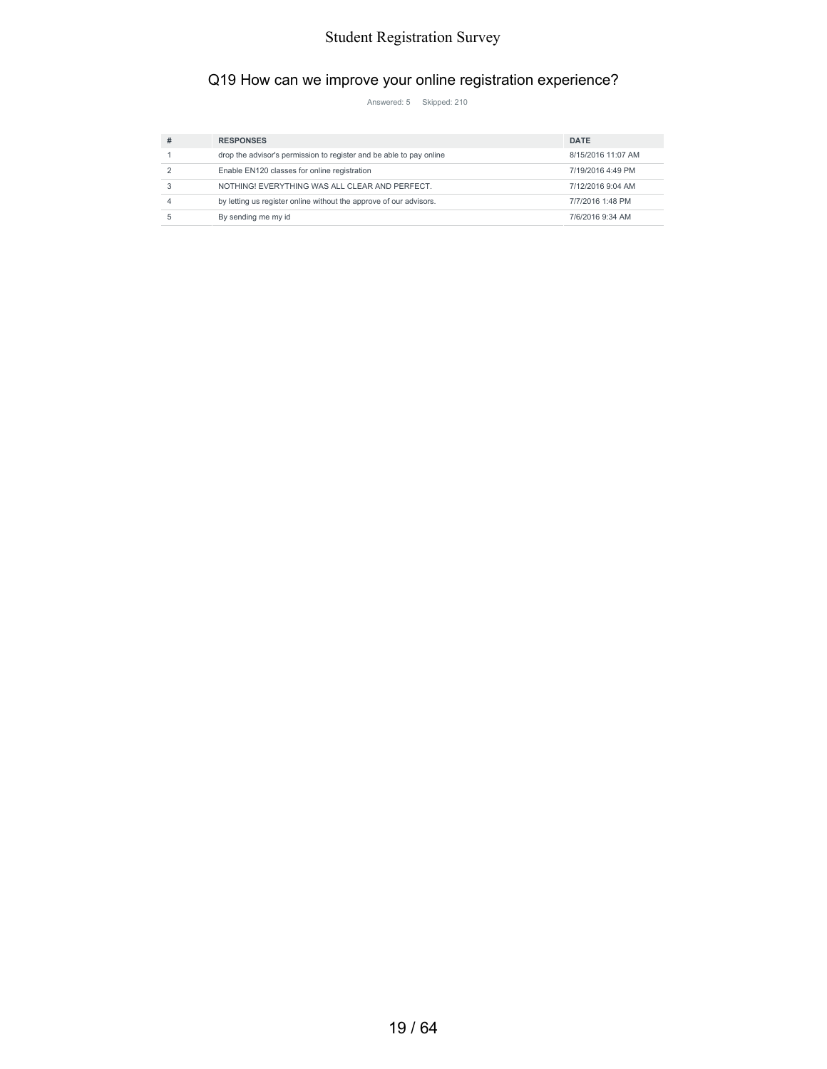## Q19 How can we improve your online registration experience?

Answered: 5 Skipped: 210

| # | RESPONSES | DATE |
|---|---|---|
| 1 | drop the advisor's permission to register and be able to pay online | 8/15/2016 11:07 AM |
| 2 | Enable EN120 classes for online registration | 7/19/2016 4:49 PM |
| 3 | NOTHING! EVERYTHING WAS ALL CLEAR AND PERFECT. | 7/12/2016 9:04 AM |
| 4 | by letting us register online without the approve of our advisors. | 7/7/2016 1:48 PM |
| 5 | By sending me my id | 7/6/2016 9:34 AM |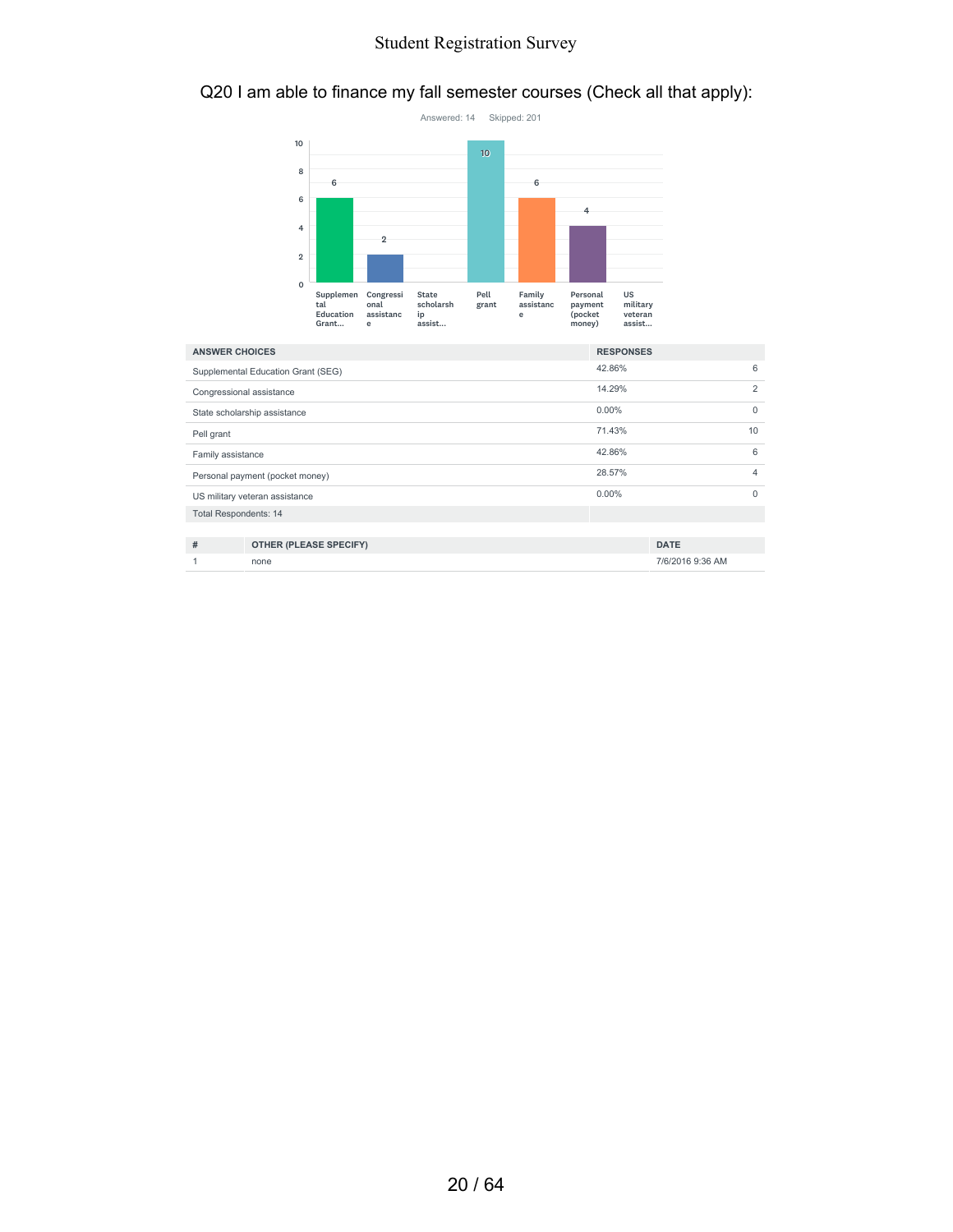## Q20 I am able to finance my fall semester courses (Check all that apply):

Answered: 14 Skipped: 201

| ANSWER CHOICES | RESPONSES | |
|---|---|---|
| Supplemental Education Grant (SEG) | 42.86% | 6 |
| Congressional assistance | 14.29% | 2 |
| State scholarship assistance | 0.00% | 0 |
| Pell grant | 71.43% | 10 |
| Family assistance | 42.86% | 6 |
| Personal payment (pocket money) | 28.57% | 4 |
| US military veteran assistance | 0.00% | 0 |
| Total Respondents: 14 | | |

| # | OTHER (PLEASE SPECIFY) | DATE |
|---|---|---|
| 1 | none | 7/6/2016 9:36 AM |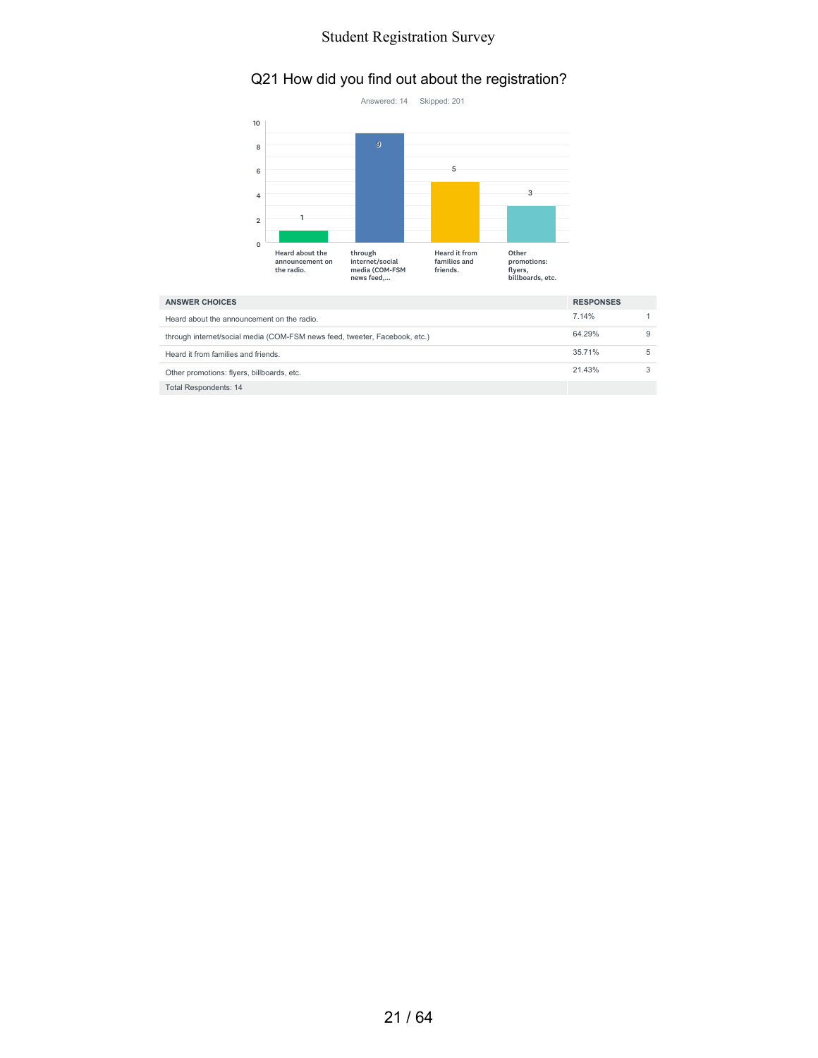## Q21 How did you find out about the registration?

Answered: 14 Skipped: 201

| ANSWER CHOICES | RESPONSES | |
|---|---|---|
| Heard about the announcement on the radio. | 7.14% | 1 |
| through internet/social media (COM-FSM news feed, tweeter, Facebook, etc.) | 64.29% | 9 |
| Heard it from families and friends. | 35.71% | 5 |
| Other promotions: flyers, billboards, etc. | 21.43% | 3 |
| Total Respondents: 14 | | |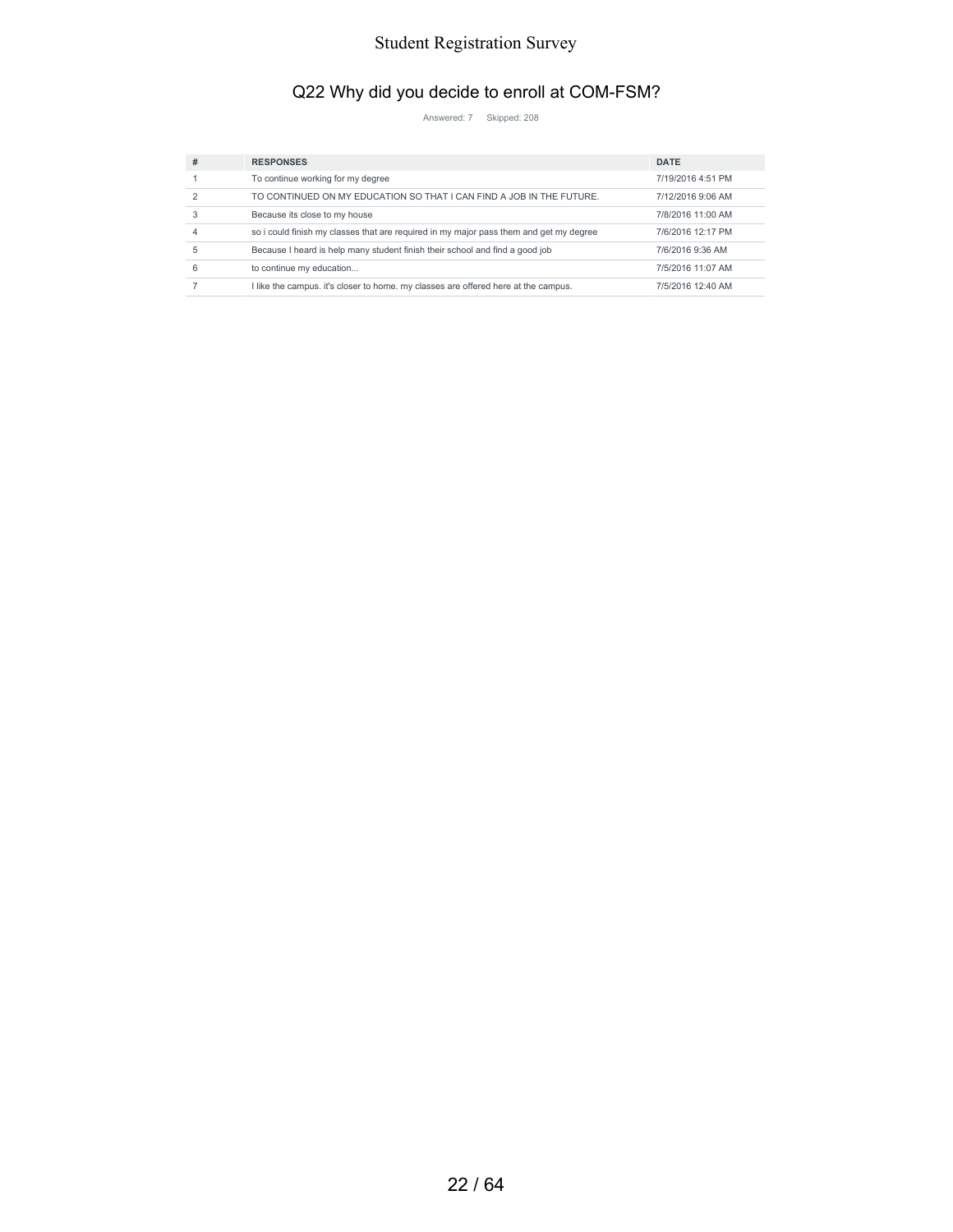## Q22 Why did you decide to enroll at COM-FSM?

Answered: 7 Skipped: 208

| # | RESPONSES | DATE |
|---|---|---|
| 1 | To continue working for my degree | 7/19/2016 4:51 PM |
| 2 | TO CONTINUED ON MY EDUCATION SO THAT I CAN FIND A JOB IN THE FUTURE. | 7/12/2016 9:06 AM |
| 3 | Because its close to my house | 7/8/2016 11:00 AM |
| 4 | so i could finish my classes that are required in my major pass them and get my degree | 7/6/2016 12:17 PM |
| 5 | Because I heard is help many student finish their school and find a good job | 7/6/2016 9:36 AM |
| 6 | to continue my education... | 7/5/2016 11:07 AM |
| 7 | I like the campus. it's closer to home. my classes are offered here at the campus. | 7/5/2016 12:40 AM |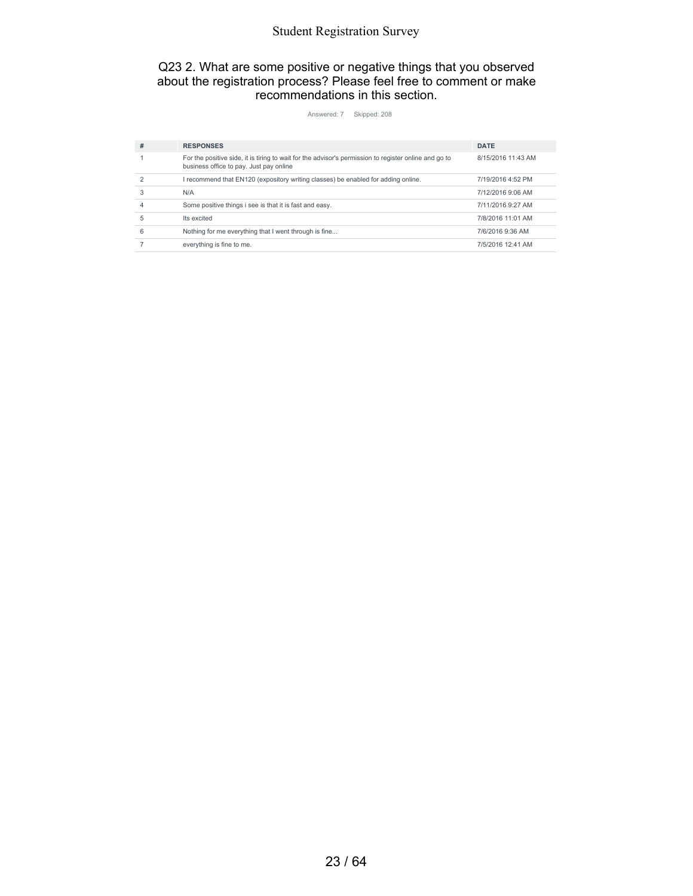## Q23 2. What are some positive or negative things that you observed about the registration process? Please feel free to comment or make recommendations in this section.

Answered: 7 Skipped: 208

| # | RESPONSES | DATE |
|---|---|---|
| 1 | For the positive side, it is tiring to wait for the advisor's permission to register online and go to business office to pay. Just pay online | 8/15/2016 11:43 AM |
| 2 | I recommend that EN120 (expository writing classes) be enabled for adding online. | 7/19/2016 4:52 PM |
| 3 | N/A | 7/12/2016 9:06 AM |
| 4 | Some positive things i see is that it is fast and easy. | 7/11/2016 9:27 AM |
| 5 | Its excited | 7/8/2016 11:01 AM |
| 6 | Nothing for me everything that I went through is fine... | 7/6/2016 9:36 AM |
| 7 | everything is fine to me. | 7/5/2016 12:41 AM |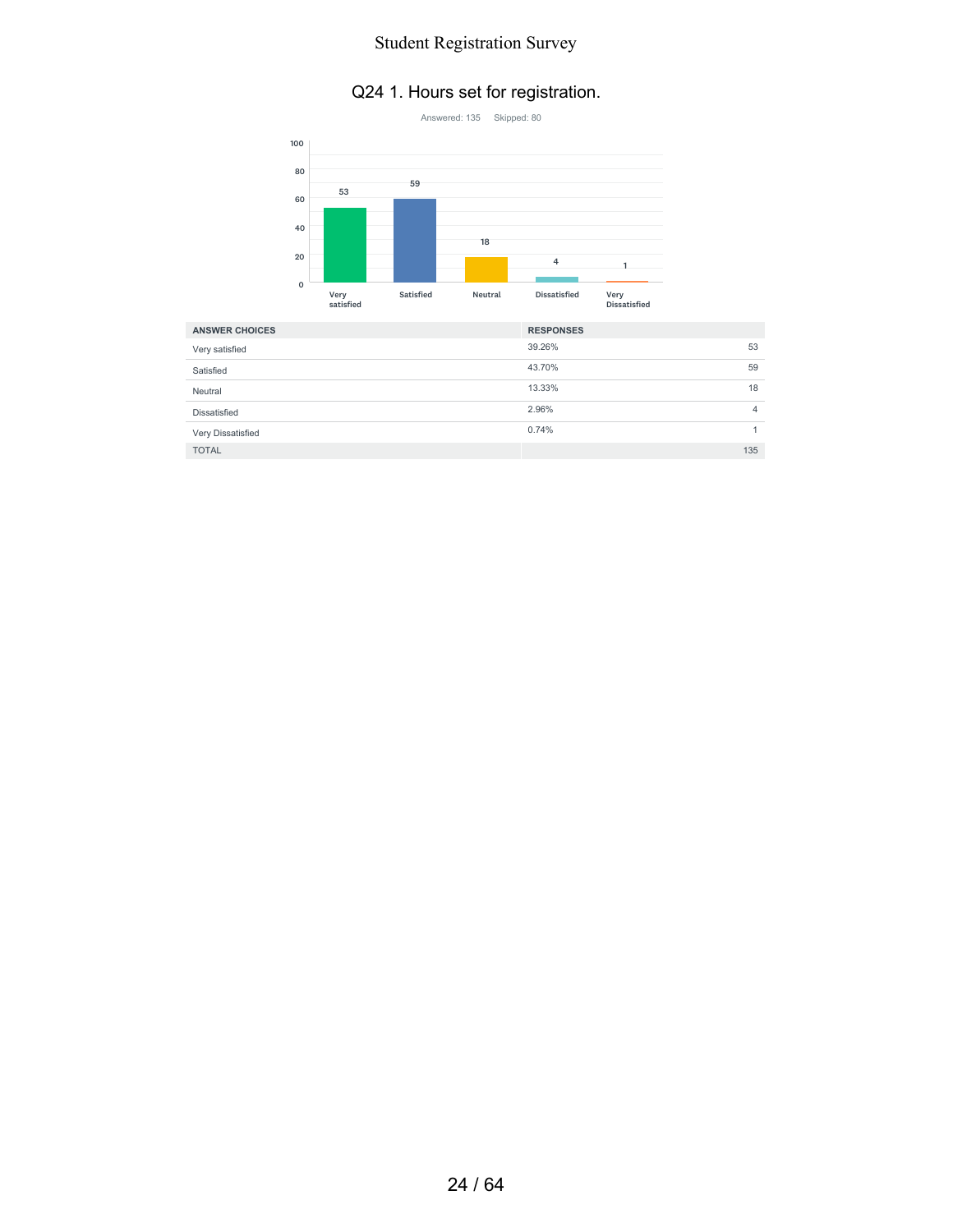## Q24 1. Hours set for registration.

Answered: 135    Skipped: 80

| ANSWER CHOICES | RESPONSES | |
|---|---|---|
| Very satisfied | 39.26% | 53 |
| Satisfied | 43.70% | 59 |
| Neutral | 13.33% | 18 |
| Dissatisfied | 2.96% | 4 |
| Very Dissatisfied | 0.74% | 1 |
| TOTAL | | 135 |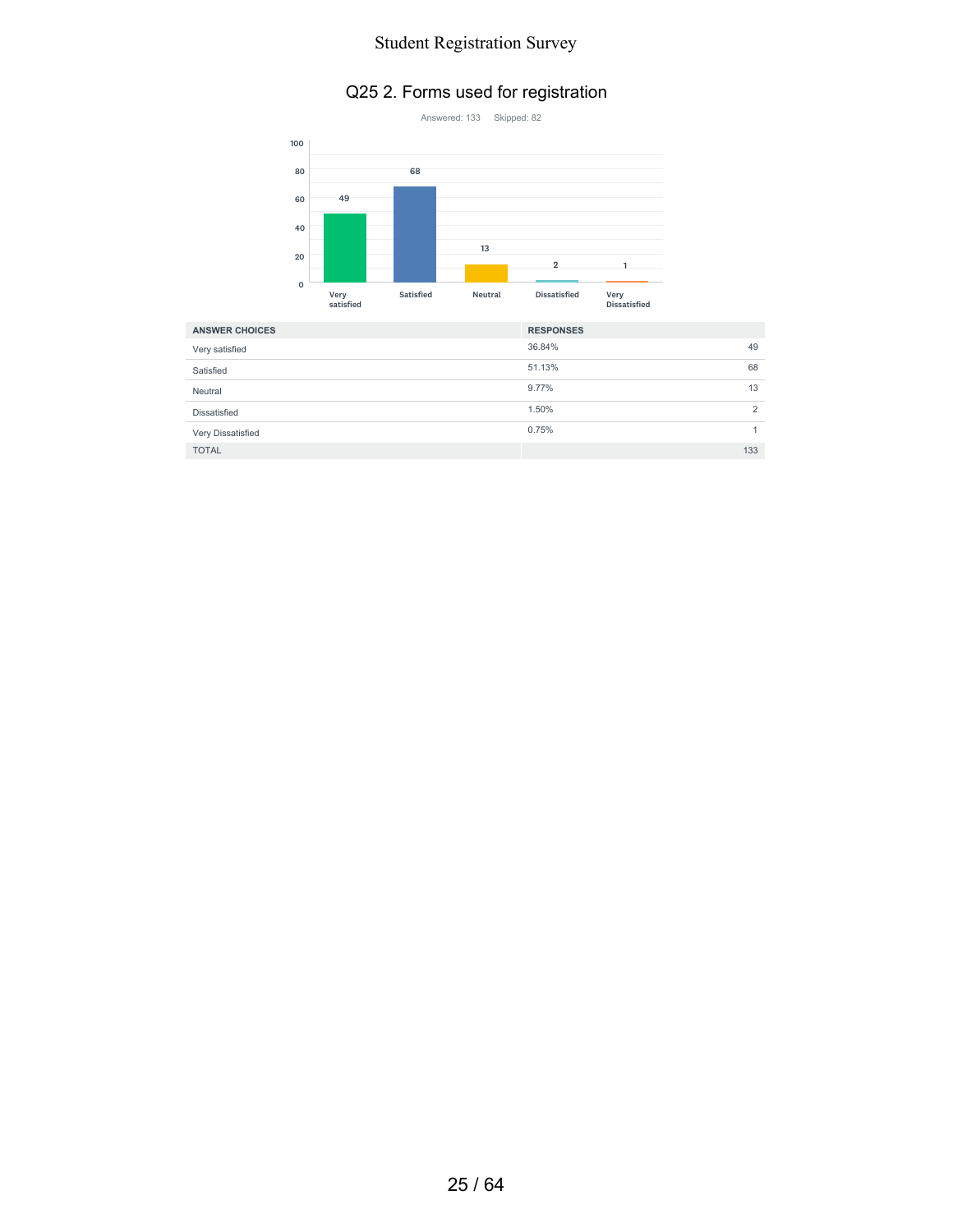## Q25 2. Forms used for registration

Answered: 133 Skipped: 82

| ANSWER CHOICES | RESPONSES | |
|---|---|---|
| Very satisfied | 36.84% | 49 |
| Satisfied | 51.13% | 68 |
| Neutral | 9.77% | 13 |
| Dissatisfied | 1.50% | 2 |
| Very Dissatisfied | 0.75% | 1 |
| TOTAL | | 133 |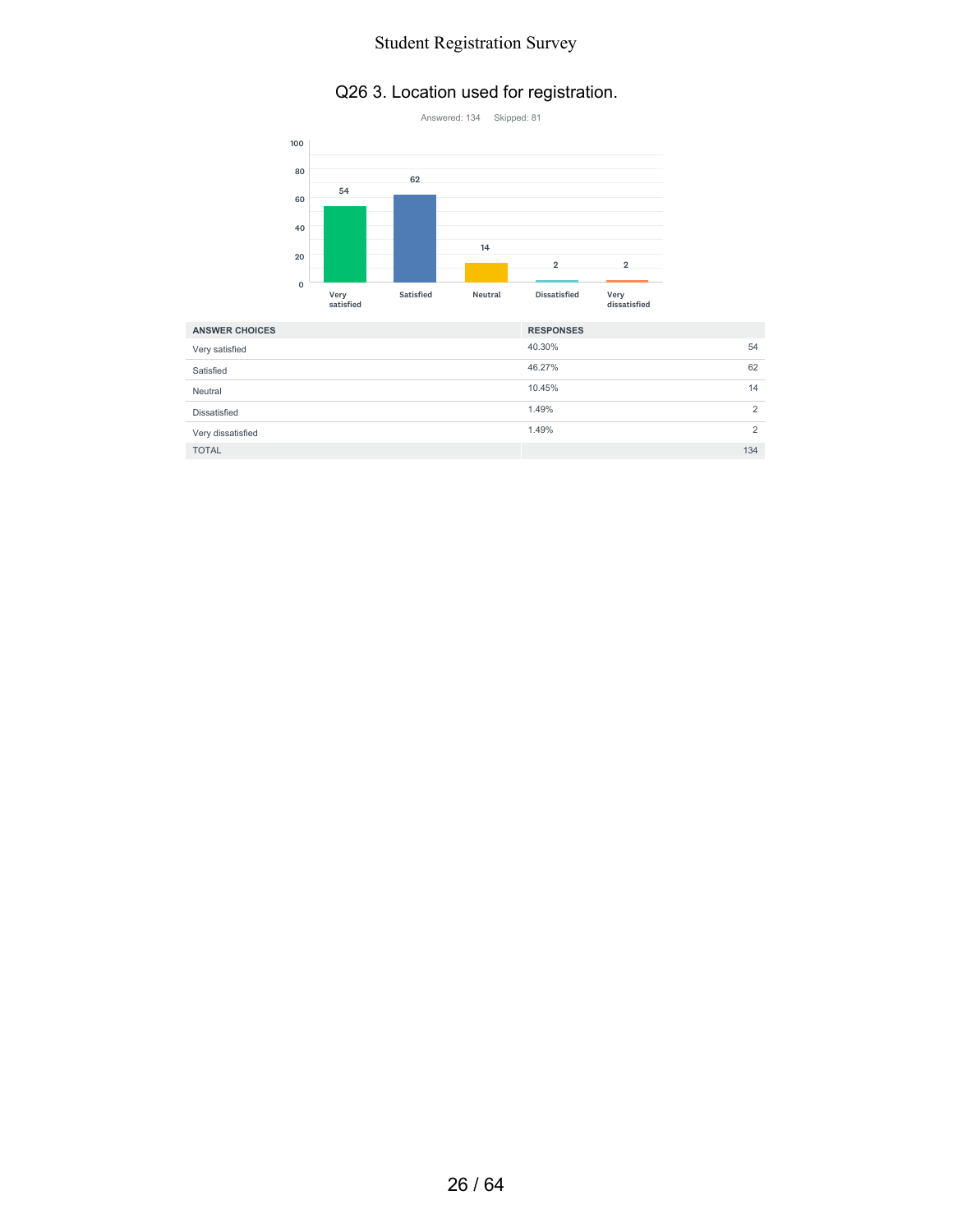## Q26 3. Location used for registration.

Answered: 134    Skipped: 81

| ANSWER CHOICES | RESPONSES | |
|---|---|---|
| Very satisfied | 40.30% | 54 |
| Satisfied | 46.27% | 62 |
| Neutral | 10.45% | 14 |
| Dissatisfied | 1.49% | 2 |
| Very dissatisfied | 1.49% | 2 |
| TOTAL | | 134 |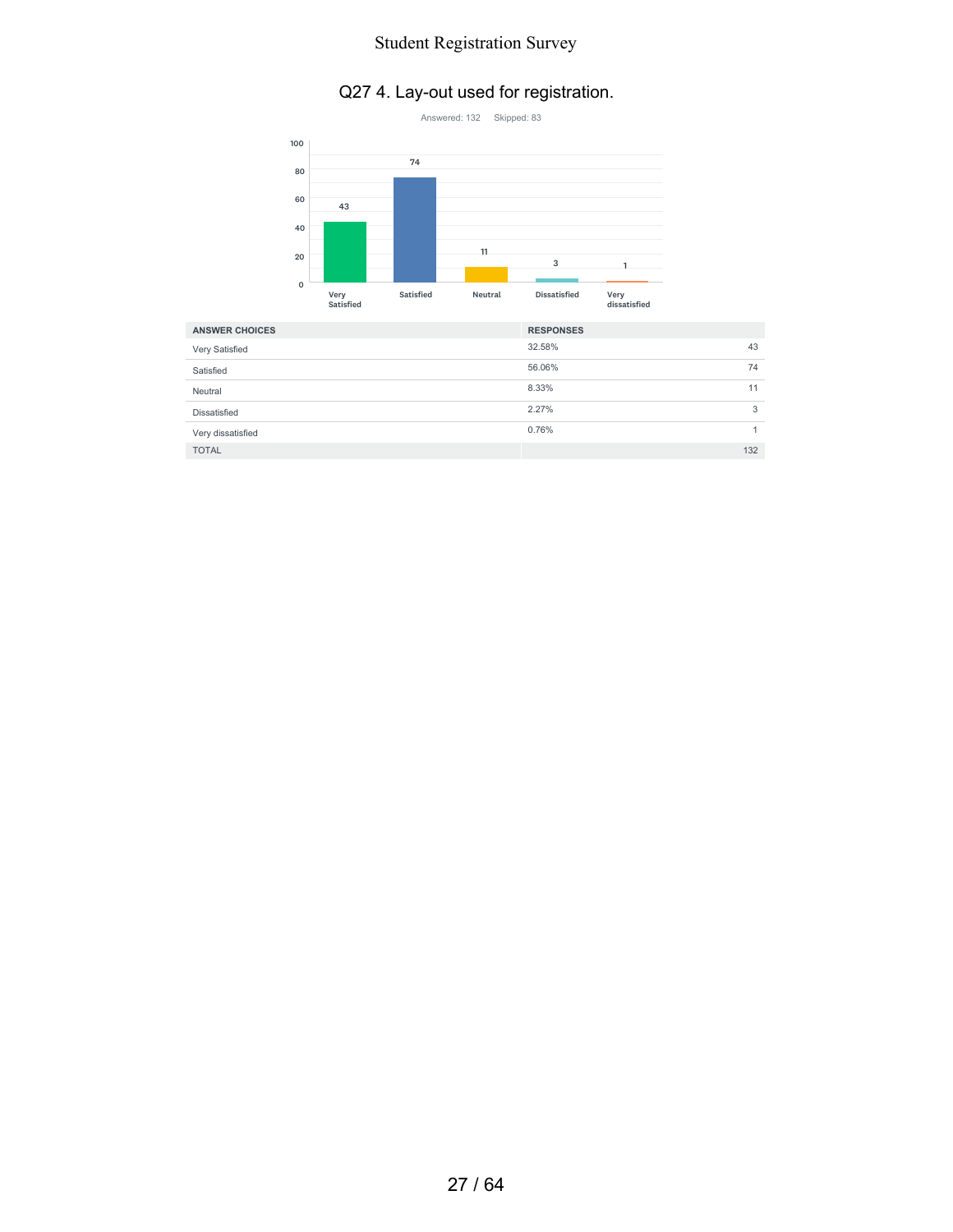## Q27 4. Lay-out used for registration.

Answered: 132    Skipped: 83

| ANSWER CHOICES | RESPONSES | |
|---|---|---|
| Very Satisfied | 32.58% | 43 |
| Satisfied | 56.06% | 74 |
| Neutral | 8.33% | 11 |
| Dissatisfied | 2.27% | 3 |
| Very dissatisfied | 0.76% | 1 |
| TOTAL | | 132 |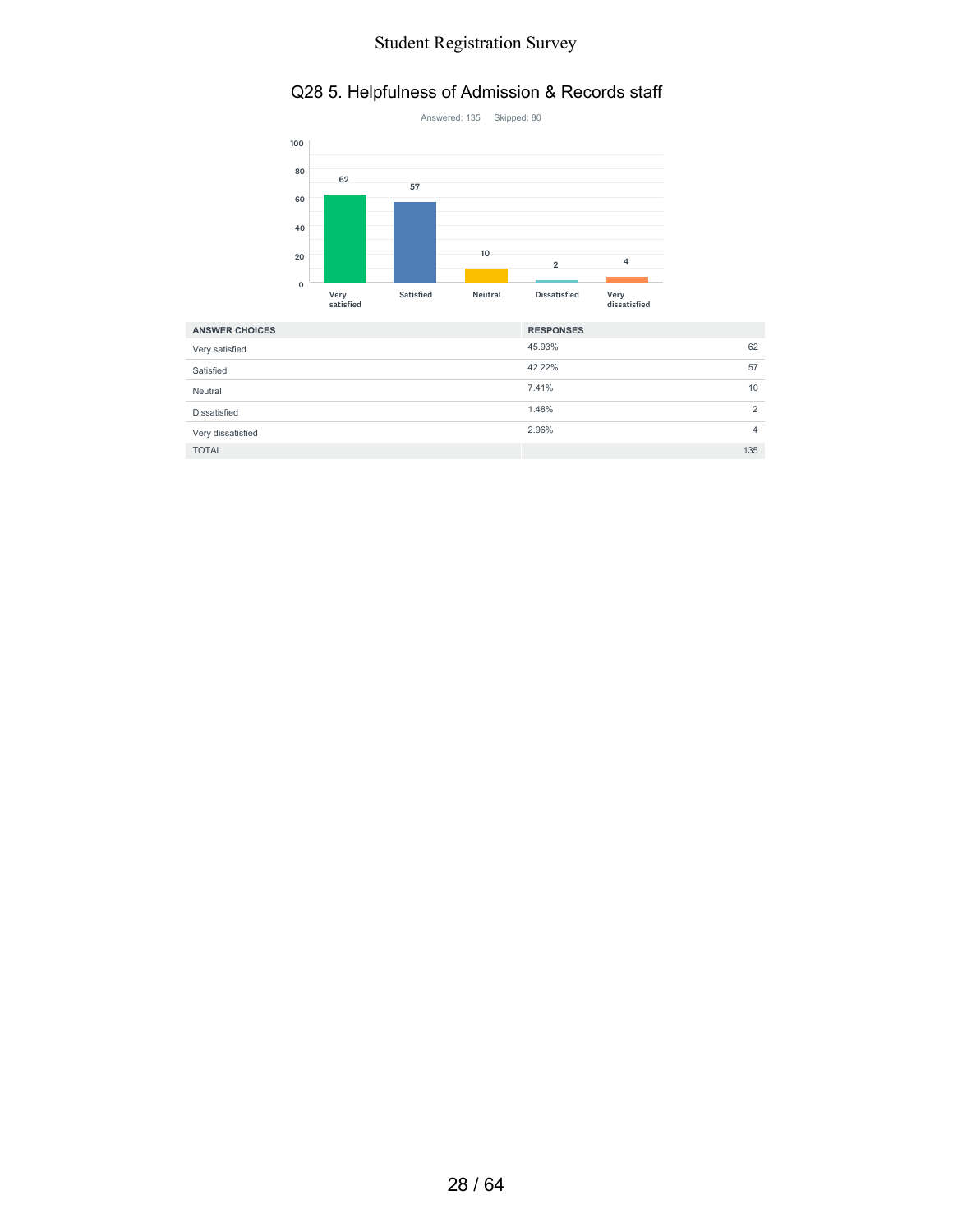## Q28 5. Helpfulness of Admission & Records staff

Answered: 135    Skipped: 80

| ANSWER CHOICES | RESPONSES | |
|---|---|---|
| Very satisfied | 45.93% | 62 |
| Satisfied | 42.22% | 57 |
| Neutral | 7.41% | 10 |
| Dissatisfied | 1.48% | 2 |
| Very dissatisfied | 2.96% | 4 |
| TOTAL | | 135 |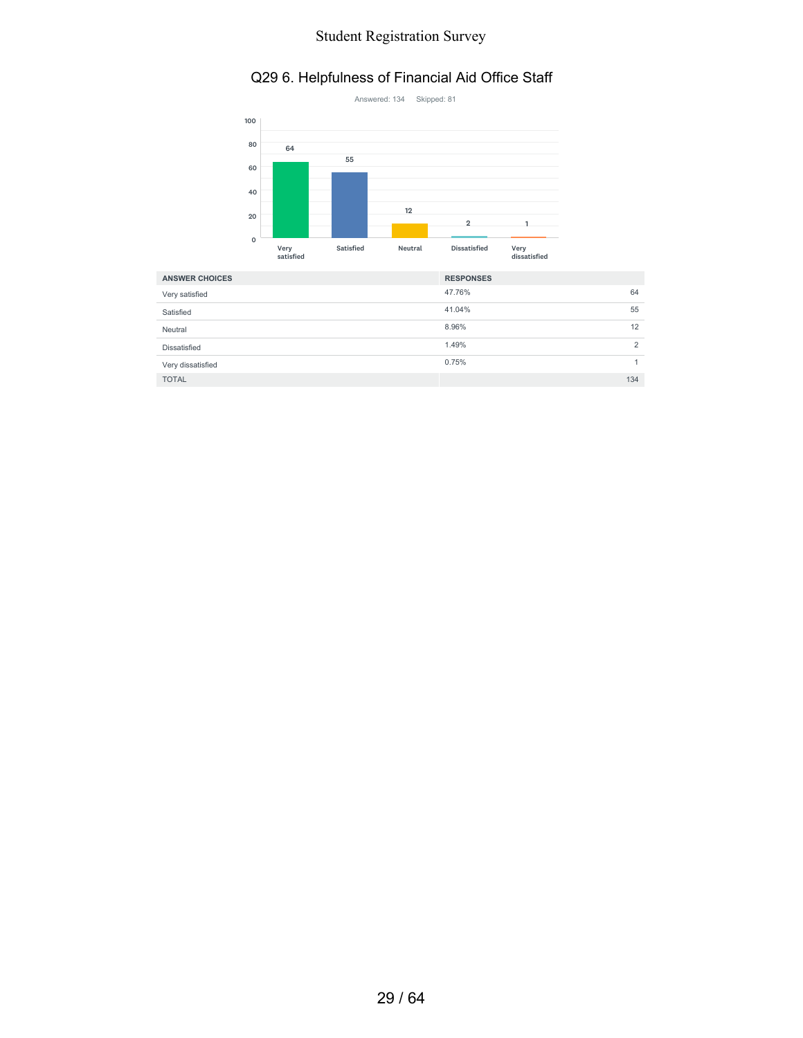## Q29 6. Helpfulness of Financial Aid Office Staff

Answered: 134 Skipped: 81

| ANSWER CHOICES | RESPONSES | |
|---|---|---|
| Very satisfied | 47.76% | 64 |
| Satisfied | 41.04% | 55 |
| Neutral | 8.96% | 12 |
| Dissatisfied | 1.49% | 2 |
| Very dissatisfied | 0.75% | 1 |
| TOTAL | | 134 |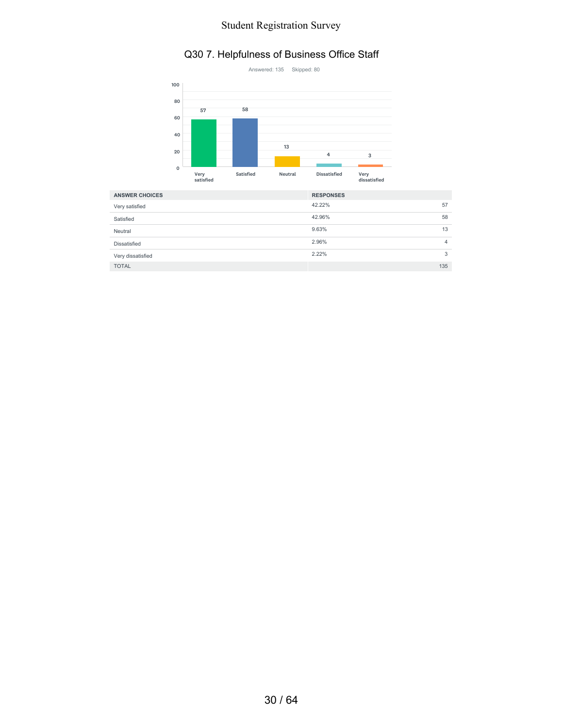## Q30 7. Helpfulness of Business Office Staff

Answered: 135    Skipped: 80

| ANSWER CHOICES | RESPONSES | |
|---|---|---|
| Very satisfied | 42.22% | 57 |
| Satisfied | 42.96% | 58 |
| Neutral | 9.63% | 13 |
| Dissatisfied | 2.96% | 4 |
| Very dissatisfied | 2.22% | 3 |
| TOTAL | | 135 |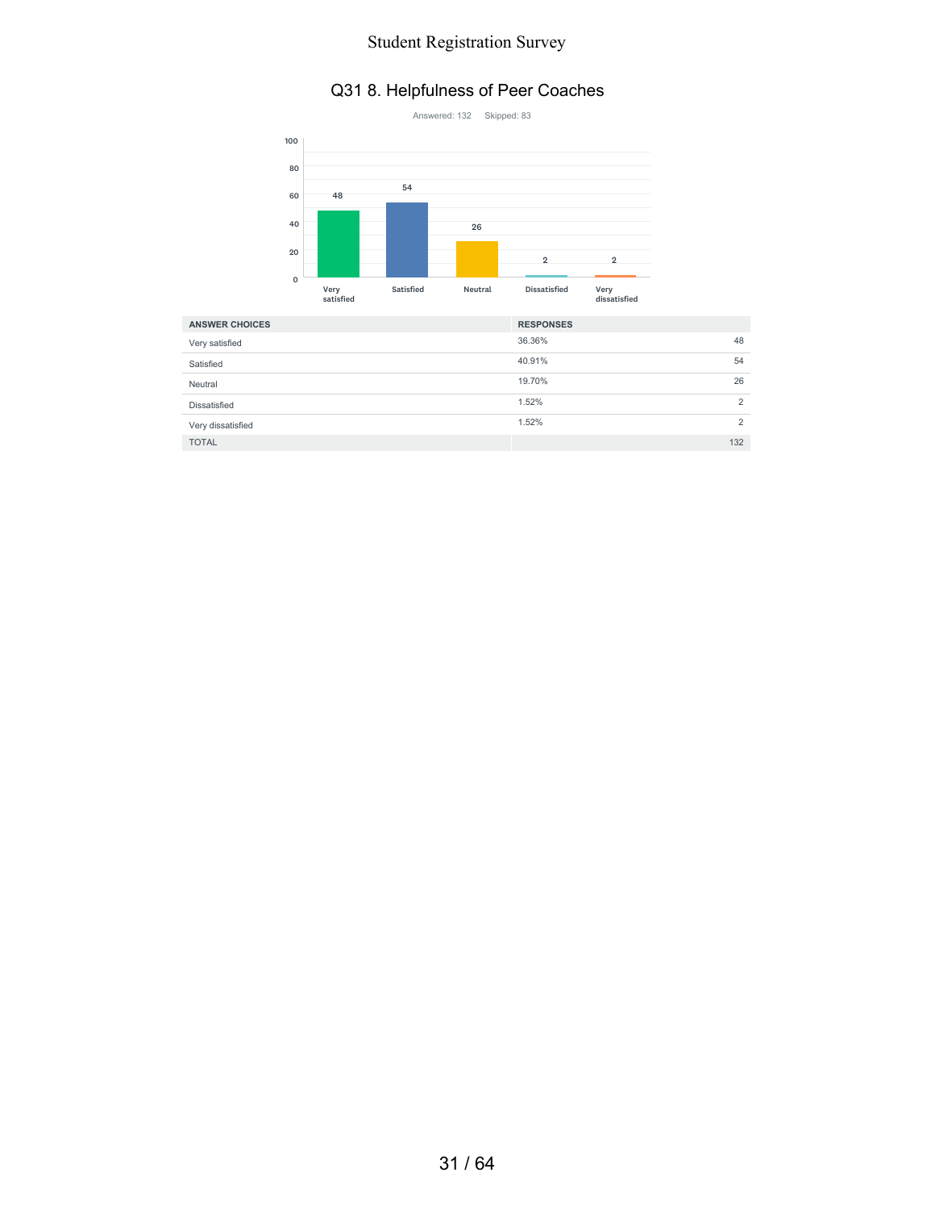## Q31 8. Helpfulness of Peer Coaches

Answered: 132 Skipped: 83

| ANSWER CHOICES | RESPONSES | |
|---|---|---|
| Very satisfied | 36.36% | 48 |
| Satisfied | 40.91% | 54 |
| Neutral | 19.70% | 26 |
| Dissatisfied | 1.52% | 2 |
| Very dissatisfied | 1.52% | 2 |
| TOTAL | | 132 |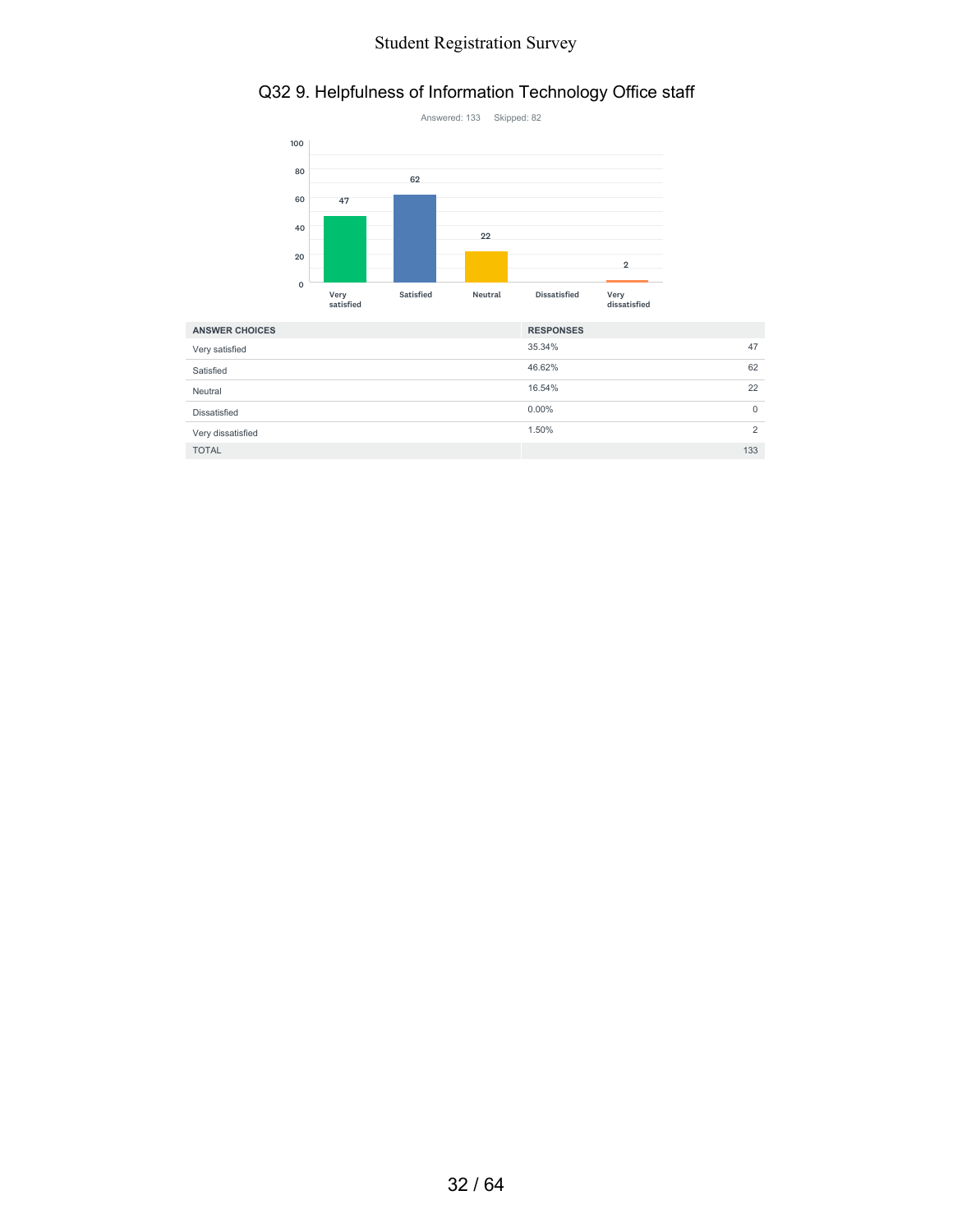## Q32 9. Helpfulness of Information Technology Office staff

Answered: 133 Skipped: 82

| ANSWER CHOICES | RESPONSES | |
|---|---|---|
| Very satisfied | 35.34% | 47 |
| Satisfied | 46.62% | 62 |
| Neutral | 16.54% | 22 |
| Dissatisfied | 0.00% | 0 |
| Very dissatisfied | 1.50% | 2 |
| TOTAL | | 133 |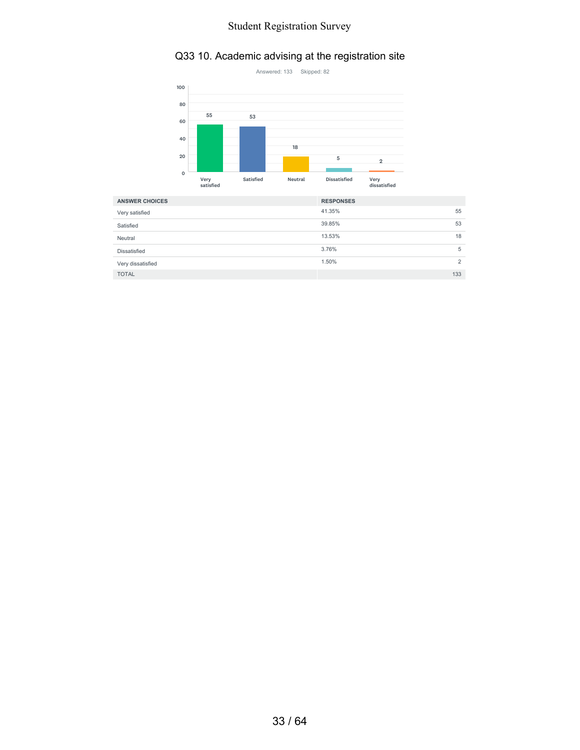## Q33 10. Academic advising at the registration site

Answered: 133 Skipped: 82

| ANSWER CHOICES | RESPONSES | |
|---|---|---|
| Very satisfied | 41.35% | 55 |
| Satisfied | 39.85% | 53 |
| Neutral | 13.53% | 18 |
| Dissatisfied | 3.76% | 5 |
| Very dissatisfied | 1.50% | 2 |
| TOTAL | | 133 |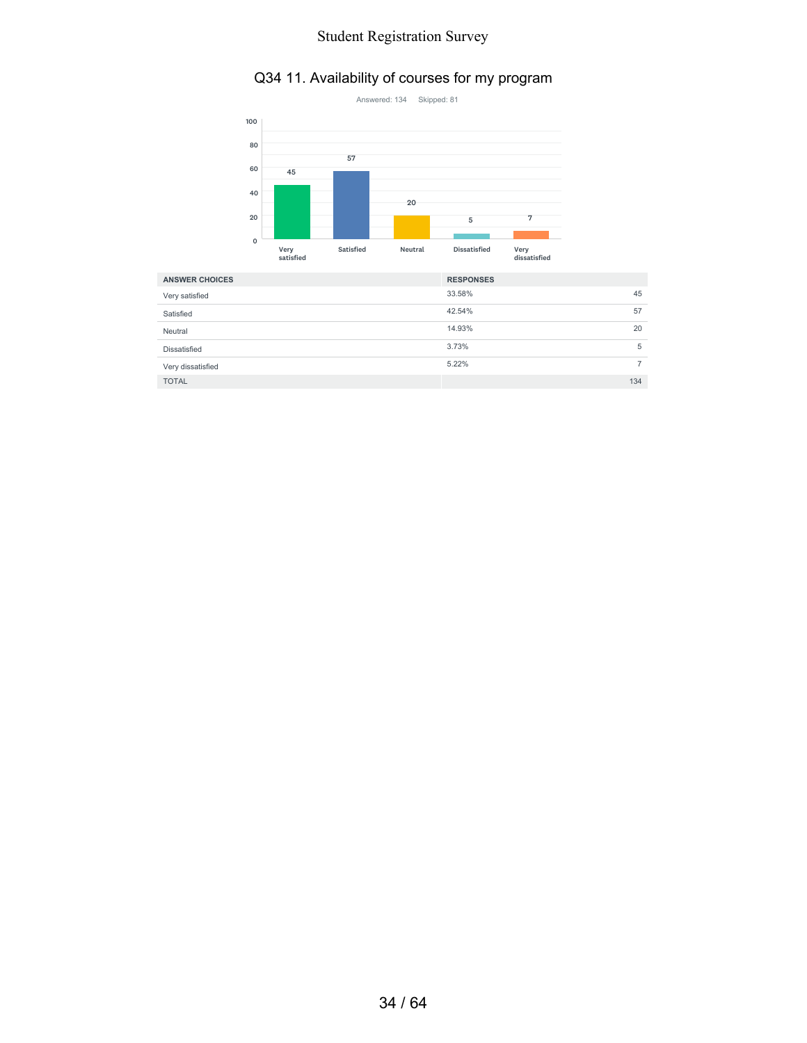# Q34 11. Availability of courses for my program

Answered: 134 Skipped: 81

| ANSWER CHOICES | RESPONSES | |
|---|---|---|
| Very satisfied | 33.58% | 45 |
| Satisfied | 42.54% | 57 |
| Neutral | 14.93% | 20 |
| Dissatisfied | 3.73% | 5 |
| Very dissatisfied | 5.22% | 7 |
| TOTAL | | 134 |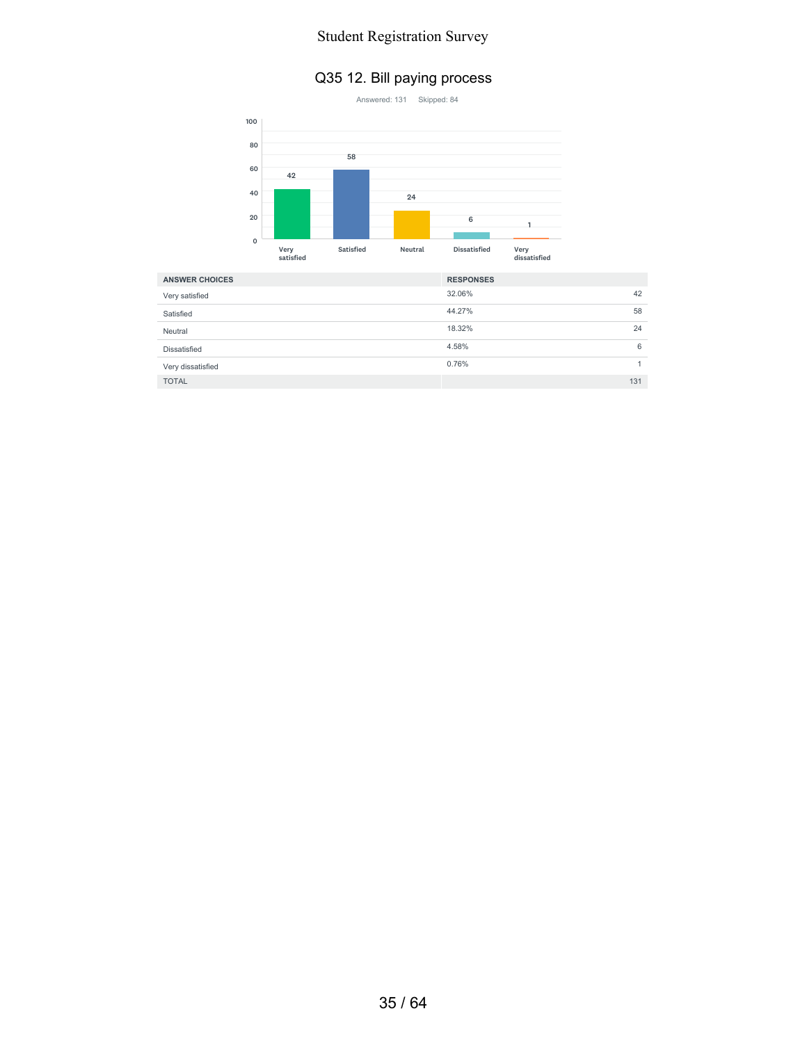## Q35 12. Bill paying process

Answered: 131    Skipped: 84

| ANSWER CHOICES | RESPONSES | |
|---|---|---|
| Very satisfied | 32.06% | 42 |
| Satisfied | 44.27% | 58 |
| Neutral | 18.32% | 24 |
| Dissatisfied | 4.58% | 6 |
| Very dissatisfied | 0.76% | 1 |
| TOTAL | | 131 |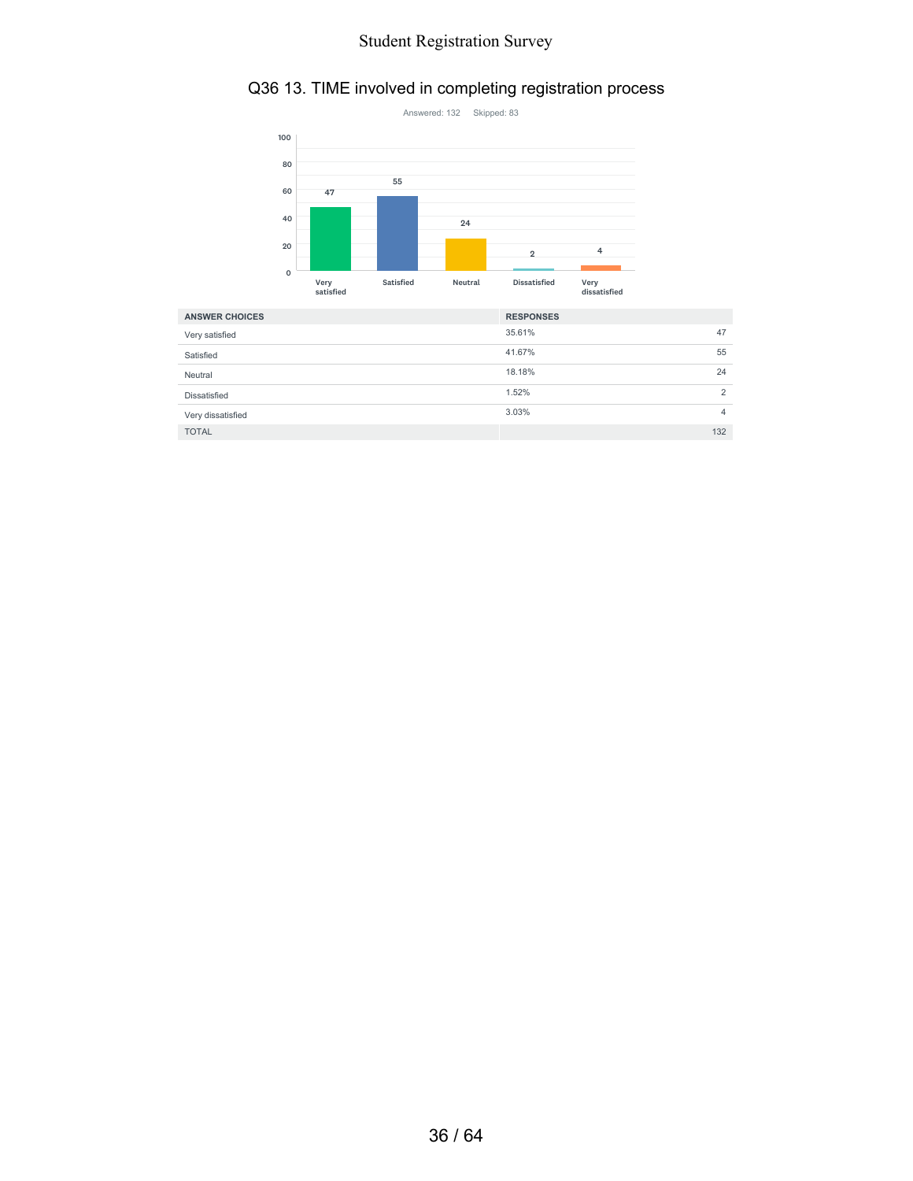## Q36 13. TIME involved in completing registration process

Answered: 132    Skipped: 83

| ANSWER CHOICES | RESPONSES | |
|---|---|---|
| Very satisfied | 35.61% | 47 |
| Satisfied | 41.67% | 55 |
| Neutral | 18.18% | 24 |
| Dissatisfied | 1.52% | 2 |
| Very dissatisfied | 3.03% | 4 |
| TOTAL | | 132 |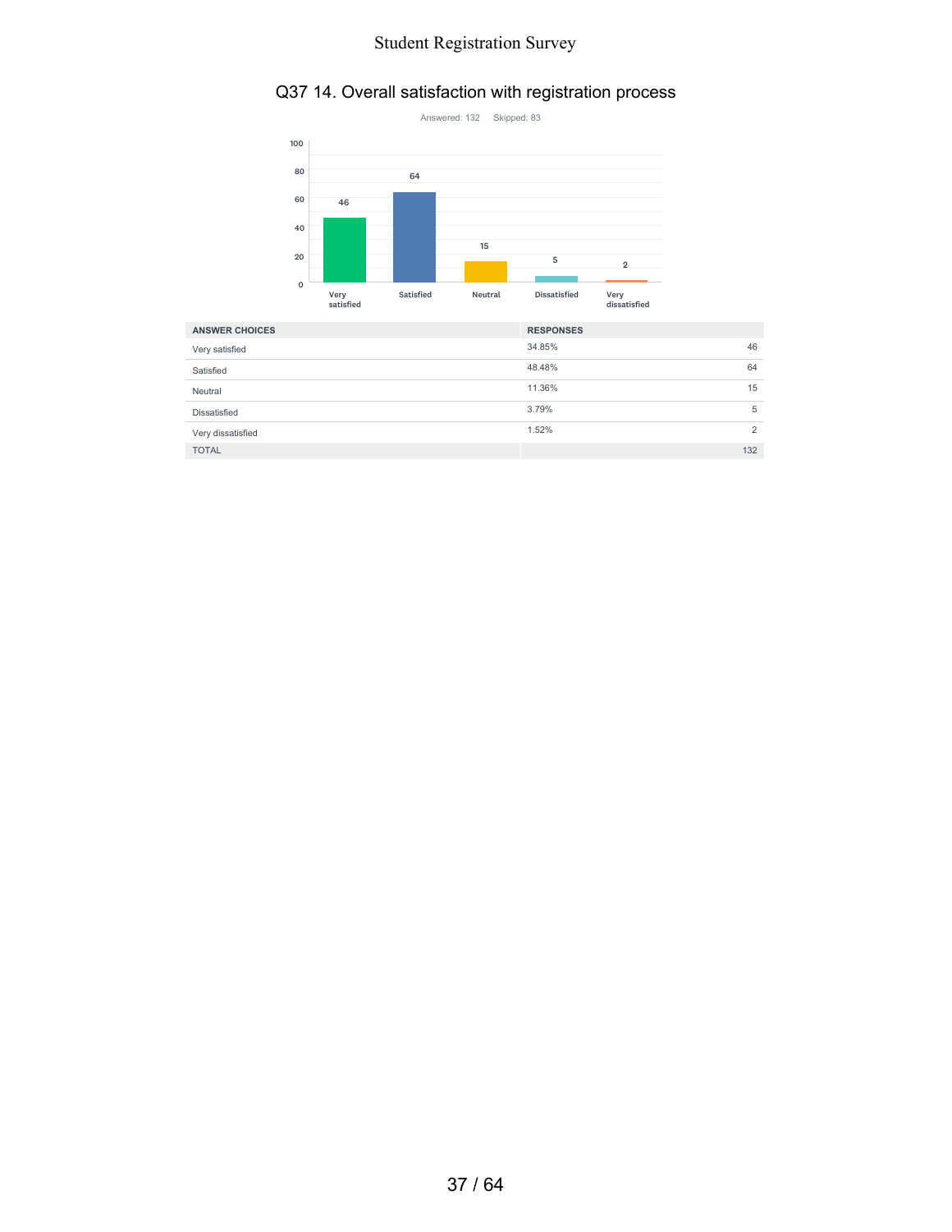# Q37 14. Overall satisfaction with registration process

Answered: 132    Skipped: 83

| ANSWER CHOICES | RESPONSES | |
|---|---|---|
| Very satisfied | 34.85% | 46 |
| Satisfied | 48.48% | 64 |
| Neutral | 11.36% | 15 |
| Dissatisfied | 3.79% | 5 |
| Very dissatisfied | 1.52% | 2 |
| TOTAL | | 132 |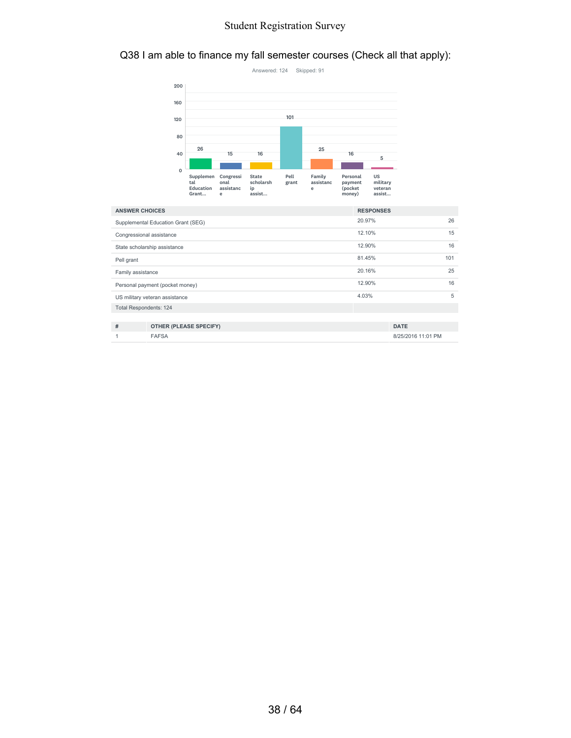## Q38 I am able to finance my fall semester courses (Check all that apply):

Answered: 124 Skipped: 91

| ANSWER CHOICES | RESPONSES | |
|---|---|---|
| Supplemental Education Grant (SEG) | 20.97% | 26 |
| Congressional assistance | 12.10% | 15 |
| State scholarship assistance | 12.90% | 16 |
| Pell grant | 81.45% | 101 |
| Family assistance | 20.16% | 25 |
| Personal payment (pocket money) | 12.90% | 16 |
| US military veteran assistance | 4.03% | 5 |
| Total Respondents: 124 | | |

| # | OTHER (PLEASE SPECIFY) | DATE |
|---|---|---|
| 1 | FAFSA | 8/25/2016 11:01 PM |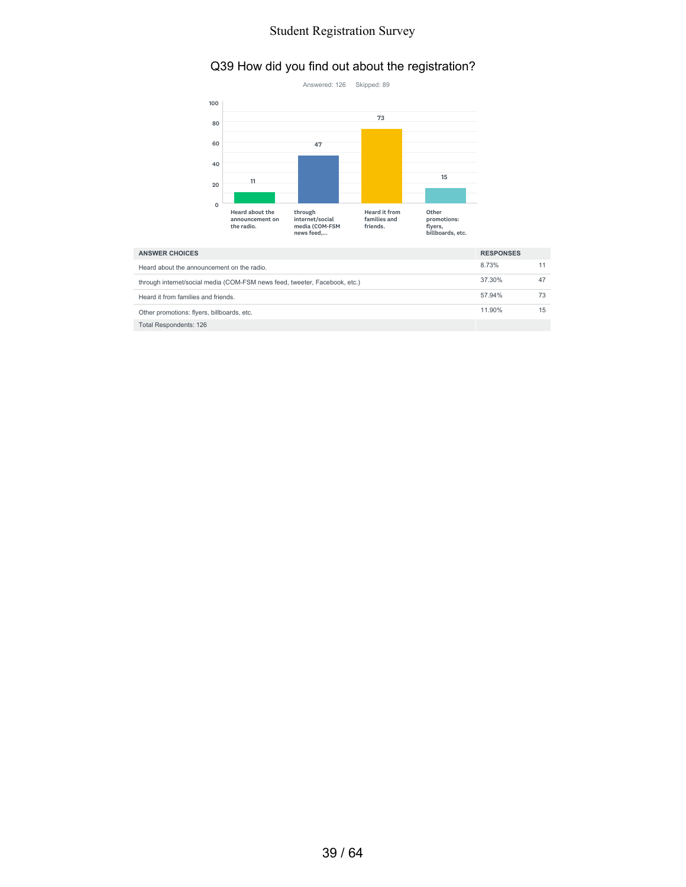## Q39 How did you find out about the registration?

Answered: 126 Skipped: 89

| ANSWER CHOICES | RESPONSES | |
|---|---|---|
| Heard about the announcement on the radio. | 8.73% | 11 |
| through internet/social media (COM-FSM news feed, tweeter, Facebook, etc.) | 37.30% | 47 |
| Heard it from families and friends. | 57.94% | 73 |
| Other promotions: flyers, billboards, etc. | 11.90% | 15 |
| Total Respondents: 126 | | |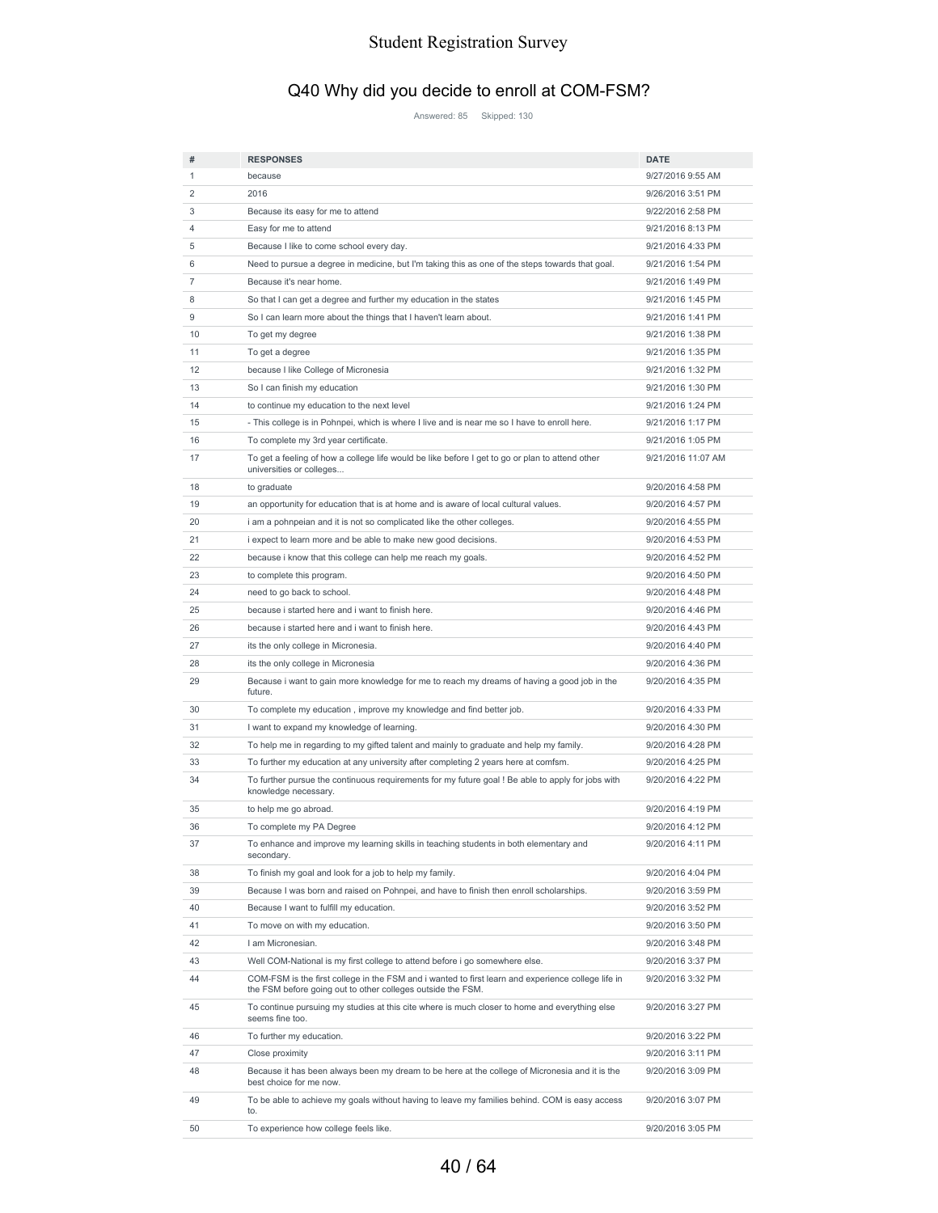# Student Registration Survey

## Q40 Why did you decide to enroll at COM-FSM?

Answered: 85 Skipped: 130

| # | RESPONSES | DATE |
|---|---|---|
| 1 | because | 9/27/2016 9:55 AM |
| 2 | 2016 | 9/26/2016 3:51 PM |
| 3 | Because its easy for me to attend | 9/22/2016 2:58 PM |
| 4 | Easy for me to attend | 9/21/2016 8:13 PM |
| 5 | Because I like to come school every day. | 9/21/2016 4:33 PM |
| 6 | Need to pursue a degree in medicine, but I'm taking this as one of the steps towards that goal. | 9/21/2016 1:54 PM |
| 7 | Because it's near home. | 9/21/2016 1:49 PM |
| 8 | So that I can get a degree and further my education in the states | 9/21/2016 1:45 PM |
| 9 | So I can learn more about the things that I haven't learn about. | 9/21/2016 1:41 PM |
| 10 | To get my degree | 9/21/2016 1:38 PM |
| 11 | To get a degree | 9/21/2016 1:35 PM |
| 12 | because I like College of Micronesia | 9/21/2016 1:32 PM |
| 13 | So I can finish my education | 9/21/2016 1:30 PM |
| 14 | to continue my education to the next level | 9/21/2016 1:24 PM |
| 15 | - This college is in Pohnpei, which is where I live and is near me so I have to enroll here. | 9/21/2016 1:17 PM |
| 16 | To complete my 3rd year certificate. | 9/21/2016 1:05 PM |
| 17 | To get a feeling of how a college life would be like before I get to go or plan to attend other universities or colleges... | 9/21/2016 11:07 AM |
| 18 | to graduate | 9/20/2016 4:58 PM |
| 19 | an opportunity for education that is at home and is aware of local cultural values. | 9/20/2016 4:57 PM |
| 20 | i am a pohnpeian and it is not so complicated like the other colleges. | 9/20/2016 4:55 PM |
| 21 | i expect to learn more and be able to make new good decisions. | 9/20/2016 4:53 PM |
| 22 | because i know that this college can help me reach my goals. | 9/20/2016 4:52 PM |
| 23 | to complete this program. | 9/20/2016 4:50 PM |
| 24 | need to go back to school. | 9/20/2016 4:48 PM |
| 25 | because i started here and i want to finish here. | 9/20/2016 4:46 PM |
| 26 | because i started here and i want to finish here. | 9/20/2016 4:43 PM |
| 27 | its the only college in Micronesia. | 9/20/2016 4:40 PM |
| 28 | its the only college in Micronesia | 9/20/2016 4:36 PM |
| 29 | Because i want to gain more knowledge for me to reach my dreams of having a good job in the future. | 9/20/2016 4:35 PM |
| 30 | To complete my education , improve my knowledge and find better job. | 9/20/2016 4:33 PM |
| 31 | I want to expand my knowledge of learning. | 9/20/2016 4:30 PM |
| 32 | To help me in regarding to my gifted talent and mainly to graduate and help my family. | 9/20/2016 4:28 PM |
| 33 | To further my education at any university after completing 2 years here at comfsm. | 9/20/2016 4:25 PM |
| 34 | To further pursue the continuous requirements for my future goal ! Be able to apply for jobs with knowledge necessary. | 9/20/2016 4:22 PM |
| 35 | to help me go abroad. | 9/20/2016 4:19 PM |
| 36 | To complete my PA Degree | 9/20/2016 4:12 PM |
| 37 | To enhance and improve my learning skills in teaching students in both elementary and secondary. | 9/20/2016 4:11 PM |
| 38 | To finish my goal and look for a job to help my family. | 9/20/2016 4:04 PM |
| 39 | Because I was born and raised on Pohnpei, and have to finish then enroll scholarships. | 9/20/2016 3:59 PM |
| 40 | Because I want to fulfill my education. | 9/20/2016 3:52 PM |
| 41 | To move on with my education. | 9/20/2016 3:50 PM |
| 42 | I am Micronesian. | 9/20/2016 3:48 PM |
| 43 | Well COM-National is my first college to attend before i go somewhere else. | 9/20/2016 3:37 PM |
| 44 | COM-FSM is the first college in the FSM and i wanted to first learn and experience college life in the FSM before going out to other colleges outside the FSM. | 9/20/2016 3:32 PM |
| 45 | To continue pursuing my studies at this cite where is much closer to home and everything else seems fine too. | 9/20/2016 3:27 PM |
| 46 | To further my education. | 9/20/2016 3:22 PM |
| 47 | Close proximity | 9/20/2016 3:11 PM |
| 48 | Because it has been always been my dream to be here at the college of Micronesia and it is the best choice for me now. | 9/20/2016 3:09 PM |
| 49 | To be able to achieve my goals without having to leave my families behind. COM is easy access to. | 9/20/2016 3:07 PM |
| 50 | To experience how college feels like. | 9/20/2016 3:05 PM |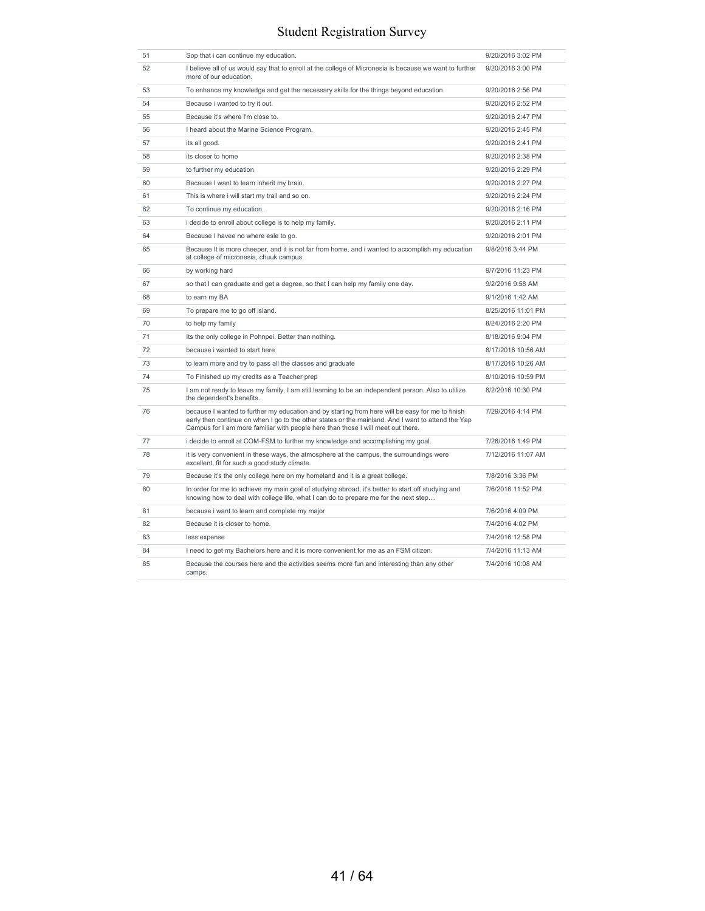| | | |
|---|---|---|
| 51 | Sop that i can continue my education. | 9/20/2016 3:02 PM |
| 52 | I believe all of us would say that to enroll at the college of Micronesia is because we want to further more of our education. | 9/20/2016 3:00 PM |
| 53 | To enhance my knowledge and get the necessary skills for the things beyond education. | 9/20/2016 2:56 PM |
| 54 | Because i wanted to try it out. | 9/20/2016 2:52 PM |
| 55 | Because it's where I'm close to. | 9/20/2016 2:47 PM |
| 56 | I heard about the Marine Science Program. | 9/20/2016 2:45 PM |
| 57 | its all good. | 9/20/2016 2:41 PM |
| 58 | its closer to home | 9/20/2016 2:38 PM |
| 59 | to further my education | 9/20/2016 2:29 PM |
| 60 | Because I want to learn inherit my brain. | 9/20/2016 2:27 PM |
| 61 | This is where i will start my trail and so on. | 9/20/2016 2:24 PM |
| 62 | To continue my education. | 9/20/2016 2:16 PM |
| 63 | i decide to enroll about college is to help my family. | 9/20/2016 2:11 PM |
| 64 | Because I havee no where esle to go. | 9/20/2016 2:01 PM |
| 65 | Because It is more cheeper, and it is not far from home, and i wanted to accomplish my education at college of micronesia, chuuk campus. | 9/8/2016 3:44 PM |
| 66 | by working hard | 9/7/2016 11:23 PM |
| 67 | so that I can graduate and get a degree, so that I can help my family one day. | 9/2/2016 9:58 AM |
| 68 | to earn my BA | 9/1/2016 1:42 AM |
| 69 | To prepare me to go off island. | 8/25/2016 11:01 PM |
| 70 | to help my family | 8/24/2016 2:20 PM |
| 71 | Its the only college in Pohnpei. Better than nothing. | 8/18/2016 9:04 PM |
| 72 | because i wanted to start here | 8/17/2016 10:56 AM |
| 73 | to learn more and try to pass all the classes and graduate | 8/17/2016 10:26 AM |
| 74 | To Finished up my credits as a Teacher prep | 8/10/2016 10:59 PM |
| 75 | I am not ready to leave my family, I am still learning to be an independent person. Also to utilize the dependent's benefits. | 8/2/2016 10:30 PM |
| 76 | because I wanted to further my education and by starting from here will be easy for me to finish early then continue on when I go to the other states or the mainland. And I want to attend the Yap Campus for I am more familiar with people here than those I will meet out there. | 7/29/2016 4:14 PM |
| 77 | i decide to enroll at COM-FSM to further my knowledge and accomplishing my goal. | 7/26/2016 1:49 PM |
| 78 | it is very convenient in these ways, the atmosphere at the campus, the surroundings were excellent, fit for such a good study climate. | 7/12/2016 11:07 AM |
| 79 | Because it's the only college here on my homeland and it is a great college. | 7/8/2016 3:36 PM |
| 80 | In order for me to achieve my main goal of studying abroad, it's better to start off studying and knowing how to deal with college life, what I can do to prepare me for the next step.... | 7/6/2016 11:52 PM |
| 81 | because i want to learn and complete my major | 7/6/2016 4:09 PM |
| 82 | Because it is closer to home. | 7/4/2016 4:02 PM |
| 83 | less expense | 7/4/2016 12:58 PM |
| 84 | I need to get my Bachelors here and it is more convenient for me as an FSM citizen. | 7/4/2016 11:13 AM |
| 85 | Because the courses here and the activities seems more fun and interesting than any other camps. | 7/4/2016 10:08 AM |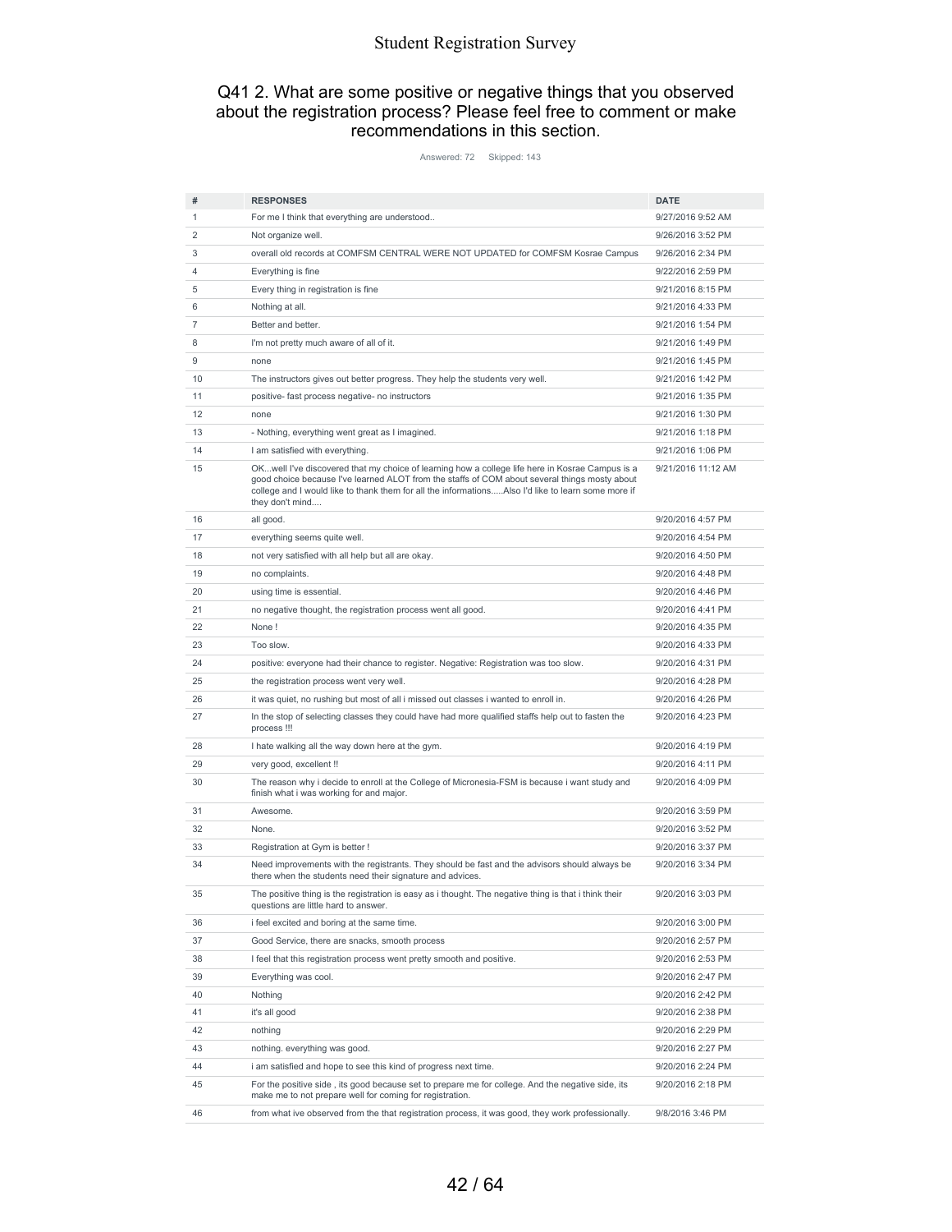# Student Registration Survey

## Q41 2. What are some positive or negative things that you observed about the registration process? Please feel free to comment or make recommendations in this section.

Answered: 72 Skipped: 143

| # | RESPONSES | DATE |
|---|---|---|
| 1 | For me I think that everything are understood.. | 9/27/2016 9:52 AM |
| 2 | Not organize well. | 9/26/2016 3:52 PM |
| 3 | overall old records at COMFSM CENTRAL WERE NOT UPDATED for COMFSM Kosrae Campus | 9/26/2016 2:34 PM |
| 4 | Everything is fine | 9/22/2016 2:59 PM |
| 5 | Every thing in registration is fine | 9/21/2016 8:15 PM |
| 6 | Nothing at all. | 9/21/2016 4:33 PM |
| 7 | Better and better. | 9/21/2016 1:54 PM |
| 8 | I'm not pretty much aware of all of it. | 9/21/2016 1:49 PM |
| 9 | none | 9/21/2016 1:45 PM |
| 10 | The instructors gives out better progress. They help the students very well. | 9/21/2016 1:42 PM |
| 11 | positive- fast process negative- no instructors | 9/21/2016 1:35 PM |
| 12 | none | 9/21/2016 1:30 PM |
| 13 | - Nothing, everything went great as I imagined. | 9/21/2016 1:18 PM |
| 14 | I am satisfied with everything. | 9/21/2016 1:06 PM |
| 15 | OK...well I've discovered that my choice of learning how a college life here in Kosrae Campus is a good choice because I've learned ALOT from the staffs of COM about several things mosty about college and I would like to thank them for all the informations.....Also I'd like to learn some more if they don't mind.... | 9/21/2016 11:12 AM |
| 16 | all good. | 9/20/2016 4:57 PM |
| 17 | everything seems quite well. | 9/20/2016 4:54 PM |
| 18 | not very satisfied with all help but all are okay. | 9/20/2016 4:50 PM |
| 19 | no complaints. | 9/20/2016 4:48 PM |
| 20 | using time is essential. | 9/20/2016 4:46 PM |
| 21 | no negative thought, the registration process went all good. | 9/20/2016 4:41 PM |
| 22 | None ! | 9/20/2016 4:35 PM |
| 23 | Too slow. | 9/20/2016 4:33 PM |
| 24 | positive: everyone had their chance to register. Negative: Registration was too slow. | 9/20/2016 4:31 PM |
| 25 | the registration process went very well. | 9/20/2016 4:28 PM |
| 26 | it was quiet, no rushing but most of all i missed out classes i wanted to enroll in. | 9/20/2016 4:26 PM |
| 27 | In the stop of selecting classes they could have had more qualified staffs help out to fasten the process !!! | 9/20/2016 4:23 PM |
| 28 | I hate walking all the way down here at the gym. | 9/20/2016 4:19 PM |
| 29 | very good, excellent !! | 9/20/2016 4:11 PM |
| 30 | The reason why i decide to enroll at the College of Micronesia-FSM is because i want study and finish what i was working for and major. | 9/20/2016 4:09 PM |
| 31 | Awesome. | 9/20/2016 3:59 PM |
| 32 | None. | 9/20/2016 3:52 PM |
| 33 | Registration at Gym is better ! | 9/20/2016 3:37 PM |
| 34 | Need improvements with the registrants. They should be fast and the advisors should always be there when the students need their signature and advices. | 9/20/2016 3:34 PM |
| 35 | The positive thing is the registration is easy as i thought. The negative thing is that i think their questions are little hard to answer. | 9/20/2016 3:03 PM |
| 36 | i feel excited and boring at the same time. | 9/20/2016 3:00 PM |
| 37 | Good Service, there are snacks, smooth process | 9/20/2016 2:57 PM |
| 38 | I feel that this registration process went pretty smooth and positive. | 9/20/2016 2:53 PM |
| 39 | Everything was cool. | 9/20/2016 2:47 PM |
| 40 | Nothing | 9/20/2016 2:42 PM |
| 41 | it's all good | 9/20/2016 2:38 PM |
| 42 | nothing | 9/20/2016 2:29 PM |
| 43 | nothing. everything was good. | 9/20/2016 2:27 PM |
| 44 | i am satisfied and hope to see this kind of progress next time. | 9/20/2016 2:24 PM |
| 45 | For the positive side , its good because set to prepare me for college. And the negative side, its make me to not prepare well for coming for registration. | 9/20/2016 2:18 PM |
| 46 | from what ive observed from the that registration process, it was good, they work professionally. | 9/8/2016 3:46 PM |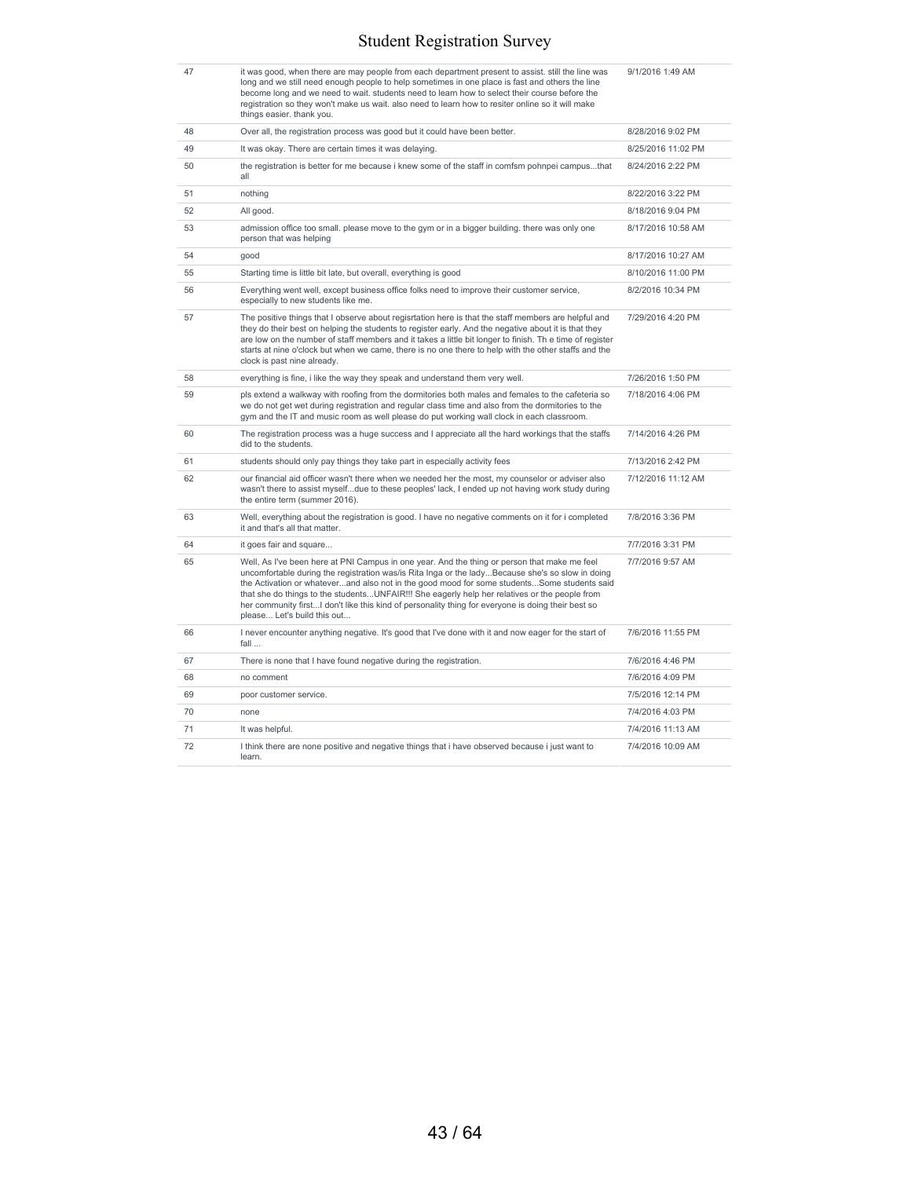| | | |
|---|---|---|
| 47 | it was good, when there are may people from each department present to assist. still the line was long and we still need enough people to help sometimes in one place is fast and others the line become long and we need to wait. students need to learn how to select their course before the registration so they won't make us wait. also need to learn how to resiter online so it will make things easier. thank you. | 9/1/2016 1:49 AM |
| 48 | Over all, the registration process was good but it could have been better. | 8/28/2016 9:02 PM |
| 49 | It was okay. There are certain times it was delaying. | 8/25/2016 11:02 PM |
| 50 | the registration is better for me because i knew some of the staff in comfsm pohnpei campus...that all | 8/24/2016 2:22 PM |
| 51 | nothing | 8/22/2016 3:22 PM |
| 52 | All good. | 8/18/2016 9:04 PM |
| 53 | admission office too small. please move to the gym or in a bigger building. there was only one person that was helping | 8/17/2016 10:58 AM |
| 54 | good | 8/17/2016 10:27 AM |
| 55 | Starting time is little bit late, but overall, everything is good | 8/10/2016 11:00 PM |
| 56 | Everything went well, except business office folks need to improve their customer service, especially to new students like me. | 8/2/2016 10:34 PM |
| 57 | The positive things that I observe about regisrtation here is that the staff members are helpful and they do their best on helping the students to register early. And the negative about it is that they are low on the number of staff members and it takes a little bit longer to finish. Th e time of register starts at nine o'clock but when we came, there is no one there to help with the other staffs and the clock is past nine already. | 7/29/2016 4:20 PM |
| 58 | everything is fine, i like the way they speak and understand them very well. | 7/26/2016 1:50 PM |
| 59 | pls extend a walkway with roofing from the dormitories both males and females to the cafeteria so we do not get wet during registration and regular class time and also from the dormitories to the gym and the IT and music room as well please do put working wall clock in each classroom. | 7/18/2016 4:06 PM |
| 60 | The registration process was a huge success and I appreciate all the hard workings that the staffs did to the students. | 7/14/2016 4:26 PM |
| 61 | students should only pay things they take part in especially activity fees | 7/13/2016 2:42 PM |
| 62 | our financial aid officer wasn't there when we needed her the most, my counselor or adviser also wasn't there to assist myself...due to these peoples' lack, I ended up not having work study during the entire term (summer 2016). | 7/12/2016 11:12 AM |
| 63 | Well, everything about the registration is good. I have no negative comments on it for i completed it and that's all that matter. | 7/8/2016 3:36 PM |
| 64 | it goes fair and square... | 7/7/2016 3:31 PM |
| 65 | Well, As I've been here at PNI Campus in one year. And the thing or person that make me feel uncomfortable during the registration was/is Rita Inga or the lady...Because she's so slow in doing the Activation or whatever...and also not in the good mood for some students...Some students said that she do things to the students...UNFAIR!!! She eagerly help her relatives or the people from her community first...I don't like this kind of personality thing for everyone is doing their best so please... Let's build this out... | 7/7/2016 9:57 AM |
| 66 | I never encounter anything negative. It's good that I've done with it and now eager for the start of fall ... | 7/6/2016 11:55 PM |
| 67 | There is none that I have found negative during the registration. | 7/6/2016 4:46 PM |
| 68 | no comment | 7/6/2016 4:09 PM |
| 69 | poor customer service. | 7/5/2016 12:14 PM |
| 70 | none | 7/4/2016 4:03 PM |
| 71 | It was helpful. | 7/4/2016 11:13 AM |
| 72 | I think there are none positive and negative things that i have observed because i just want to learn. | 7/4/2016 10:09 AM |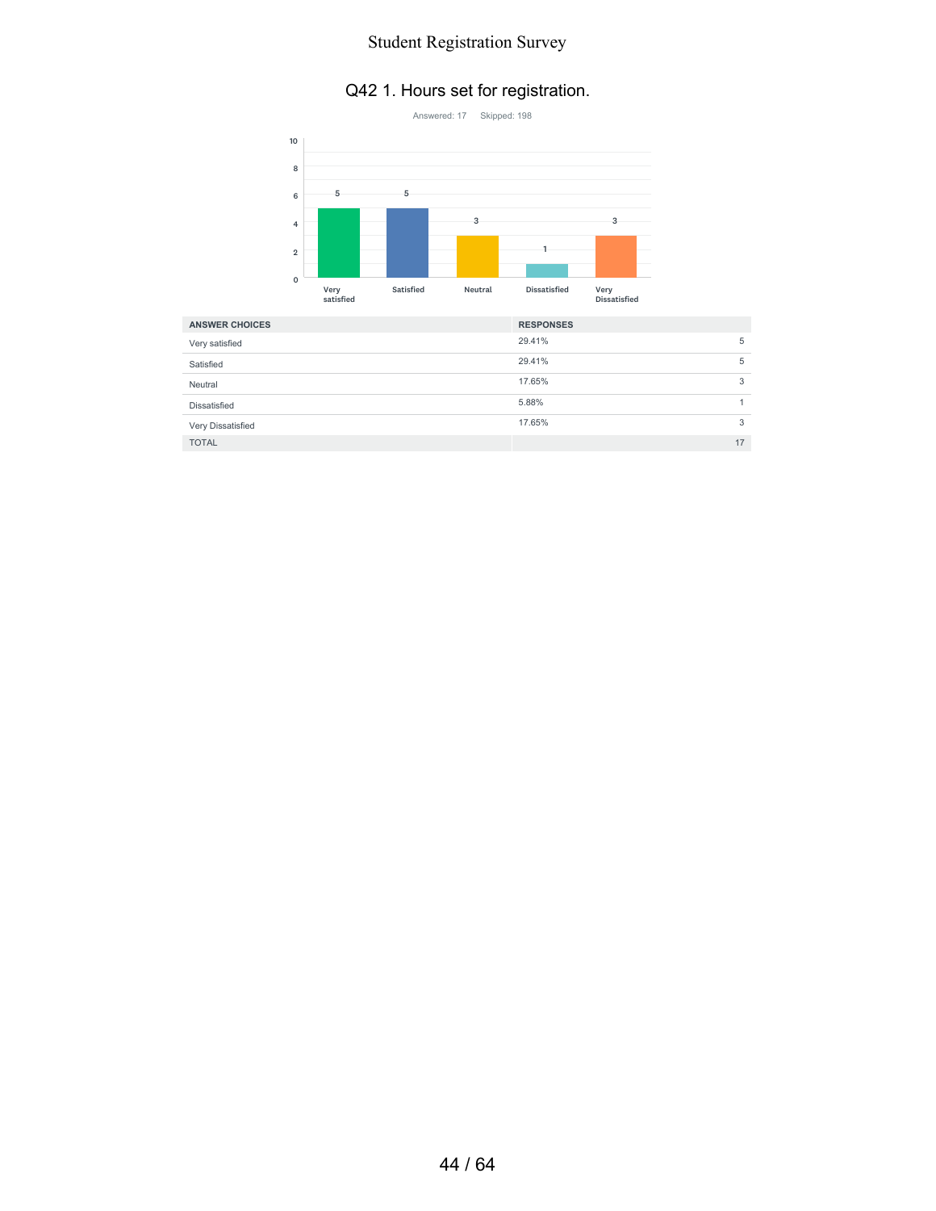## Q42 1. Hours set for registration.

Answered: 17 Skipped: 198

| ANSWER CHOICES | RESPONSES | |
|---|---|---|
| Very satisfied | 29.41% | 5 |
| Satisfied | 29.41% | 5 |
| Neutral | 17.65% | 3 |
| Dissatisfied | 5.88% | 1 |
| Very Dissatisfied | 17.65% | 3 |
| TOTAL | | 17 |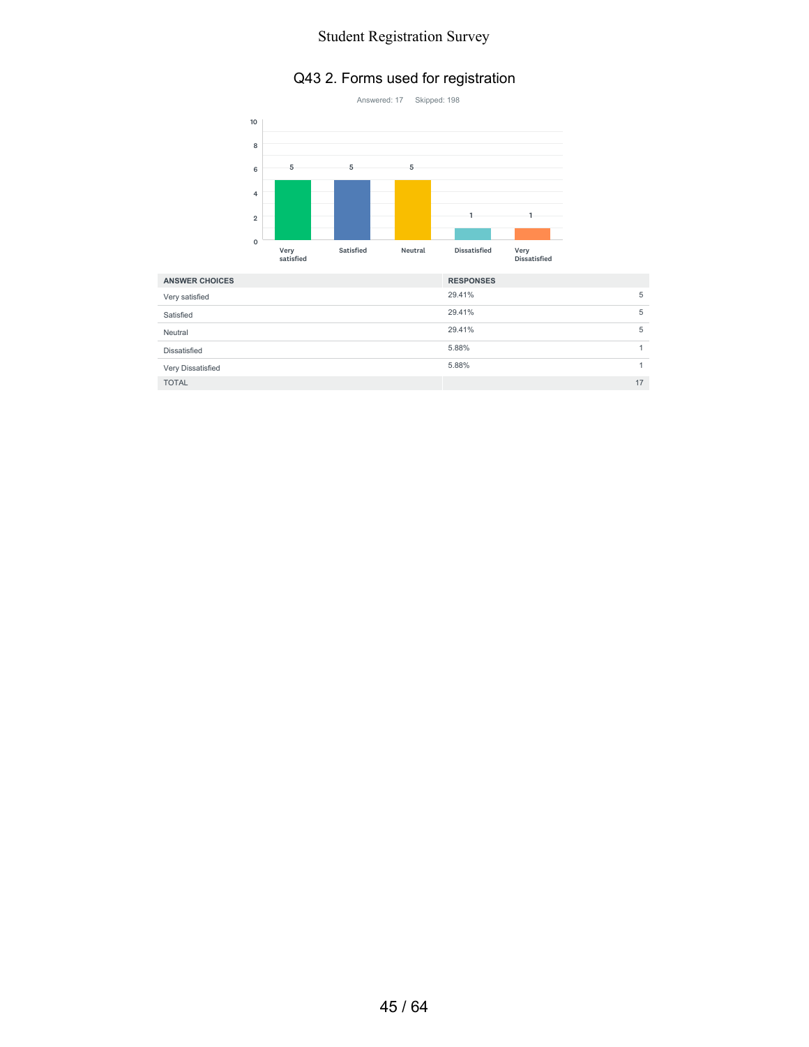# Q43 2. Forms used for registration

Answered: 17 Skipped: 198

| ANSWER CHOICES | RESPONSES | |
|---|---|---|
| Very satisfied | 29.41% | 5 |
| Satisfied | 29.41% | 5 |
| Neutral | 29.41% | 5 |
| Dissatisfied | 5.88% | 1 |
| Very Dissatisfied | 5.88% | 1 |
| TOTAL | | 17 |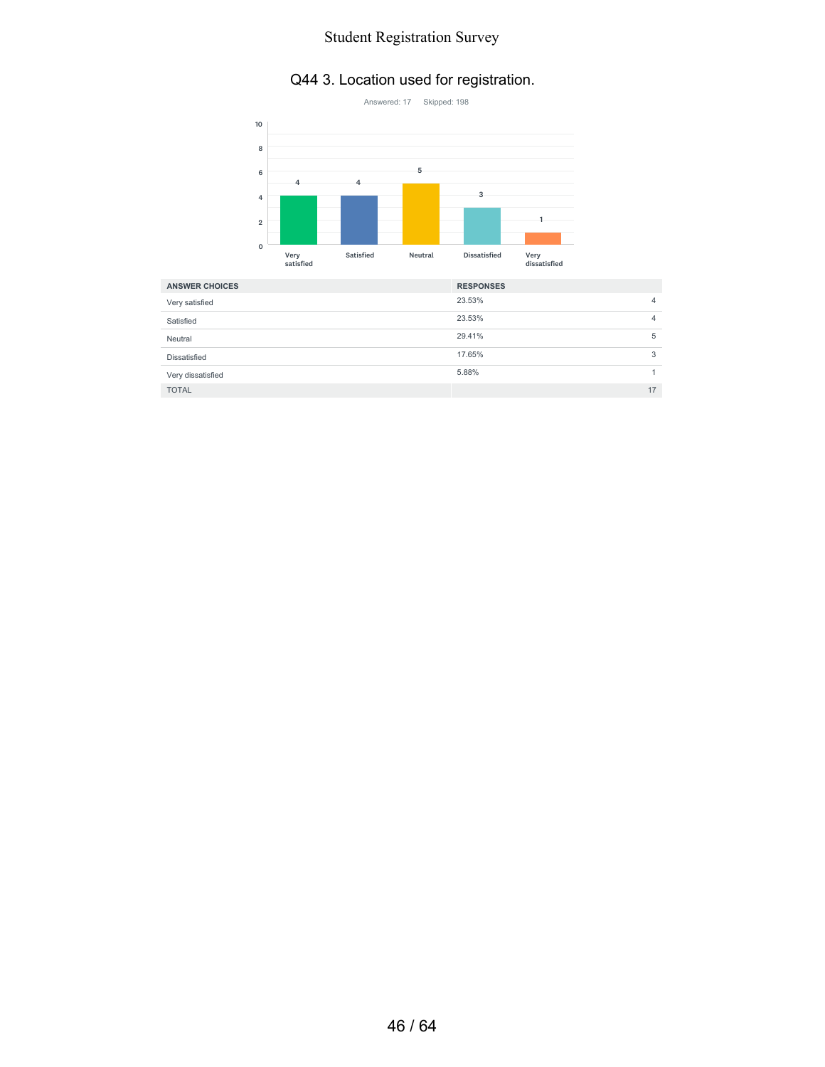## Q44 3. Location used for registration.

Answered: 17 Skipped: 198

| ANSWER CHOICES | RESPONSES | |
|---|---|---|
| Very satisfied | 23.53% | 4 |
| Satisfied | 23.53% | 4 |
| Neutral | 29.41% | 5 |
| Dissatisfied | 17.65% | 3 |
| Very dissatisfied | 5.88% | 1 |
| TOTAL | | 17 |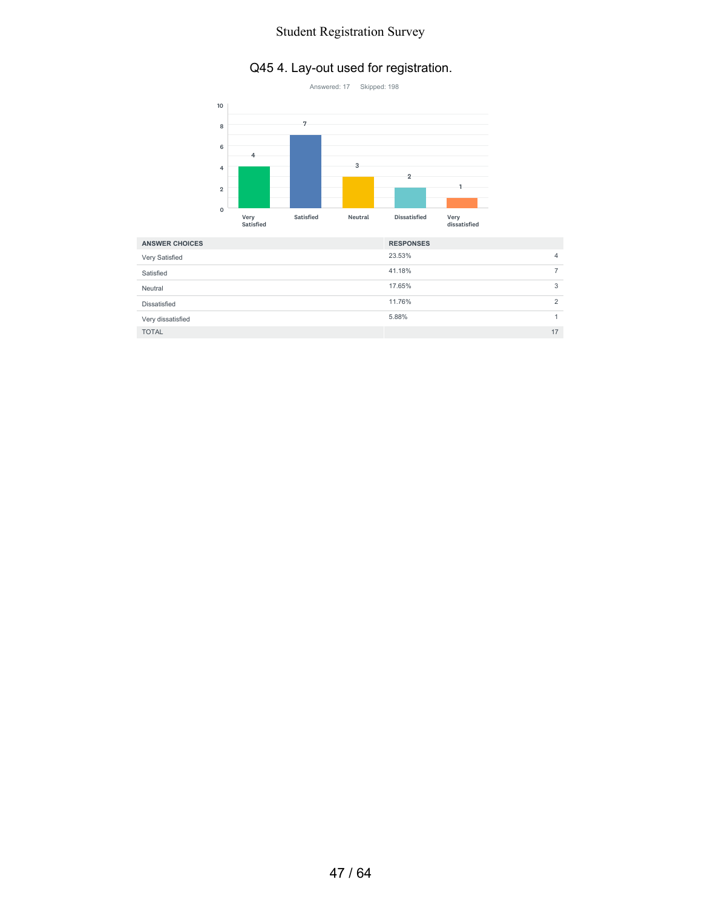## Q45 4. Lay-out used for registration.

Answered: 17    Skipped: 198

| ANSWER CHOICES | RESPONSES | |
|---|---|---|
| Very Satisfied | 23.53% | 4 |
| Satisfied | 41.18% | 7 |
| Neutral | 17.65% | 3 |
| Dissatisfied | 11.76% | 2 |
| Very dissatisfied | 5.88% | 1 |
| TOTAL | | 17 |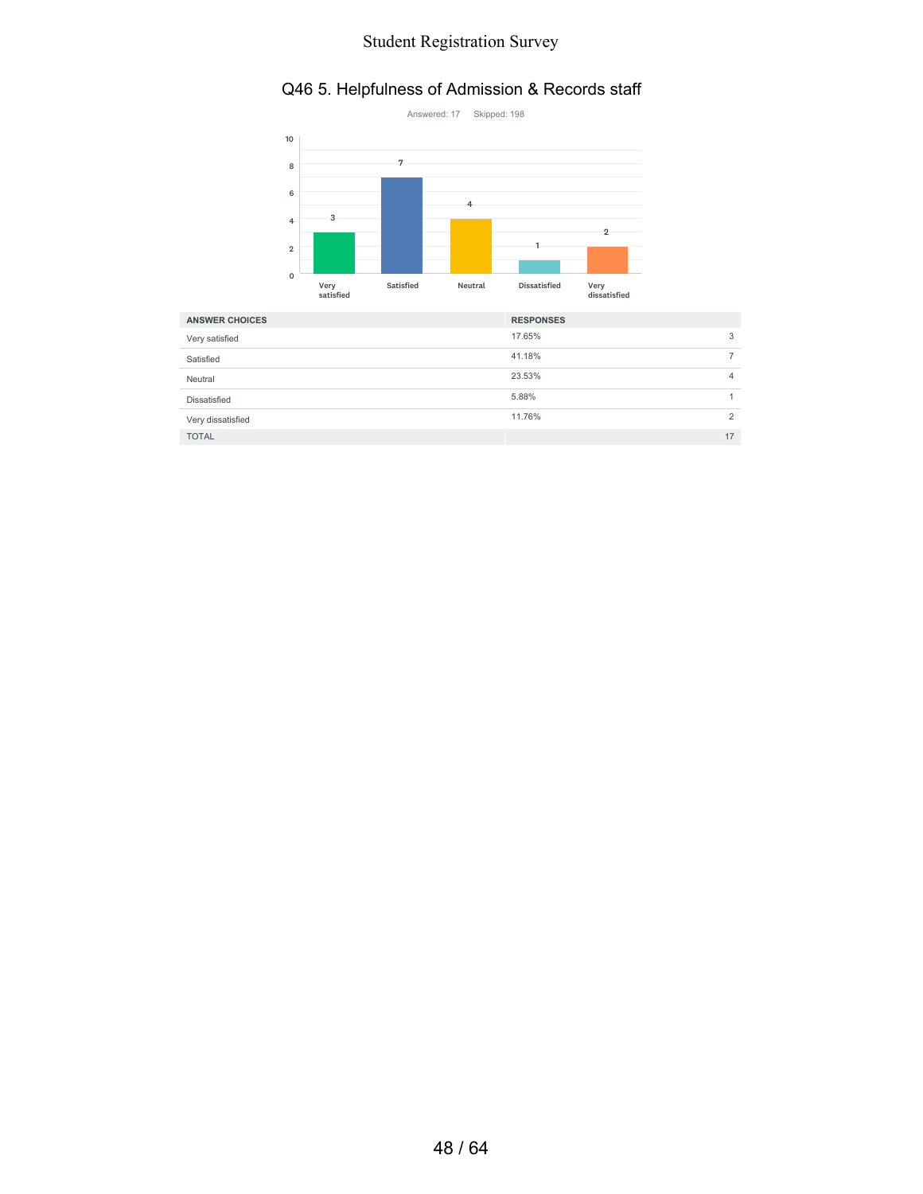## Q46 5. Helpfulness of Admission & Records staff

Answered: 17 Skipped: 198

| ANSWER CHOICES | RESPONSES | |
|---|---|---|
| Very satisfied | 17.65% | 3 |
| Satisfied | 41.18% | 7 |
| Neutral | 23.53% | 4 |
| Dissatisfied | 5.88% | 1 |
| Very dissatisfied | 11.76% | 2 |
| TOTAL | | 17 |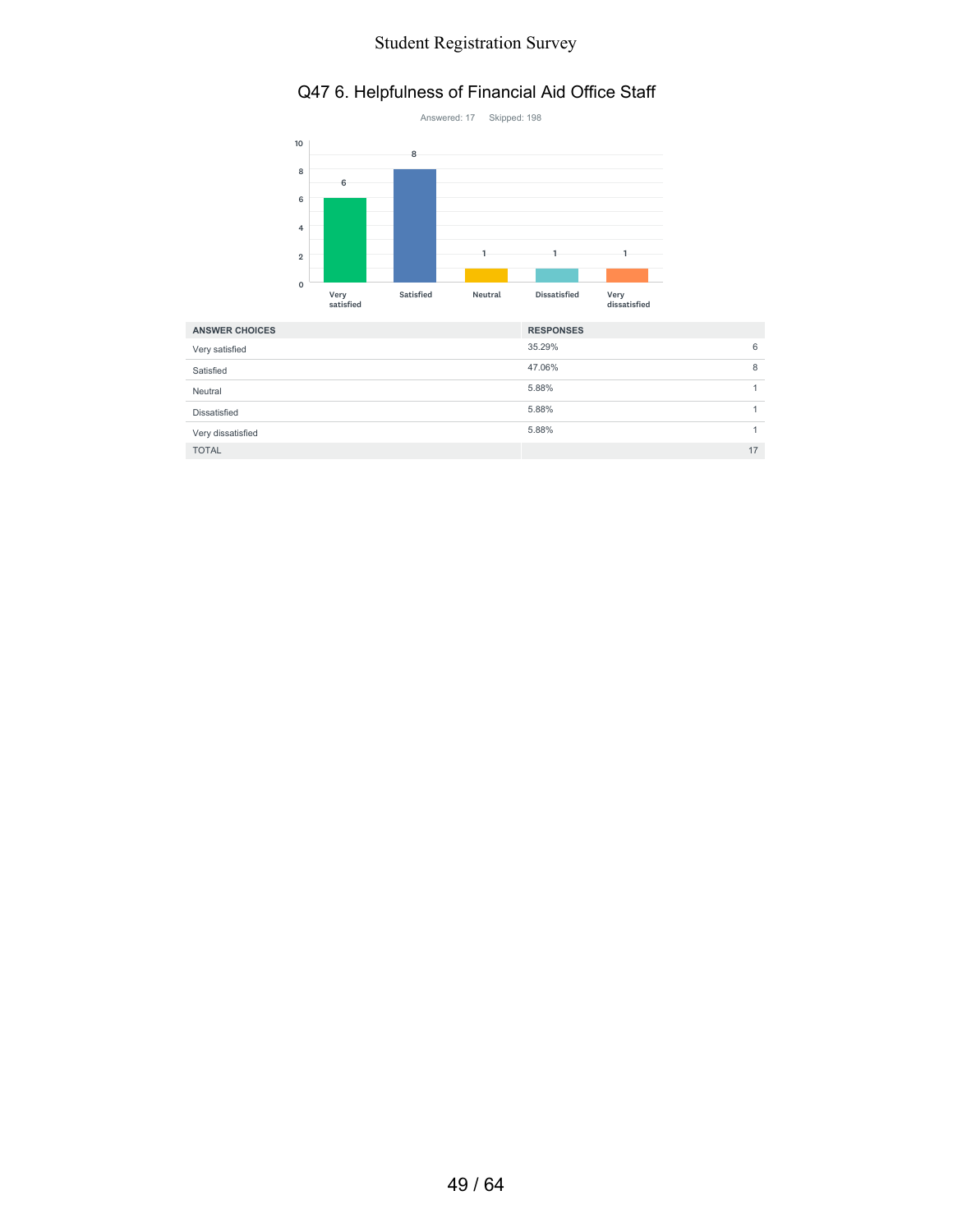## Q47 6. Helpfulness of Financial Aid Office Staff

Answered: 17 Skipped: 198

| ANSWER CHOICES | RESPONSES | |
|---|---|---|
| Very satisfied | 35.29% | 6 |
| Satisfied | 47.06% | 8 |
| Neutral | 5.88% | 1 |
| Dissatisfied | 5.88% | 1 |
| Very dissatisfied | 5.88% | 1 |
| TOTAL | | 17 |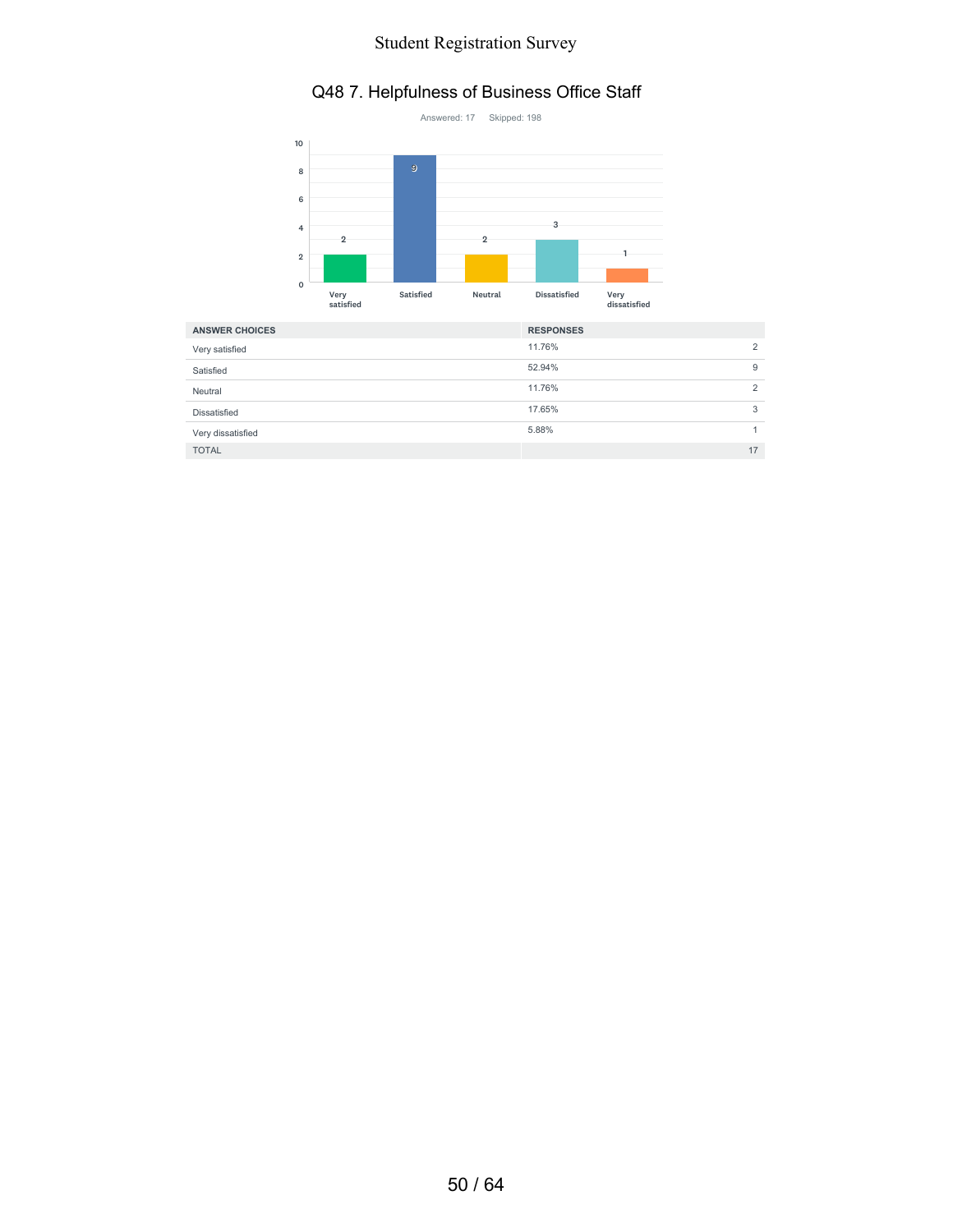## Q48 7. Helpfulness of Business Office Staff

Answered: 17 Skipped: 198

| ANSWER CHOICES | RESPONSES | |
|---|---|---|
| Very satisfied | 11.76% | 2 |
| Satisfied | 52.94% | 9 |
| Neutral | 11.76% | 2 |
| Dissatisfied | 17.65% | 3 |
| Very dissatisfied | 5.88% | 1 |
| TOTAL | | 17 |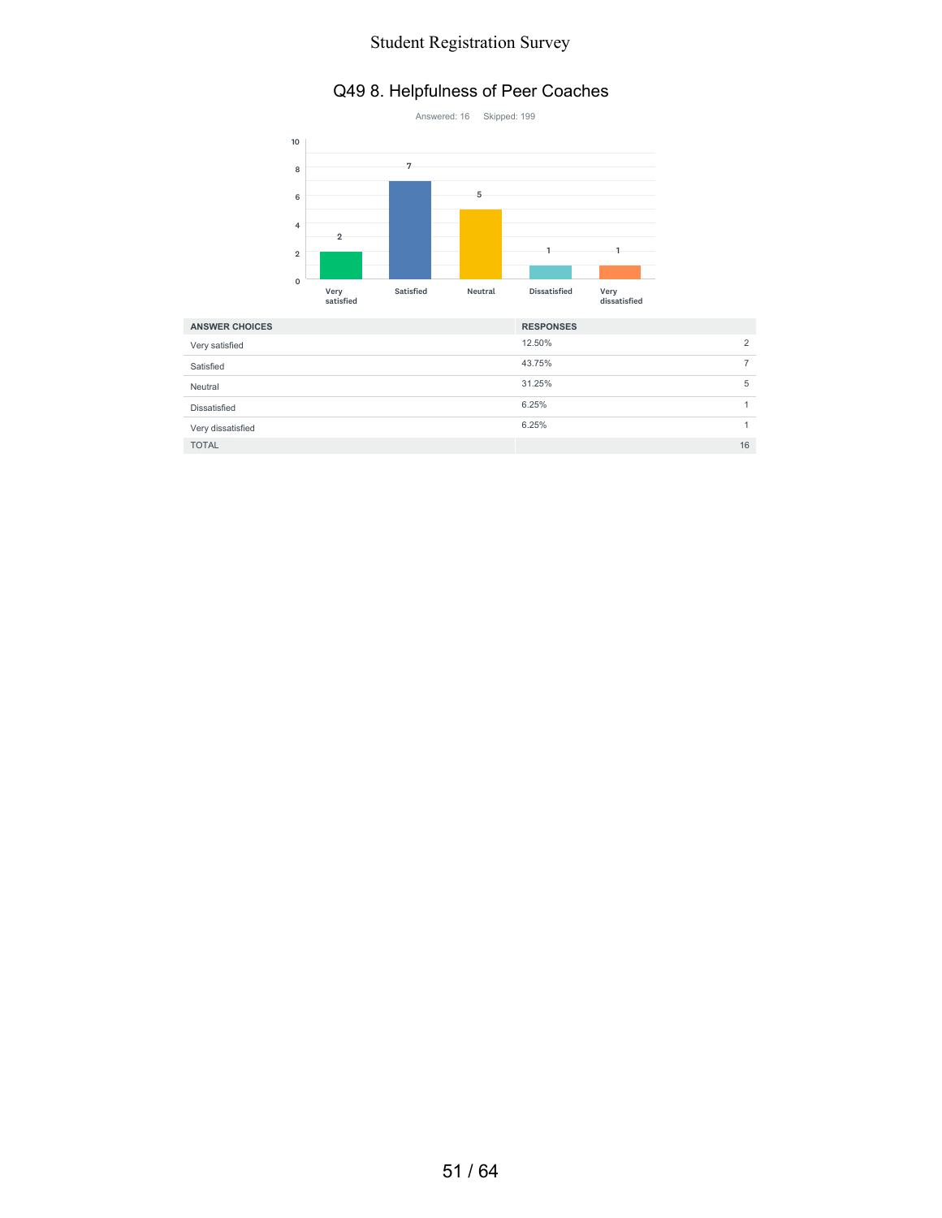## Q49 8. Helpfulness of Peer Coaches

Answered: 16 Skipped: 199

| ANSWER CHOICES | RESPONSES | |
|---|---|---|
| Very satisfied | 12.50% | 2 |
| Satisfied | 43.75% | 7 |
| Neutral | 31.25% | 5 |
| Dissatisfied | 6.25% | 1 |
| Very dissatisfied | 6.25% | 1 |
| TOTAL | | 16 |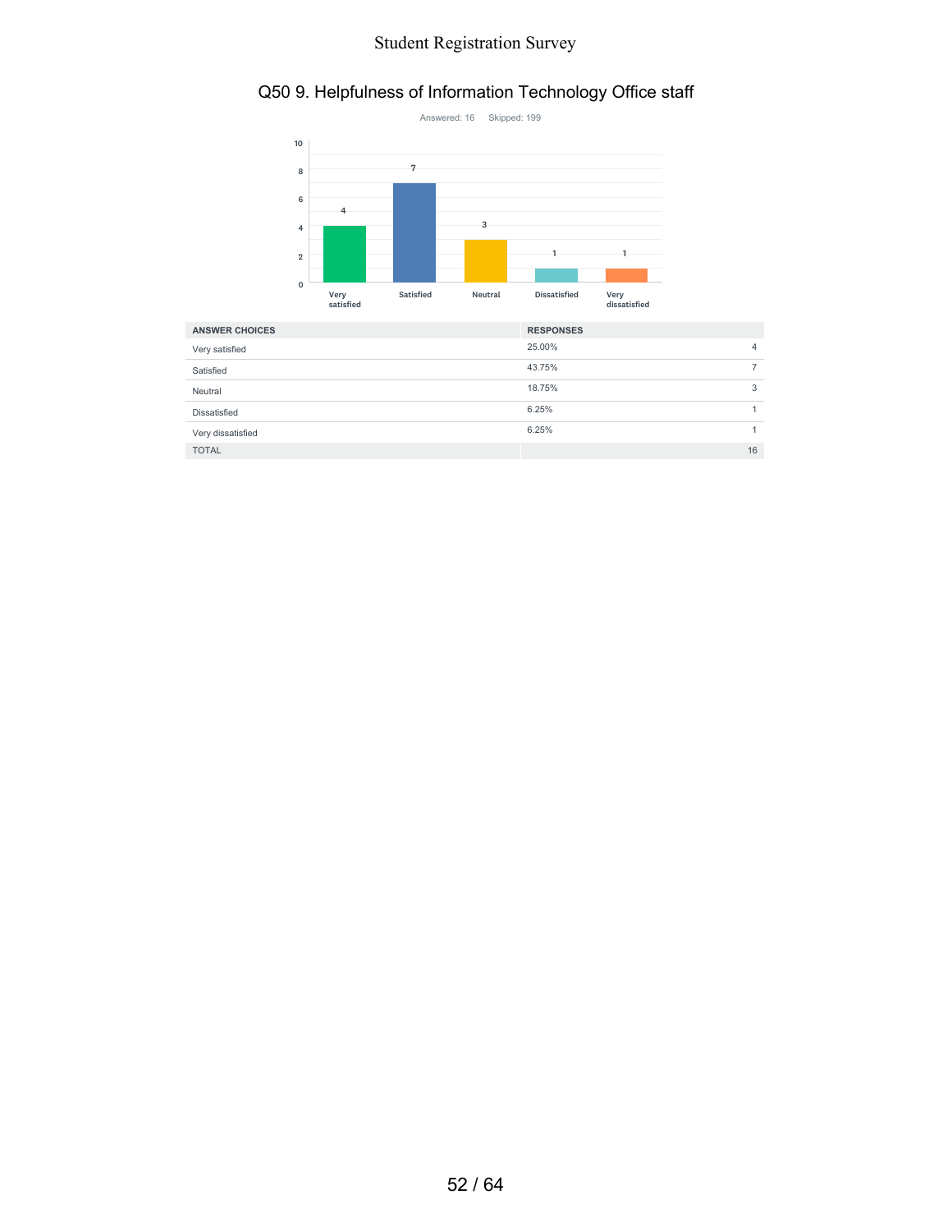# Q50 9. Helpfulness of Information Technology Office staff

Answered: 16    Skipped: 199

| ANSWER CHOICES | RESPONSES | |
|---|---|---|
| Very satisfied | 25.00% | 4 |
| Satisfied | 43.75% | 7 |
| Neutral | 18.75% | 3 |
| Dissatisfied | 6.25% | 1 |
| Very dissatisfied | 6.25% | 1 |
| TOTAL | | 16 |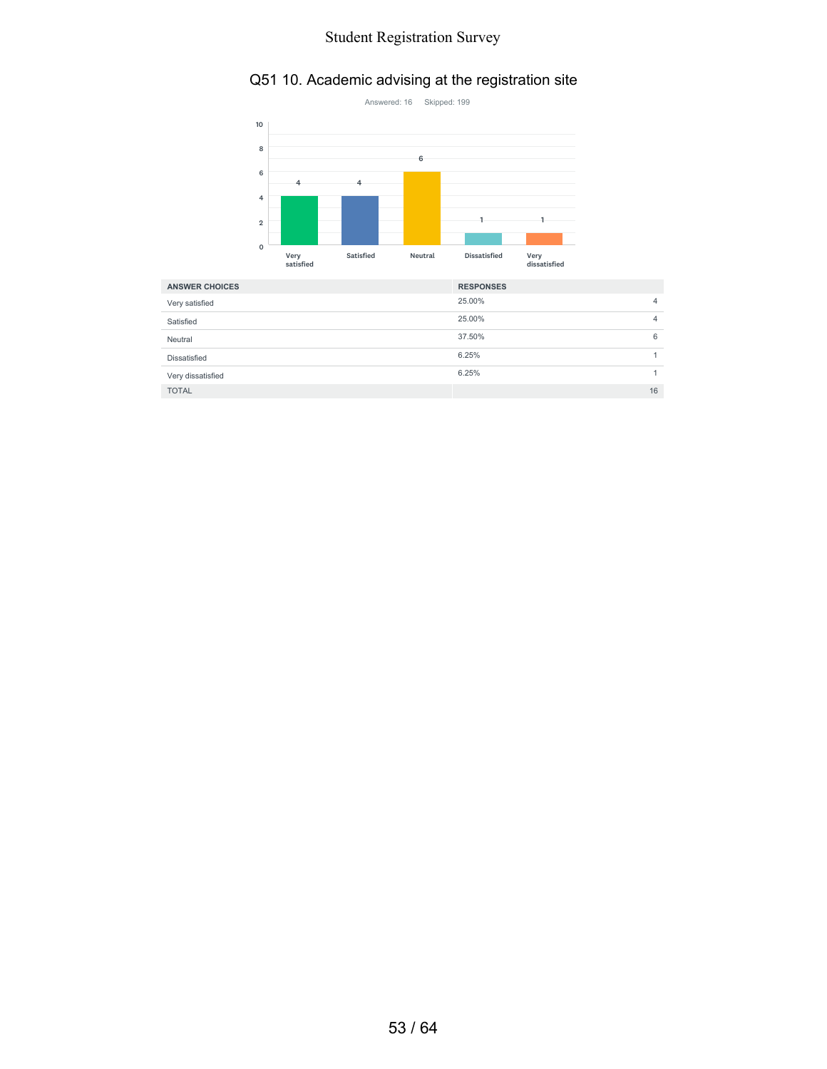## Q51 10. Academic advising at the registration site

Answered: 16    Skipped: 199

| ANSWER CHOICES | RESPONSES | |
|---|---|---|
| Very satisfied | 25.00% | 4 |
| Satisfied | 25.00% | 4 |
| Neutral | 37.50% | 6 |
| Dissatisfied | 6.25% | 1 |
| Very dissatisfied | 6.25% | 1 |
| TOTAL | | 16 |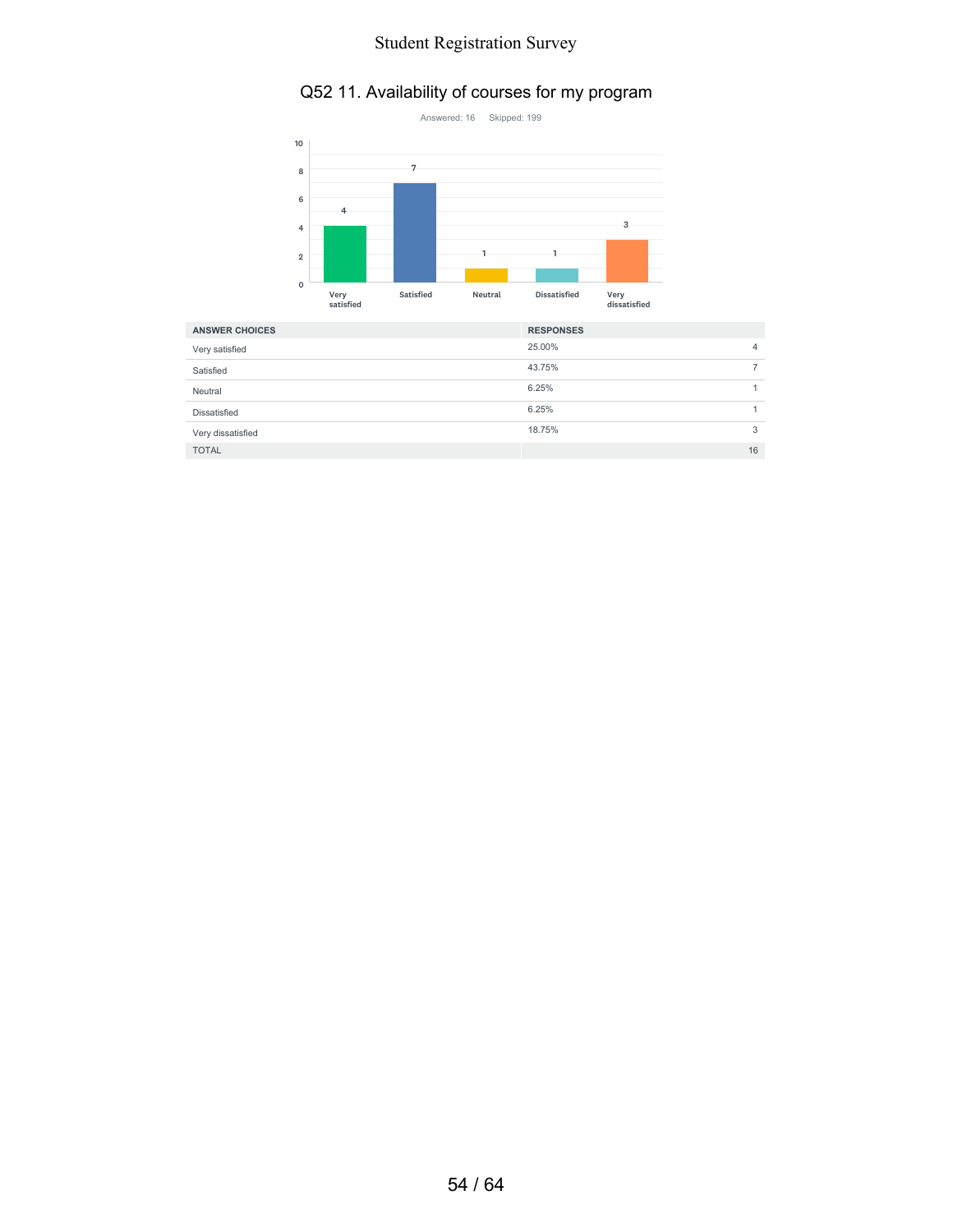## Q52 11. Availability of courses for my program

Answered: 16 Skipped: 199

| ANSWER CHOICES | RESPONSES | |
|---|---|---|
| Very satisfied | 25.00% | 4 |
| Satisfied | 43.75% | 7 |
| Neutral | 6.25% | 1 |
| Dissatisfied | 6.25% | 1 |
| Very dissatisfied | 18.75% | 3 |
| TOTAL | | 16 |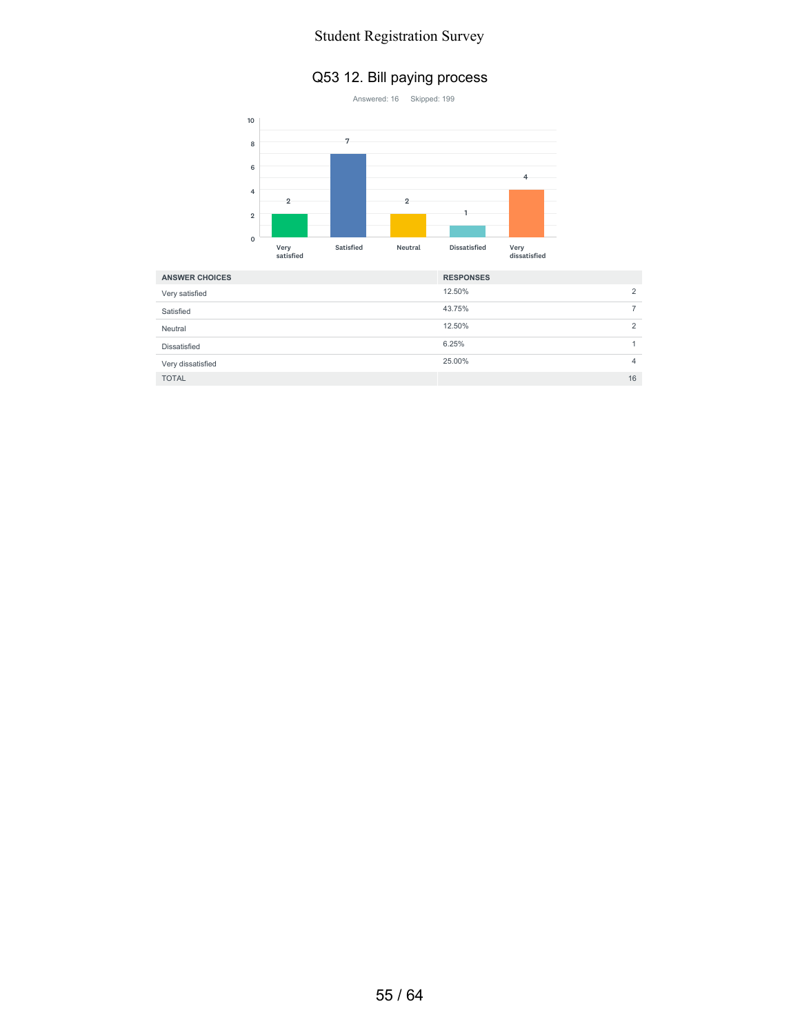## Q53 12. Bill paying process

Answered: 16    Skipped: 199

| ANSWER CHOICES | RESPONSES | |
|---|---|---|
| Very satisfied | 12.50% | 2 |
| Satisfied | 43.75% | 7 |
| Neutral | 12.50% | 2 |
| Dissatisfied | 6.25% | 1 |
| Very dissatisfied | 25.00% | 4 |
| TOTAL | | 16 |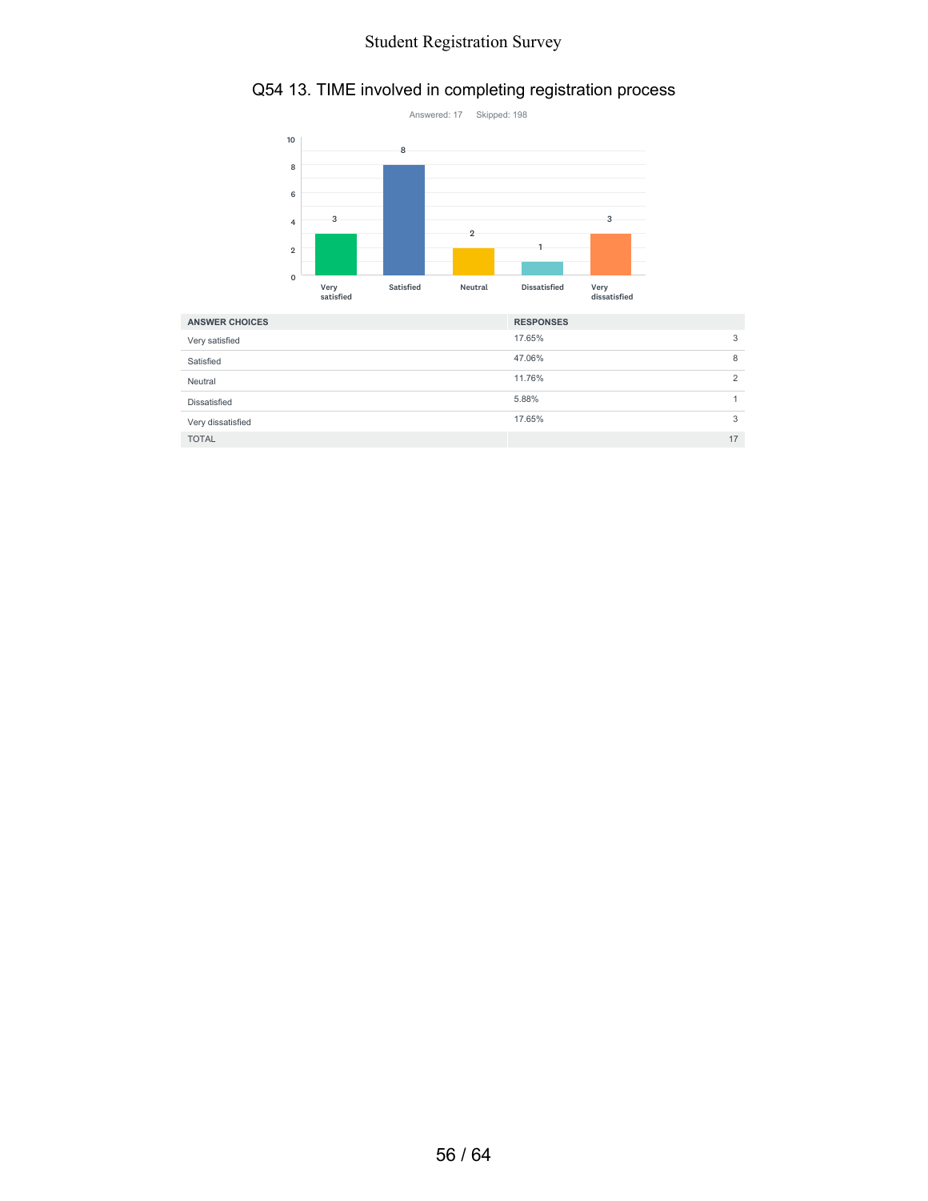## Q54 13. TIME involved in completing registration process

Answered: 17 Skipped: 198

| ANSWER CHOICES | RESPONSES | |
|---|---|---|
| Very satisfied | 17.65% | 3 |
| Satisfied | 47.06% | 8 |
| Neutral | 11.76% | 2 |
| Dissatisfied | 5.88% | 1 |
| Very dissatisfied | 17.65% | 3 |
| TOTAL | | 17 |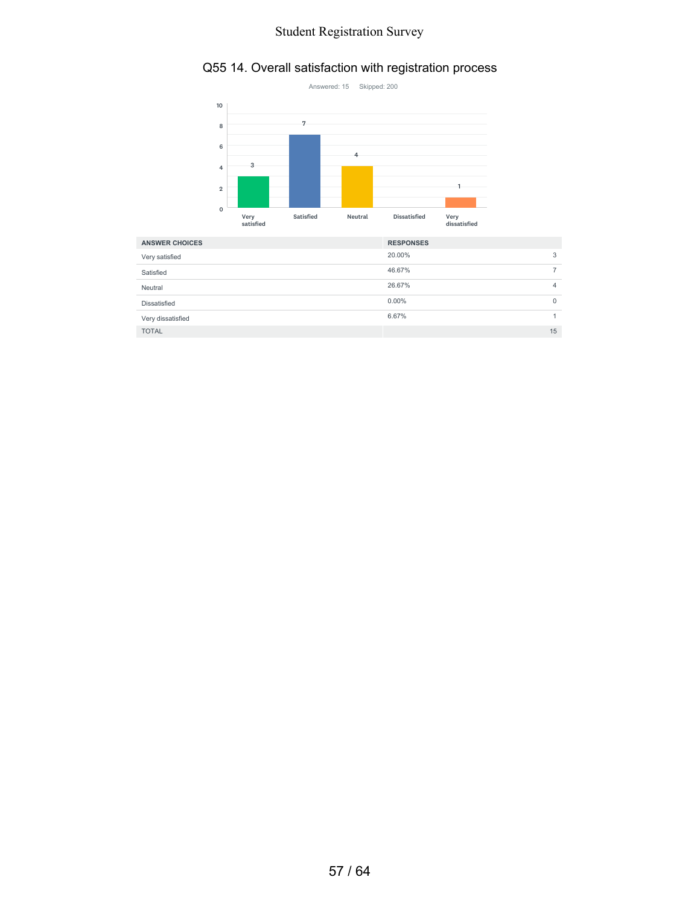## Q55 14. Overall satisfaction with registration process

Answered: 15    Skipped: 200

| ANSWER CHOICES | RESPONSES | |
|---|---|---|
| Very satisfied | 20.00% | 3 |
| Satisfied | 46.67% | 7 |
| Neutral | 26.67% | 4 |
| Dissatisfied | 0.00% | 0 |
| Very dissatisfied | 6.67% | 1 |
| TOTAL | | 15 |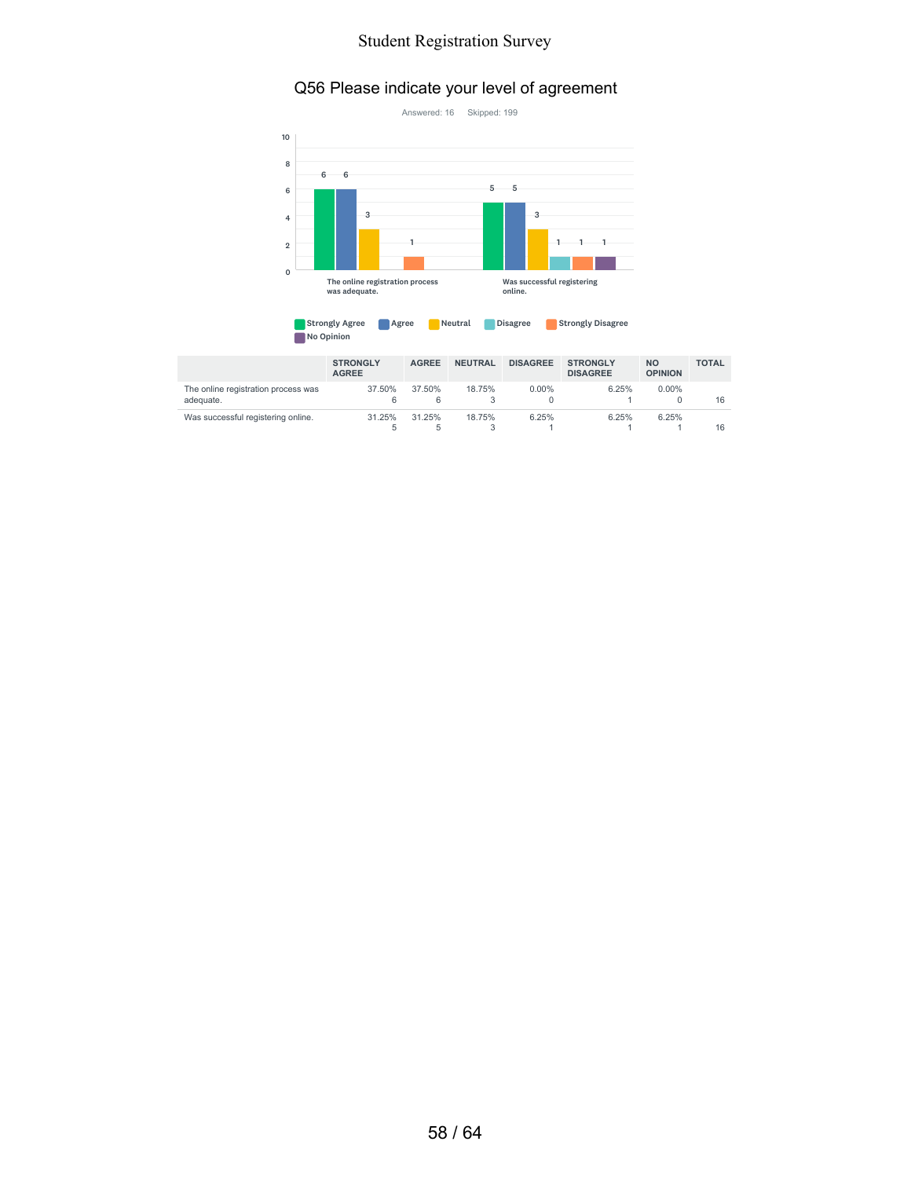# Q56 Please indicate your level of agreement

Answered: 16 Skipped: 199

| | STRONGLY AGREE | AGREE | NEUTRAL | DISAGREE | STRONGLY DISAGREE | NO OPINION | TOTAL |
|---|---|---|---|---|---|---|---|
| The online registration process was adequate. | 37.50% 6 | 37.50% 6 | 18.75% 3 | 0.00% 0 | 6.25% 1 | 0.00% 0 | 16 |
| Was successful registering online. | 31.25% 5 | 31.25% 5 | 18.75% 3 | 6.25% 1 | 6.25% 1 | 6.25% 1 | 16 |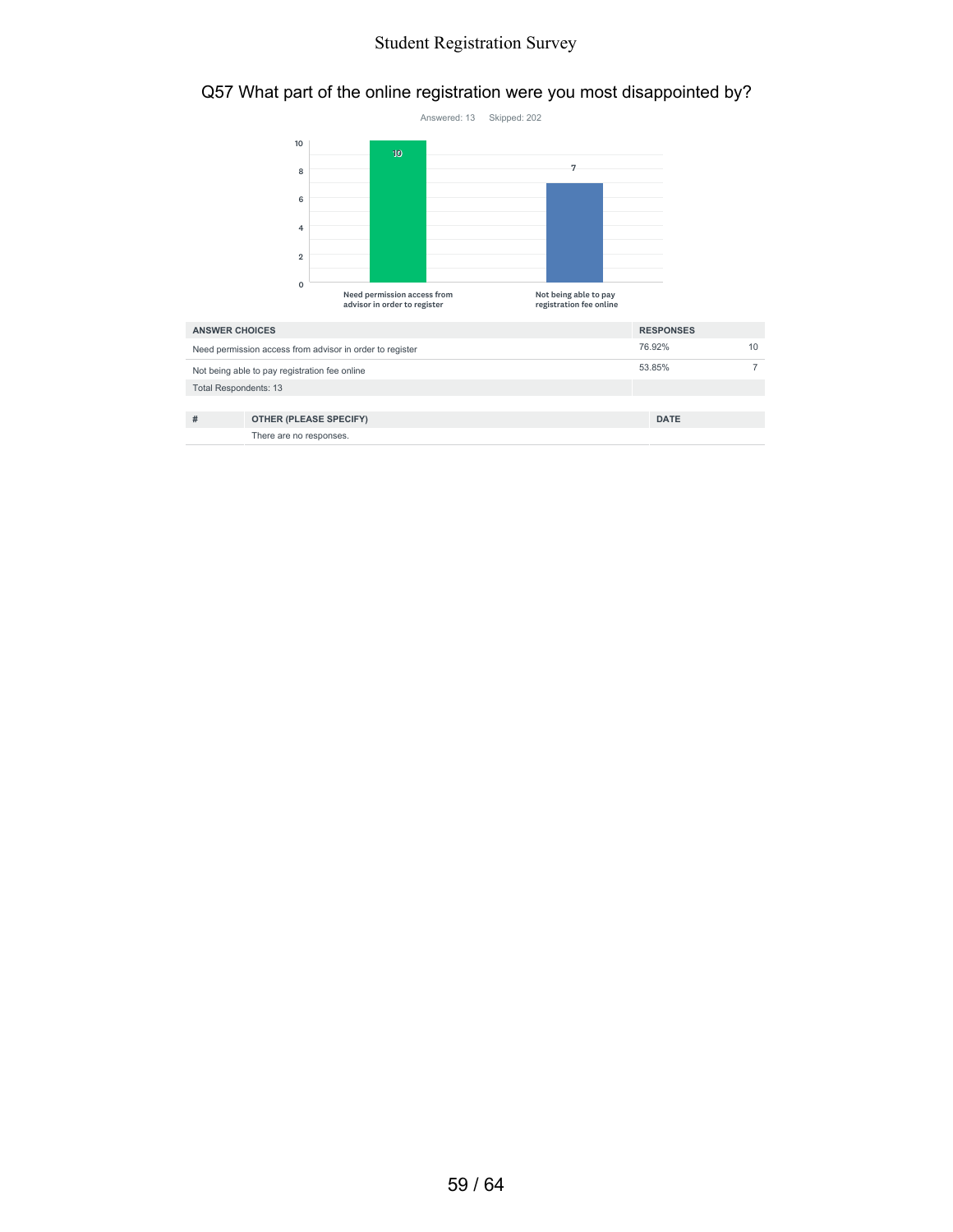## Q57 What part of the online registration were you most disappointed by?

Answered: 13 Skipped: 202

| ANSWER CHOICES | RESPONSES | |
|---|---|---|
| Need permission access from advisor in order to register | 76.92% | 10 |
| Not being able to pay registration fee online | 53.85% | 7 |
| Total Respondents: 13 | | |

| # | OTHER (PLEASE SPECIFY) | DATE |
|---|---|---|
| | There are no responses. | |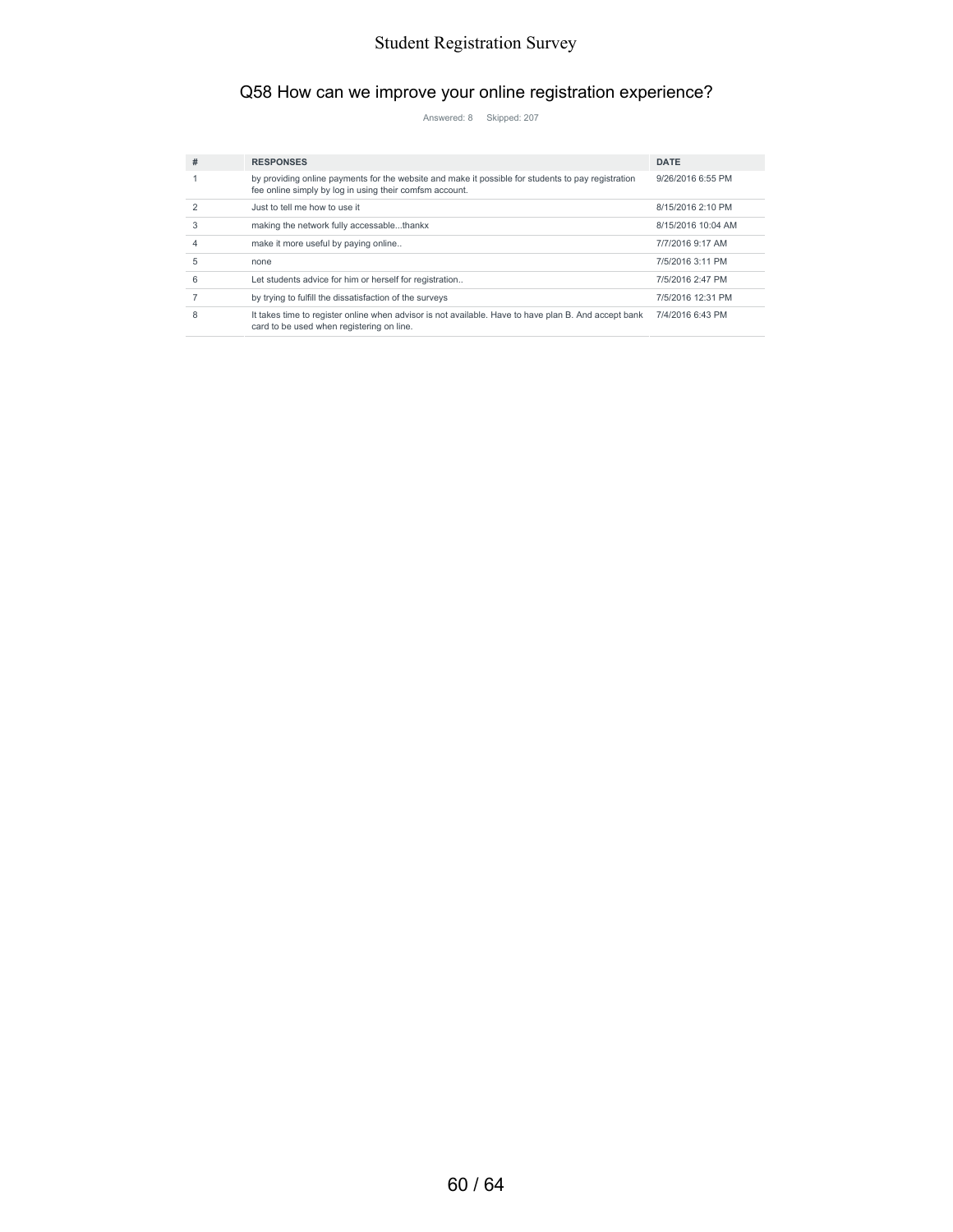## Q58 How can we improve your online registration experience?

Answered: 8 Skipped: 207

| # | RESPONSES | DATE |
|---|---|---|
| 1 | by providing online payments for the website and make it possible for students to pay registration fee online simply by log in using their comfsm account. | 9/26/2016 6:55 PM |
| 2 | Just to tell me how to use it | 8/15/2016 2:10 PM |
| 3 | making the network fully accessable...thankx | 8/15/2016 10:04 AM |
| 4 | make it more useful by paying online.. | 7/7/2016 9:17 AM |
| 5 | none | 7/5/2016 3:11 PM |
| 6 | Let students advice for him or herself for registration.. | 7/5/2016 2:47 PM |
| 7 | by trying to fulfill the dissatisfaction of the surveys | 7/5/2016 12:31 PM |
| 8 | It takes time to register online when advisor is not available. Have to have plan B. And accept bank card to be used when registering on line. | 7/4/2016 6:43 PM |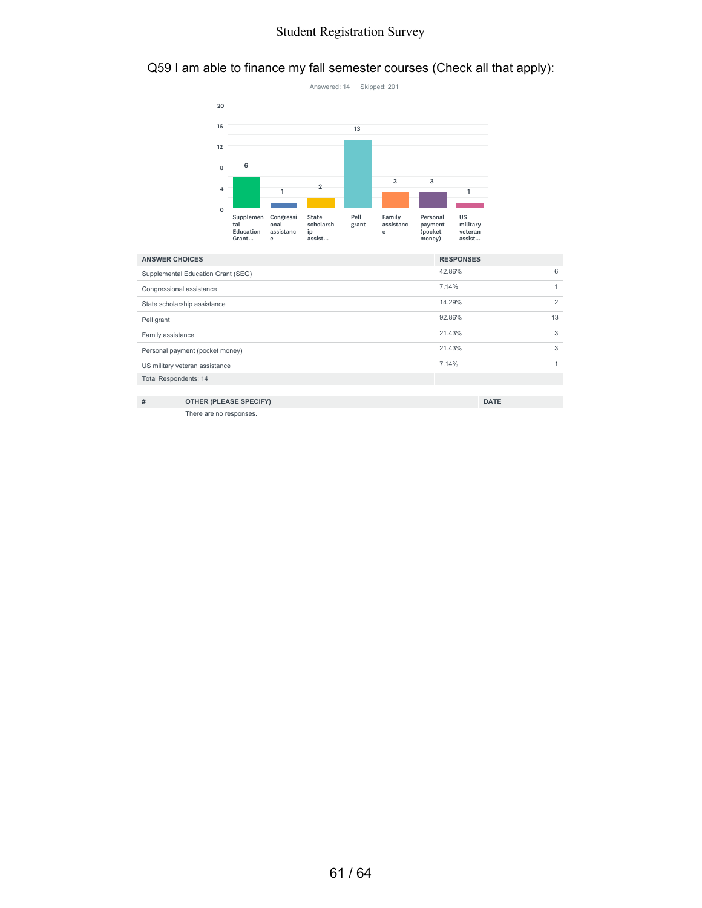## Q59 I am able to finance my fall semester courses (Check all that apply):

Answered: 14 Skipped: 201

| ANSWER CHOICES | RESPONSES | |
|---|---|---|
| Supplemental Education Grant (SEG) | 42.86% | 6 |
| Congressional assistance | 7.14% | 1 |
| State scholarship assistance | 14.29% | 2 |
| Pell grant | 92.86% | 13 |
| Family assistance | 21.43% | 3 |
| Personal payment (pocket money) | 21.43% | 3 |
| US military veteran assistance | 7.14% | 1 |
| Total Respondents: 14 | | |

| # | OTHER (PLEASE SPECIFY) | DATE |
|---|---|---|
| | There are no responses. | |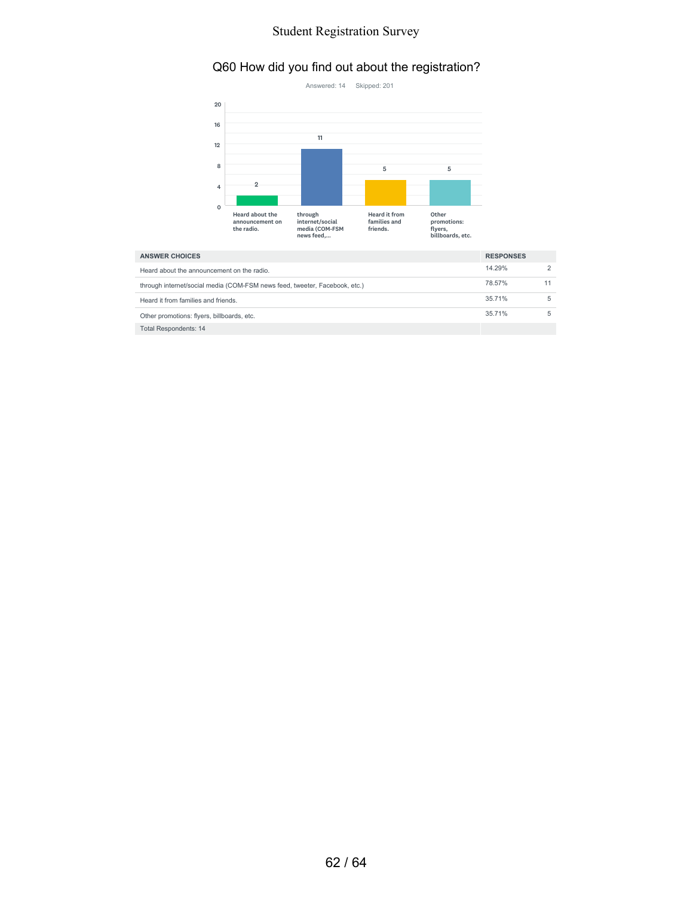## Q60 How did you find out about the registration?

Answered: 14 Skipped: 201

| ANSWER CHOICES | RESPONSES | |
|---|---|---|
| Heard about the announcement on the radio. | 14.29% | 2 |
| through internet/social media (COM-FSM news feed, tweeter, Facebook, etc.) | 78.57% | 11 |
| Heard it from families and friends. | 35.71% | 5 |
| Other promotions: flyers, billboards, etc. | 35.71% | 5 |
| Total Respondents: 14 | | |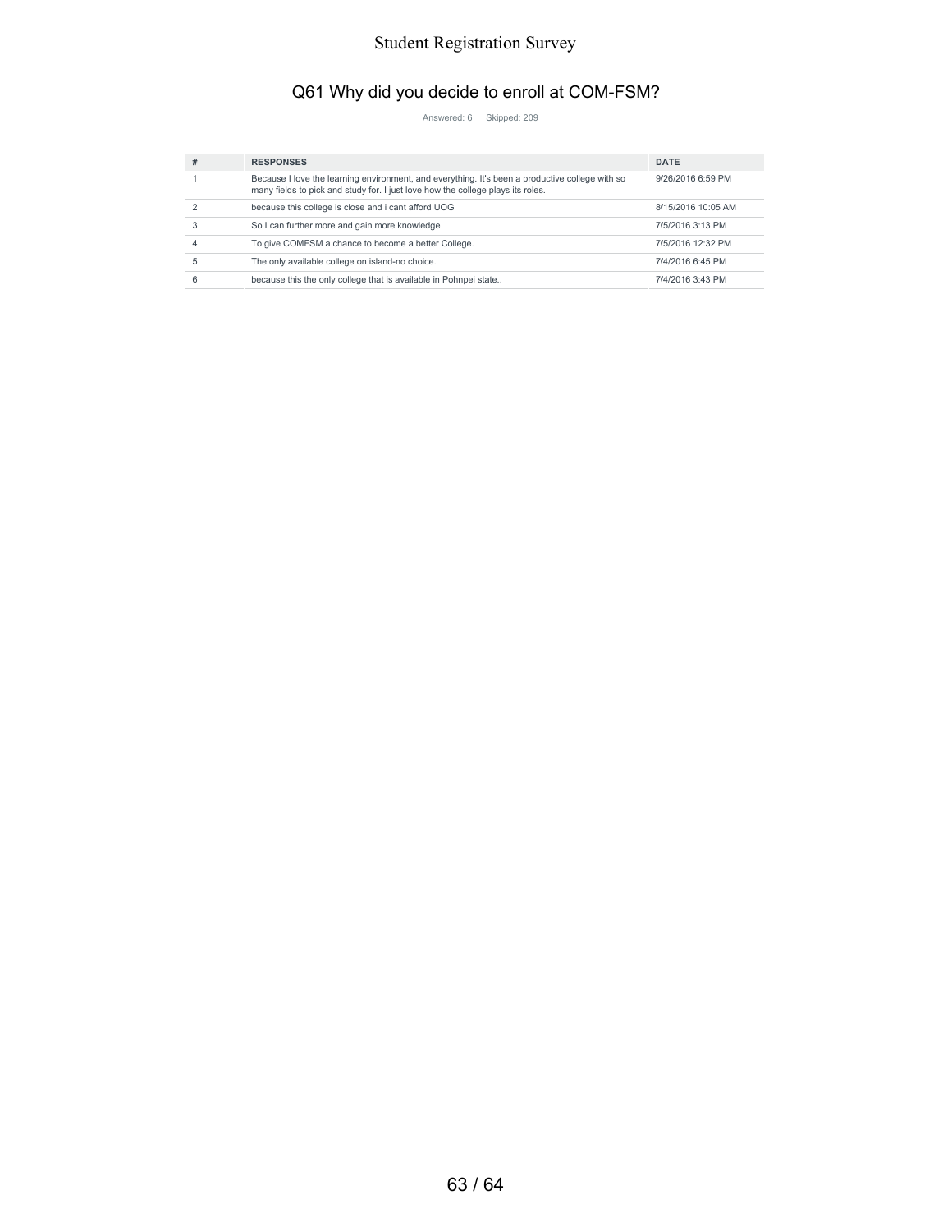## Q61 Why did you decide to enroll at COM-FSM?

Answered: 6 Skipped: 209

| # | RESPONSES | DATE |
|---|---|---|
| 1 | Because I love the learning environment, and everything. It's been a productive college with so many fields to pick and study for. I just love how the college plays its roles. | 9/26/2016 6:59 PM |
| 2 | because this college is close and i cant afford UOG | 8/15/2016 10:05 AM |
| 3 | So I can further more and gain more knowledge | 7/5/2016 3:13 PM |
| 4 | To give COMFSM a chance to become a better College. | 7/5/2016 12:32 PM |
| 5 | The only available college on island-no choice. | 7/4/2016 6:45 PM |
| 6 | because this the only college that is available in Pohnpei state.. | 7/4/2016 3:43 PM |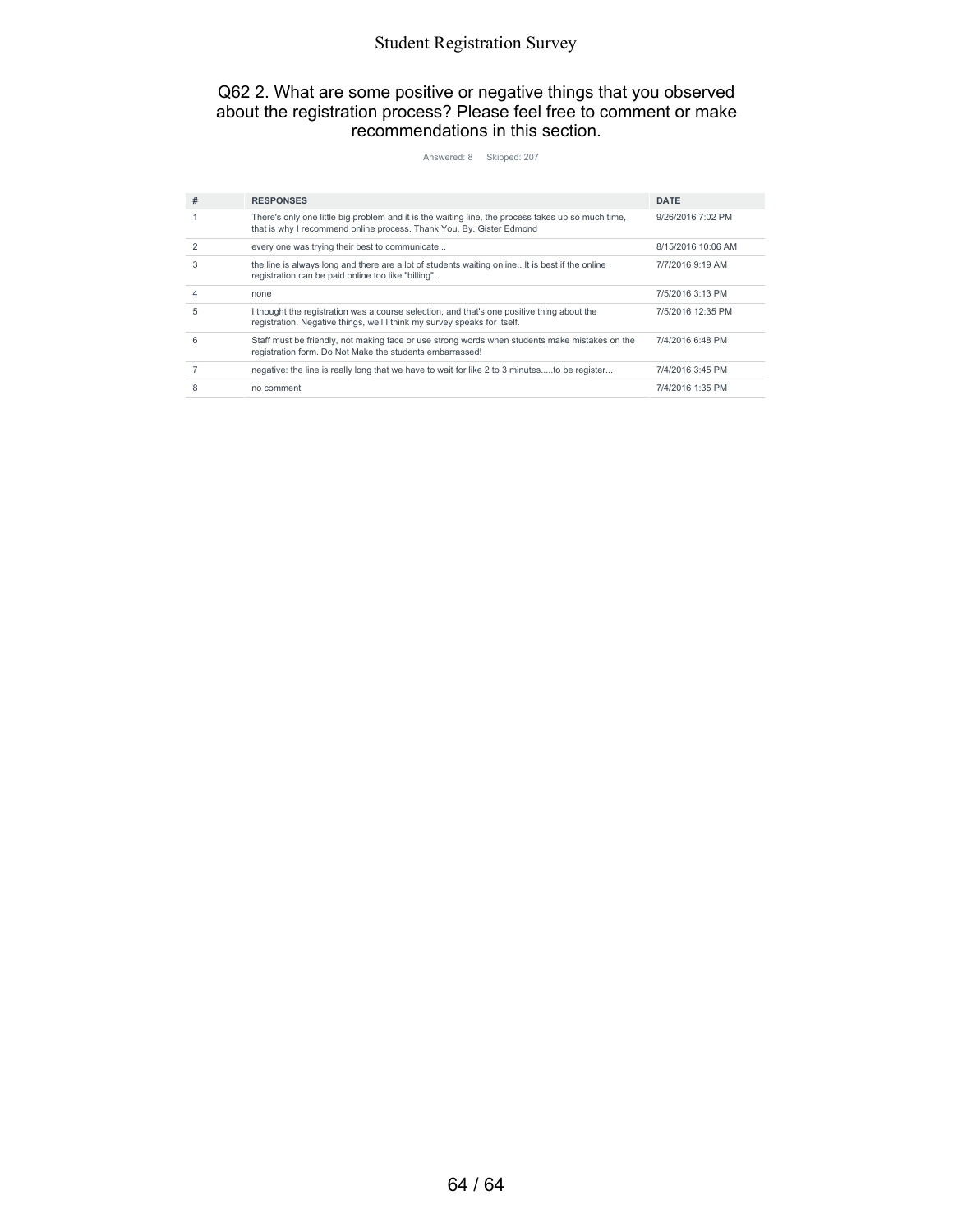## Q62 2. What are some positive or negative things that you observed about the registration process? Please feel free to comment or make recommendations in this section.

Answered: 8 Skipped: 207

| # | RESPONSES | DATE |
|---|---|---|
| 1 | There's only one little big problem and it is the waiting line, the process takes up so much time, that is why I recommend online process. Thank You. By. Gister Edmond | 9/26/2016 7:02 PM |
| 2 | every one was trying their best to communicate... | 8/15/2016 10:06 AM |
| 3 | the line is always long and there are a lot of students waiting online.. It is best if the online registration can be paid online too like "billing". | 7/7/2016 9:19 AM |
| 4 | none | 7/5/2016 3:13 PM |
| 5 | I thought the registration was a course selection, and that's one positive thing about the registration. Negative things, well I think my survey speaks for itself. | 7/5/2016 12:35 PM |
| 6 | Staff must be friendly, not making face or use strong words when students make mistakes on the registration form. Do Not Make the students embarrassed! | 7/4/2016 6:48 PM |
| 7 | negative: the line is really long that we have to wait for like 2 to 3 minutes.....to be register... | 7/4/2016 3:45 PM |
| 8 | no comment | 7/4/2016 1:35 PM |